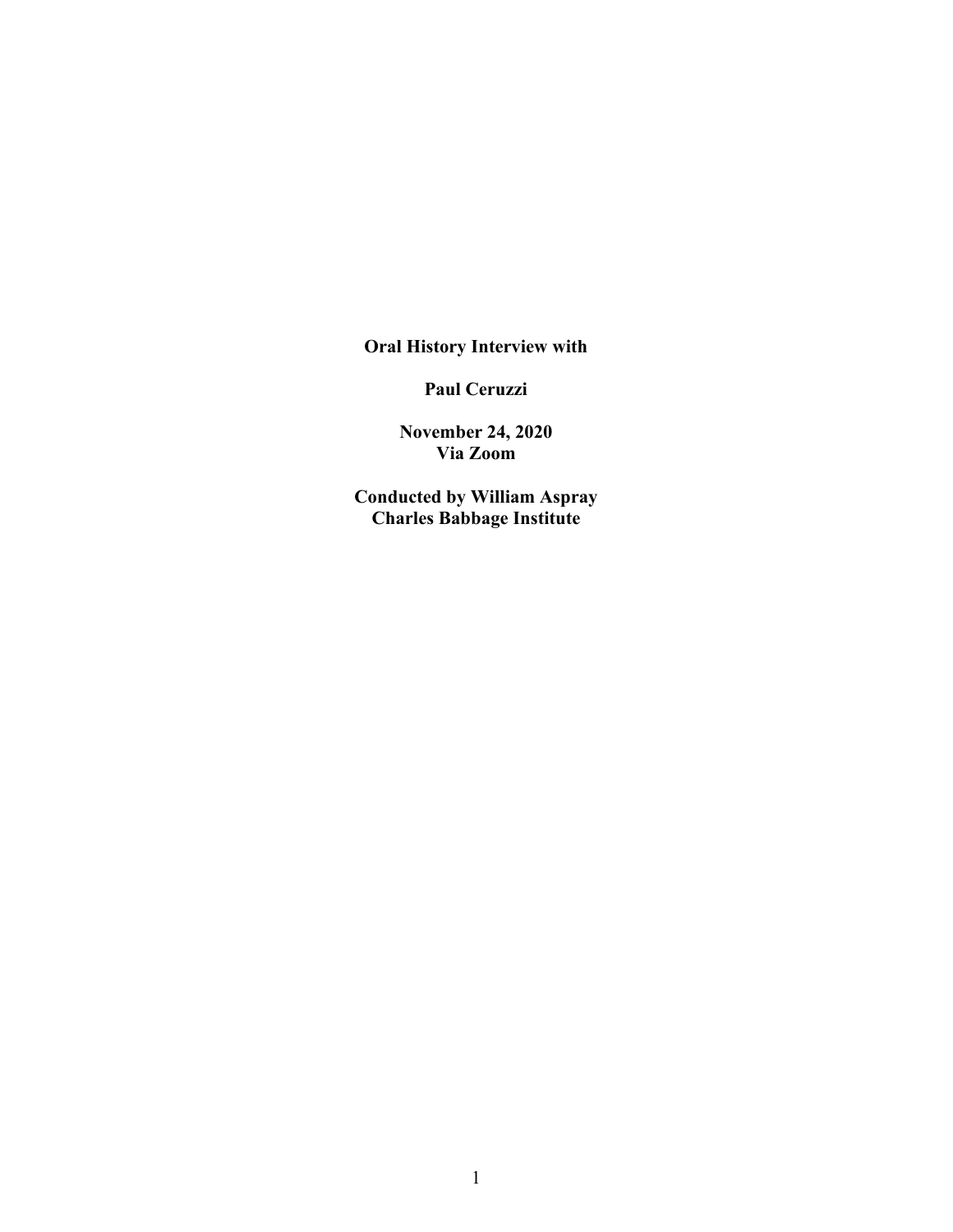**Oral History Interview with**

**Paul Ceruzzi**

**November 24, 2020**
**Via Zoom**

**Conducted by William Aspray**
**Charles Babbage Institute**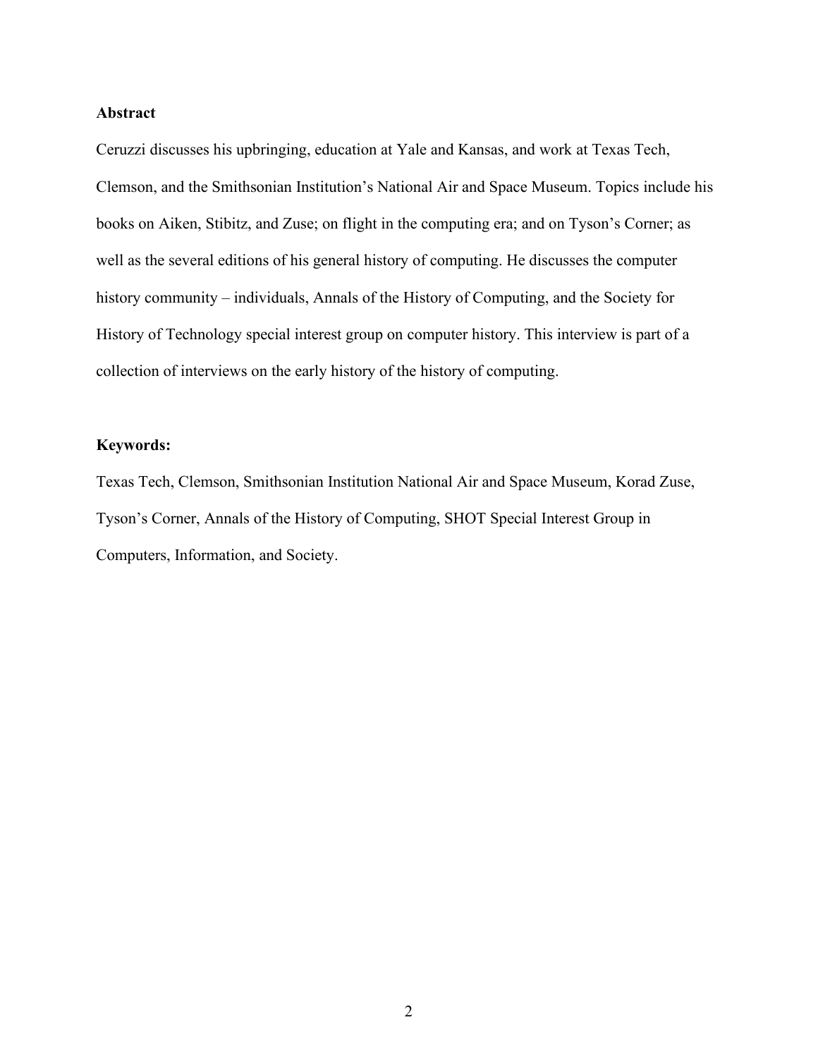**Abstract**

Ceruzzi discusses his upbringing, education at Yale and Kansas, and work at Texas Tech, Clemson, and the Smithsonian Institution's National Air and Space Museum. Topics include his books on Aiken, Stibitz, and Zuse; on flight in the computing era; and on Tyson's Corner; as well as the several editions of his general history of computing. He discusses the computer history community – individuals, Annals of the History of Computing, and the Society for History of Technology special interest group on computer history. This interview is part of a collection of interviews on the early history of the history of computing.

**Keywords:**

Texas Tech, Clemson, Smithsonian Institution National Air and Space Museum, Korad Zuse, Tyson's Corner, Annals of the History of Computing, SHOT Special Interest Group in Computers, Information, and Society.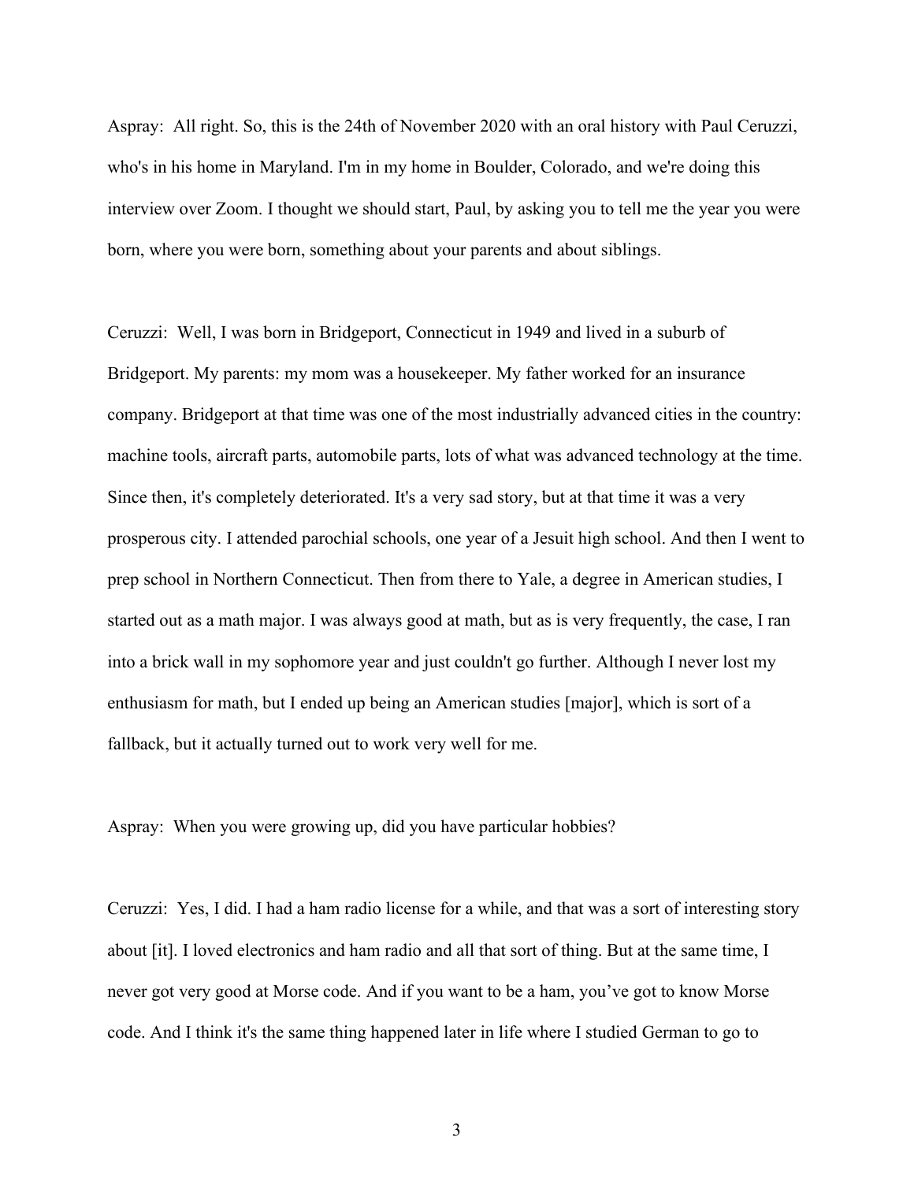Aspray: All right. So, this is the 24th of November 2020 with an oral history with Paul Ceruzzi, who's in his home in Maryland. I'm in my home in Boulder, Colorado, and we're doing this interview over Zoom. I thought we should start, Paul, by asking you to tell me the year you were born, where you were born, something about your parents and about siblings.

Ceruzzi: Well, I was born in Bridgeport, Connecticut in 1949 and lived in a suburb of Bridgeport. My parents: my mom was a housekeeper. My father worked for an insurance company. Bridgeport at that time was one of the most industrially advanced cities in the country: machine tools, aircraft parts, automobile parts, lots of what was advanced technology at the time. Since then, it's completely deteriorated. It's a very sad story, but at that time it was a very prosperous city. I attended parochial schools, one year of a Jesuit high school. And then I went to prep school in Northern Connecticut. Then from there to Yale, a degree in American studies, I started out as a math major. I was always good at math, but as is very frequently, the case, I ran into a brick wall in my sophomore year and just couldn't go further. Although I never lost my enthusiasm for math, but I ended up being an American studies [major], which is sort of a fallback, but it actually turned out to work very well for me.

Aspray: When you were growing up, did you have particular hobbies?

Ceruzzi: Yes, I did. I had a ham radio license for a while, and that was a sort of interesting story about [it]. I loved electronics and ham radio and all that sort of thing. But at the same time, I never got very good at Morse code. And if you want to be a ham, you've got to know Morse code. And I think it's the same thing happened later in life where I studied German to go to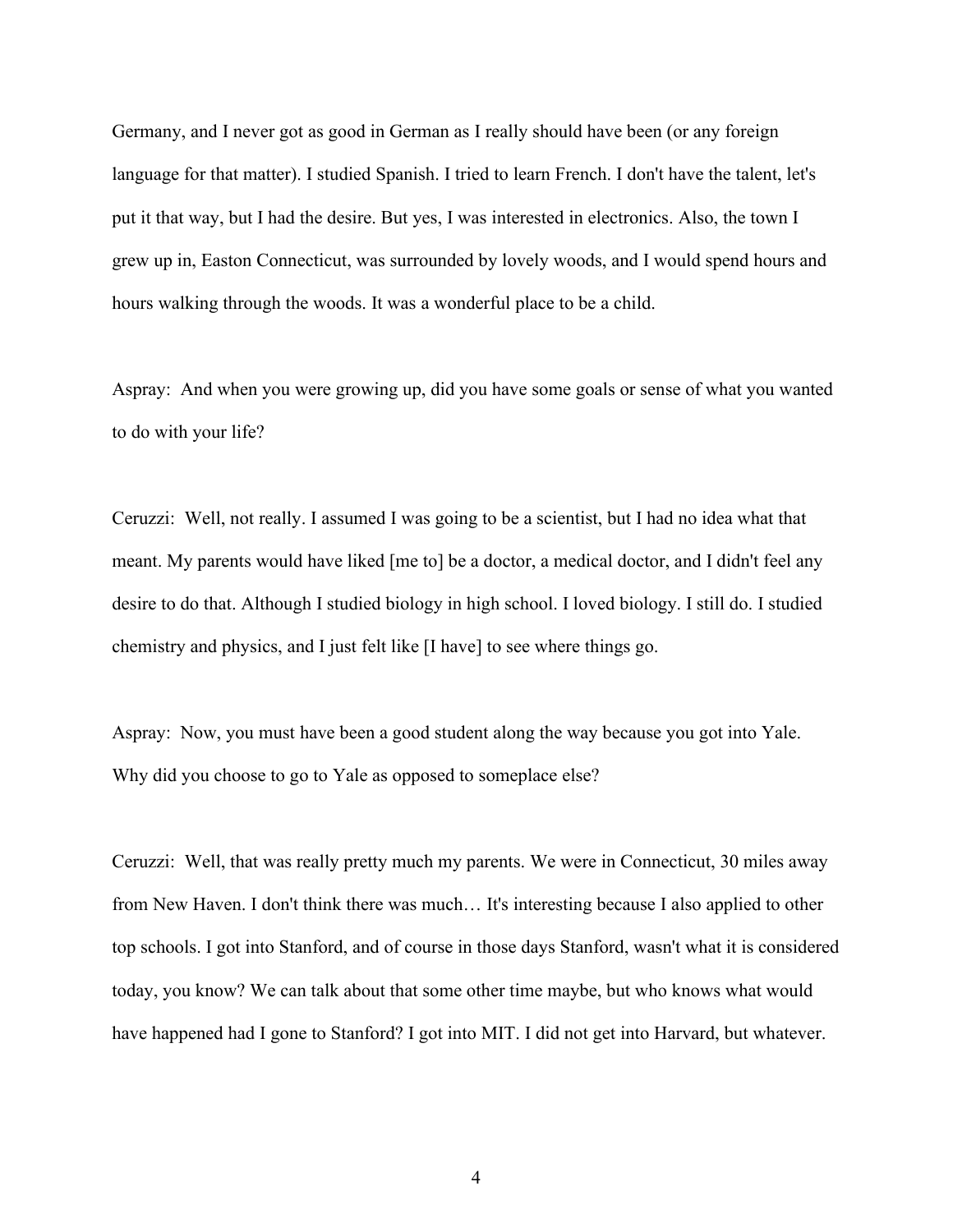Germany, and I never got as good in German as I really should have been (or any foreign language for that matter). I studied Spanish. I tried to learn French. I don't have the talent, let's put it that way, but I had the desire. But yes, I was interested in electronics. Also, the town I grew up in, Easton Connecticut, was surrounded by lovely woods, and I would spend hours and hours walking through the woods. It was a wonderful place to be a child.

Aspray: And when you were growing up, did you have some goals or sense of what you wanted to do with your life?

Ceruzzi: Well, not really. I assumed I was going to be a scientist, but I had no idea what that meant. My parents would have liked [me to] be a doctor, a medical doctor, and I didn't feel any desire to do that. Although I studied biology in high school. I loved biology. I still do. I studied chemistry and physics, and I just felt like [I have] to see where things go.

Aspray: Now, you must have been a good student along the way because you got into Yale. Why did you choose to go to Yale as opposed to someplace else?

Ceruzzi: Well, that was really pretty much my parents. We were in Connecticut, 30 miles away from New Haven. I don't think there was much… It's interesting because I also applied to other top schools. I got into Stanford, and of course in those days Stanford, wasn't what it is considered today, you know? We can talk about that some other time maybe, but who knows what would have happened had I gone to Stanford? I got into MIT. I did not get into Harvard, but whatever.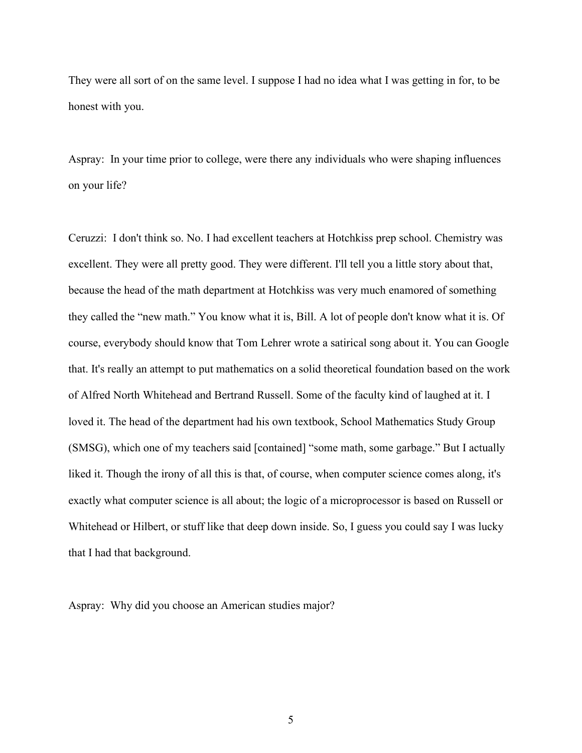They were all sort of on the same level. I suppose I had no idea what I was getting in for, to be honest with you.

Aspray: In your time prior to college, were there any individuals who were shaping influences on your life?

Ceruzzi: I don't think so. No. I had excellent teachers at Hotchkiss prep school. Chemistry was excellent. They were all pretty good. They were different. I'll tell you a little story about that, because the head of the math department at Hotchkiss was very much enamored of something they called the "new math." You know what it is, Bill. A lot of people don't know what it is. Of course, everybody should know that Tom Lehrer wrote a satirical song about it. You can Google that. It's really an attempt to put mathematics on a solid theoretical foundation based on the work of Alfred North Whitehead and Bertrand Russell. Some of the faculty kind of laughed at it. I loved it. The head of the department had his own textbook, School Mathematics Study Group (SMSG), which one of my teachers said [contained] "some math, some garbage." But I actually liked it. Though the irony of all this is that, of course, when computer science comes along, it's exactly what computer science is all about; the logic of a microprocessor is based on Russell or Whitehead or Hilbert, or stuff like that deep down inside. So, I guess you could say I was lucky that I had that background.

Aspray: Why did you choose an American studies major?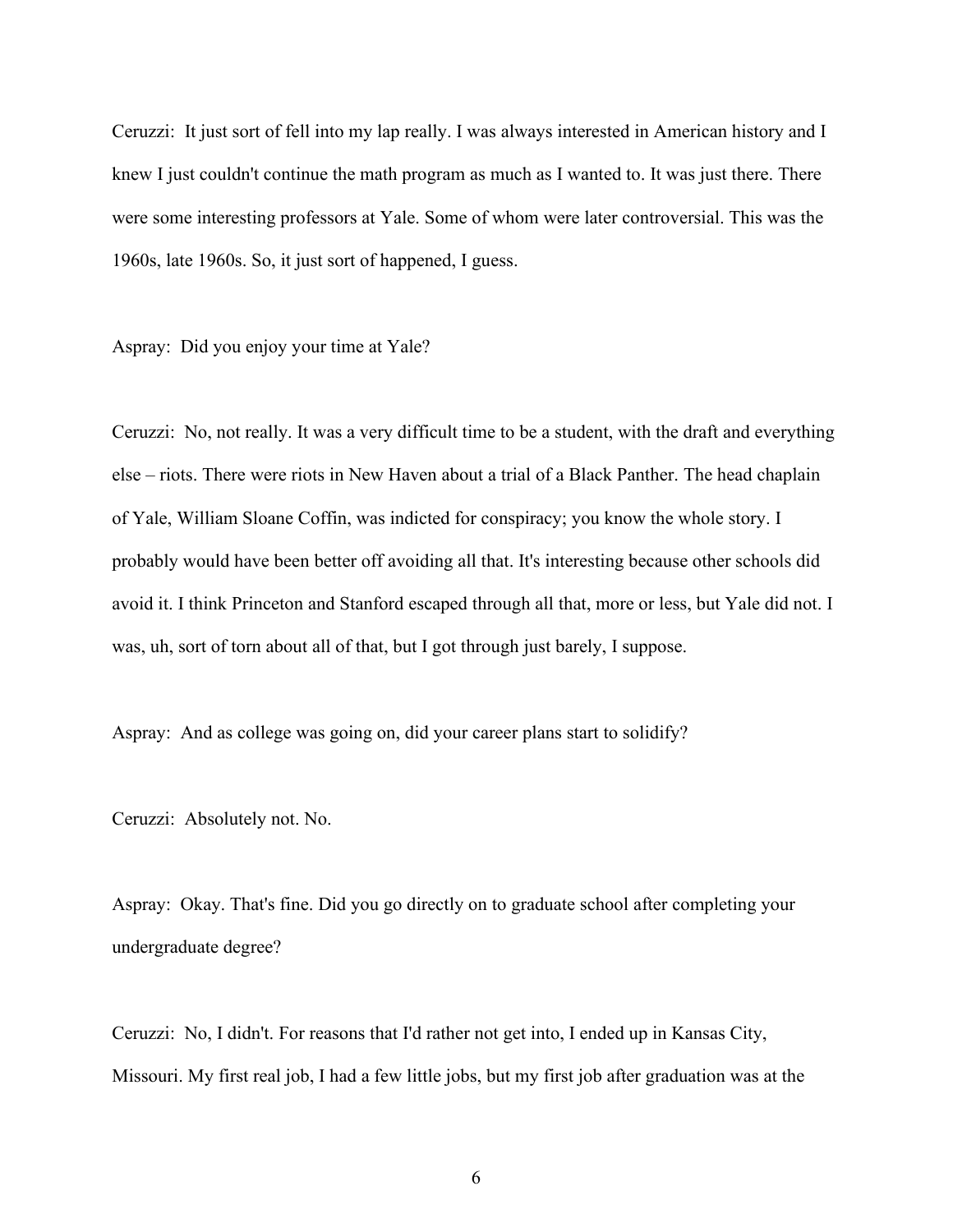Ceruzzi: It just sort of fell into my lap really. I was always interested in American history and I knew I just couldn't continue the math program as much as I wanted to. It was just there. There were some interesting professors at Yale. Some of whom were later controversial. This was the 1960s, late 1960s. So, it just sort of happened, I guess.

Aspray: Did you enjoy your time at Yale?

Ceruzzi: No, not really. It was a very difficult time to be a student, with the draft and everything else – riots. There were riots in New Haven about a trial of a Black Panther. The head chaplain of Yale, William Sloane Coffin, was indicted for conspiracy; you know the whole story. I probably would have been better off avoiding all that. It's interesting because other schools did avoid it. I think Princeton and Stanford escaped through all that, more or less, but Yale did not. I was, uh, sort of torn about all of that, but I got through just barely, I suppose.

Aspray: And as college was going on, did your career plans start to solidify?

Ceruzzi: Absolutely not. No.

Aspray: Okay. That's fine. Did you go directly on to graduate school after completing your undergraduate degree?

Ceruzzi: No, I didn't. For reasons that I'd rather not get into, I ended up in Kansas City, Missouri. My first real job, I had a few little jobs, but my first job after graduation was at the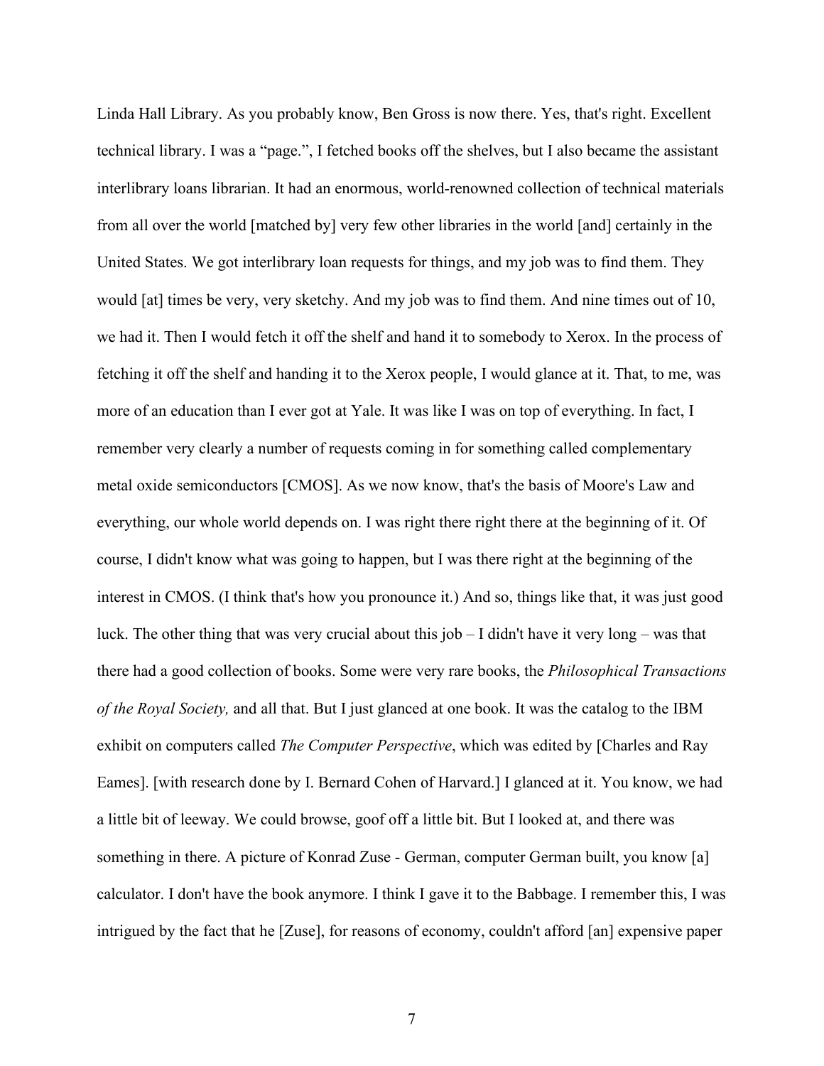Linda Hall Library. As you probably know, Ben Gross is now there. Yes, that's right. Excellent technical library. I was a "page.", I fetched books off the shelves, but I also became the assistant interlibrary loans librarian. It had an enormous, world-renowned collection of technical materials from all over the world [matched by] very few other libraries in the world [and] certainly in the United States. We got interlibrary loan requests for things, and my job was to find them. They would [at] times be very, very sketchy. And my job was to find them. And nine times out of 10, we had it. Then I would fetch it off the shelf and hand it to somebody to Xerox. In the process of fetching it off the shelf and handing it to the Xerox people, I would glance at it. That, to me, was more of an education than I ever got at Yale. It was like I was on top of everything. In fact, I remember very clearly a number of requests coming in for something called complementary metal oxide semiconductors [CMOS]. As we now know, that's the basis of Moore's Law and everything, our whole world depends on. I was right there right there at the beginning of it. Of course, I didn't know what was going to happen, but I was there right at the beginning of the interest in CMOS. (I think that's how you pronounce it.) And so, things like that, it was just good luck. The other thing that was very crucial about this job – I didn't have it very long – was that there had a good collection of books. Some were very rare books, the *Philosophical Transactions of the Royal Society,* and all that. But I just glanced at one book. It was the catalog to the IBM exhibit on computers called *The Computer Perspective*, which was edited by [Charles and Ray Eames]. [with research done by I. Bernard Cohen of Harvard.] I glanced at it. You know, we had a little bit of leeway. We could browse, goof off a little bit. But I looked at, and there was something in there. A picture of Konrad Zuse - German, computer German built, you know [a] calculator. I don't have the book anymore. I think I gave it to the Babbage. I remember this, I was intrigued by the fact that he [Zuse], for reasons of economy, couldn't afford [an] expensive paper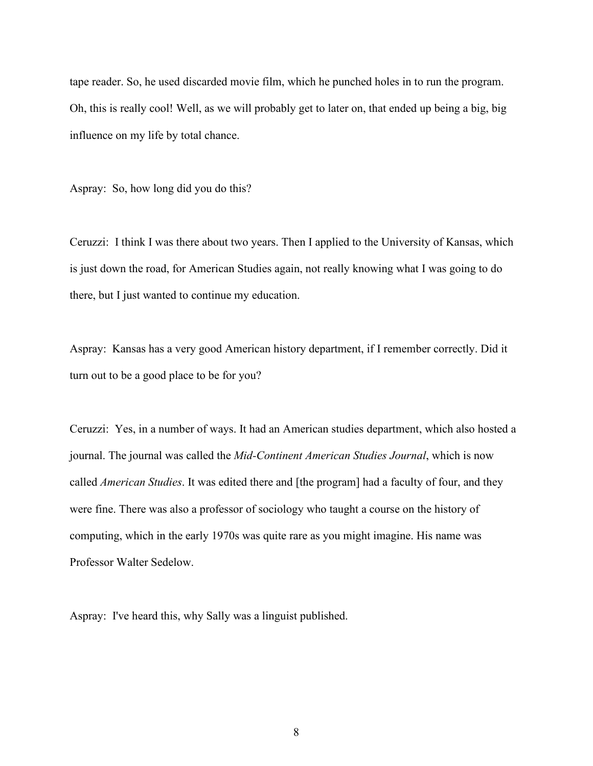tape reader. So, he used discarded movie film, which he punched holes in to run the program. Oh, this is really cool! Well, as we will probably get to later on, that ended up being a big, big influence on my life by total chance.

Aspray: So, how long did you do this?

Ceruzzi: I think I was there about two years. Then I applied to the University of Kansas, which is just down the road, for American Studies again, not really knowing what I was going to do there, but I just wanted to continue my education.

Aspray: Kansas has a very good American history department, if I remember correctly. Did it turn out to be a good place to be for you?

Ceruzzi: Yes, in a number of ways. It had an American studies department, which also hosted a journal. The journal was called the *Mid-Continent American Studies Journal*, which is now called *American Studies*. It was edited there and [the program] had a faculty of four, and they were fine. There was also a professor of sociology who taught a course on the history of computing, which in the early 1970s was quite rare as you might imagine. His name was Professor Walter Sedelow.

Aspray: I've heard this, why Sally was a linguist published.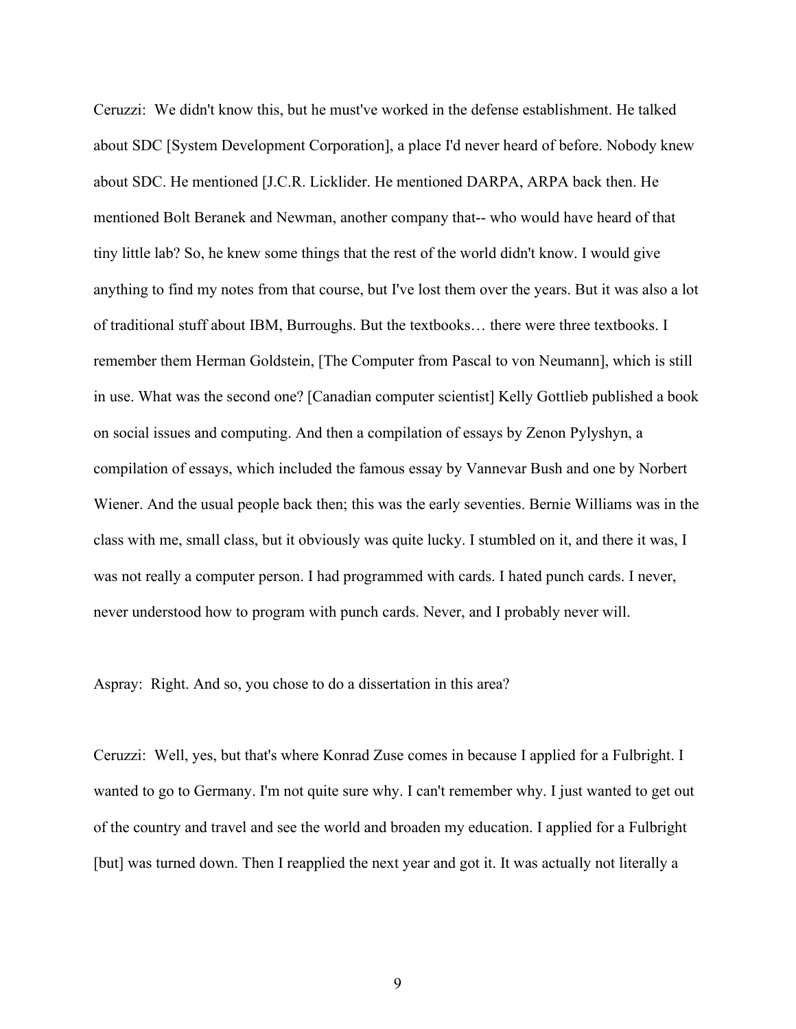Ceruzzi: We didn't know this, but he must've worked in the defense establishment. He talked about SDC [System Development Corporation], a place I'd never heard of before. Nobody knew about SDC. He mentioned [J.C.R. Licklider. He mentioned DARPA, ARPA back then. He mentioned Bolt Beranek and Newman, another company that-- who would have heard of that tiny little lab? So, he knew some things that the rest of the world didn't know. I would give anything to find my notes from that course, but I've lost them over the years. But it was also a lot of traditional stuff about IBM, Burroughs. But the textbooks… there were three textbooks. I remember them Herman Goldstein, [The Computer from Pascal to von Neumann], which is still in use. What was the second one? [Canadian computer scientist] Kelly Gottlieb published a book on social issues and computing. And then a compilation of essays by Zenon Pylyshyn, a compilation of essays, which included the famous essay by Vannevar Bush and one by Norbert Wiener. And the usual people back then; this was the early seventies. Bernie Williams was in the class with me, small class, but it obviously was quite lucky. I stumbled on it, and there it was, I was not really a computer person. I had programmed with cards. I hated punch cards. I never, never understood how to program with punch cards. Never, and I probably never will.

Aspray: Right. And so, you chose to do a dissertation in this area?

Ceruzzi: Well, yes, but that's where Konrad Zuse comes in because I applied for a Fulbright. I wanted to go to Germany. I'm not quite sure why. I can't remember why. I just wanted to get out of the country and travel and see the world and broaden my education. I applied for a Fulbright [but] was turned down. Then I reapplied the next year and got it. It was actually not literally a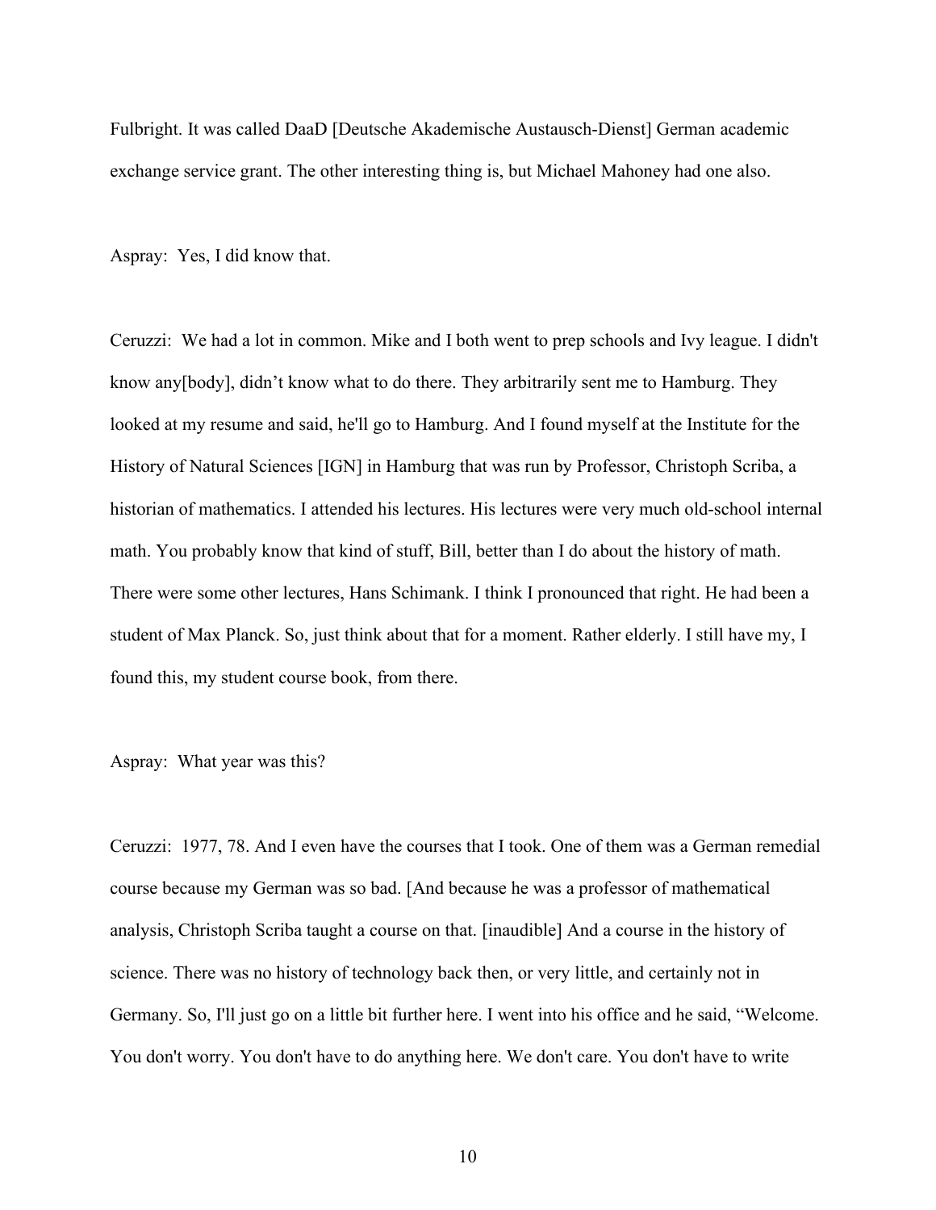Fulbright. It was called DaaD [Deutsche Akademische Austausch-Dienst] German academic exchange service grant. The other interesting thing is, but Michael Mahoney had one also.

Aspray: Yes, I did know that.

Ceruzzi: We had a lot in common. Mike and I both went to prep schools and Ivy league. I didn't know any[body], didn't know what to do there. They arbitrarily sent me to Hamburg. They looked at my resume and said, he'll go to Hamburg. And I found myself at the Institute for the History of Natural Sciences [IGN] in Hamburg that was run by Professor, Christoph Scriba, a historian of mathematics. I attended his lectures. His lectures were very much old-school internal math. You probably know that kind of stuff, Bill, better than I do about the history of math. There were some other lectures, Hans Schimank. I think I pronounced that right. He had been a student of Max Planck. So, just think about that for a moment. Rather elderly. I still have my, I found this, my student course book, from there.

Aspray: What year was this?

Ceruzzi: 1977, 78. And I even have the courses that I took. One of them was a German remedial course because my German was so bad. [And because he was a professor of mathematical analysis, Christoph Scriba taught a course on that. [inaudible] And a course in the history of science. There was no history of technology back then, or very little, and certainly not in Germany. So, I'll just go on a little bit further here. I went into his office and he said, "Welcome. You don't worry. You don't have to do anything here. We don't care. You don't have to write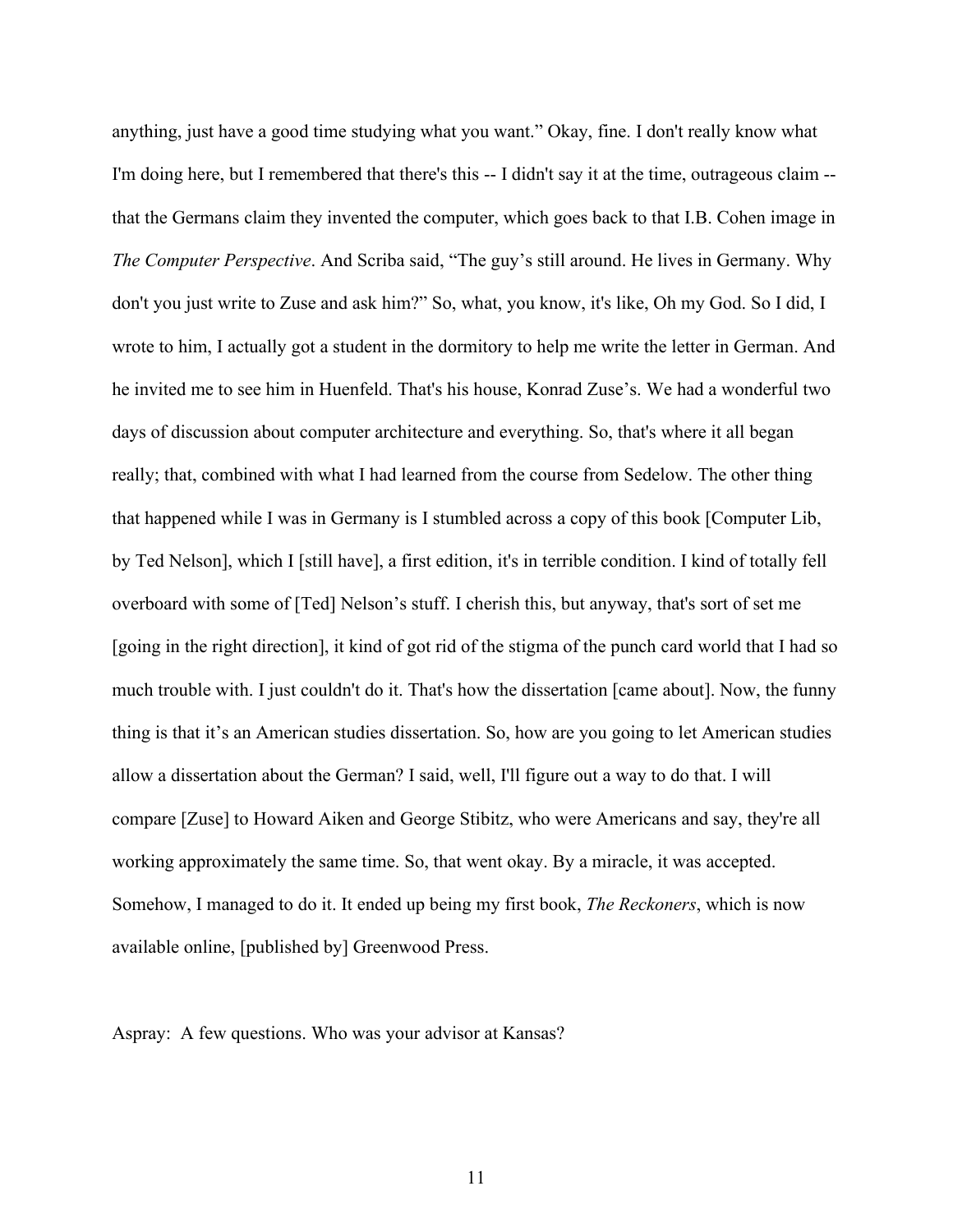anything, just have a good time studying what you want." Okay, fine. I don't really know what I'm doing here, but I remembered that there's this -- I didn't say it at the time, outrageous claim -- that the Germans claim they invented the computer, which goes back to that I.B. Cohen image in *The Computer Perspective*. And Scriba said, "The guy's still around. He lives in Germany. Why don't you just write to Zuse and ask him?" So, what, you know, it's like, Oh my God. So I did, I wrote to him, I actually got a student in the dormitory to help me write the letter in German. And he invited me to see him in Huenfeld. That's his house, Konrad Zuse's. We had a wonderful two days of discussion about computer architecture and everything. So, that's where it all began really; that, combined with what I had learned from the course from Sedelow. The other thing that happened while I was in Germany is I stumbled across a copy of this book [Computer Lib, by Ted Nelson], which I [still have], a first edition, it's in terrible condition. I kind of totally fell overboard with some of [Ted] Nelson's stuff. I cherish this, but anyway, that's sort of set me [going in the right direction], it kind of got rid of the stigma of the punch card world that I had so much trouble with. I just couldn't do it. That's how the dissertation [came about]. Now, the funny thing is that it's an American studies dissertation. So, how are you going to let American studies allow a dissertation about the German? I said, well, I'll figure out a way to do that. I will compare [Zuse] to Howard Aiken and George Stibitz, who were Americans and say, they're all working approximately the same time. So, that went okay. By a miracle, it was accepted. Somehow, I managed to do it. It ended up being my first book, *The Reckoners*, which is now available online, [published by] Greenwood Press.

Aspray: A few questions. Who was your advisor at Kansas?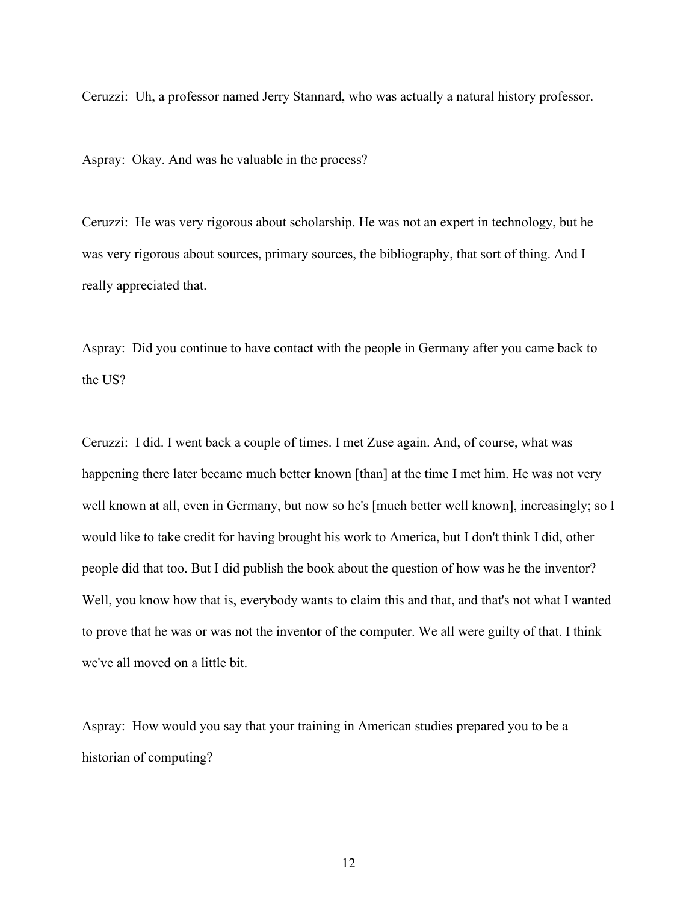Ceruzzi: Uh, a professor named Jerry Stannard, who was actually a natural history professor.

Aspray: Okay. And was he valuable in the process?

Ceruzzi: He was very rigorous about scholarship. He was not an expert in technology, but he was very rigorous about sources, primary sources, the bibliography, that sort of thing. And I really appreciated that.

Aspray: Did you continue to have contact with the people in Germany after you came back to the US?

Ceruzzi: I did. I went back a couple of times. I met Zuse again. And, of course, what was happening there later became much better known [than] at the time I met him. He was not very well known at all, even in Germany, but now so he's [much better well known], increasingly; so I would like to take credit for having brought his work to America, but I don't think I did, other people did that too. But I did publish the book about the question of how was he the inventor? Well, you know how that is, everybody wants to claim this and that, and that's not what I wanted to prove that he was or was not the inventor of the computer. We all were guilty of that. I think we've all moved on a little bit.

Aspray: How would you say that your training in American studies prepared you to be a historian of computing?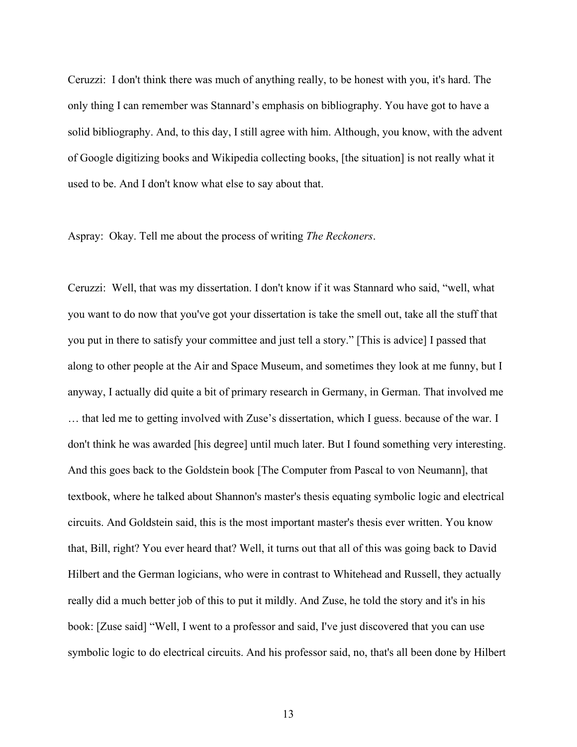Ceruzzi: I don't think there was much of anything really, to be honest with you, it's hard. The only thing I can remember was Stannard's emphasis on bibliography. You have got to have a solid bibliography. And, to this day, I still agree with him. Although, you know, with the advent of Google digitizing books and Wikipedia collecting books, [the situation] is not really what it used to be. And I don't know what else to say about that.

Aspray: Okay. Tell me about the process of writing *The Reckoners*.

Ceruzzi: Well, that was my dissertation. I don't know if it was Stannard who said, "well, what you want to do now that you've got your dissertation is take the smell out, take all the stuff that you put in there to satisfy your committee and just tell a story." [This is advice] I passed that along to other people at the Air and Space Museum, and sometimes they look at me funny, but I anyway, I actually did quite a bit of primary research in Germany, in German. That involved me … that led me to getting involved with Zuse's dissertation, which I guess. because of the war. I don't think he was awarded [his degree] until much later. But I found something very interesting. And this goes back to the Goldstein book [The Computer from Pascal to von Neumann], that textbook, where he talked about Shannon's master's thesis equating symbolic logic and electrical circuits. And Goldstein said, this is the most important master's thesis ever written. You know that, Bill, right? You ever heard that? Well, it turns out that all of this was going back to David Hilbert and the German logicians, who were in contrast to Whitehead and Russell, they actually really did a much better job of this to put it mildly. And Zuse, he told the story and it's in his book: [Zuse said] "Well, I went to a professor and said, I've just discovered that you can use symbolic logic to do electrical circuits. And his professor said, no, that's all been done by Hilbert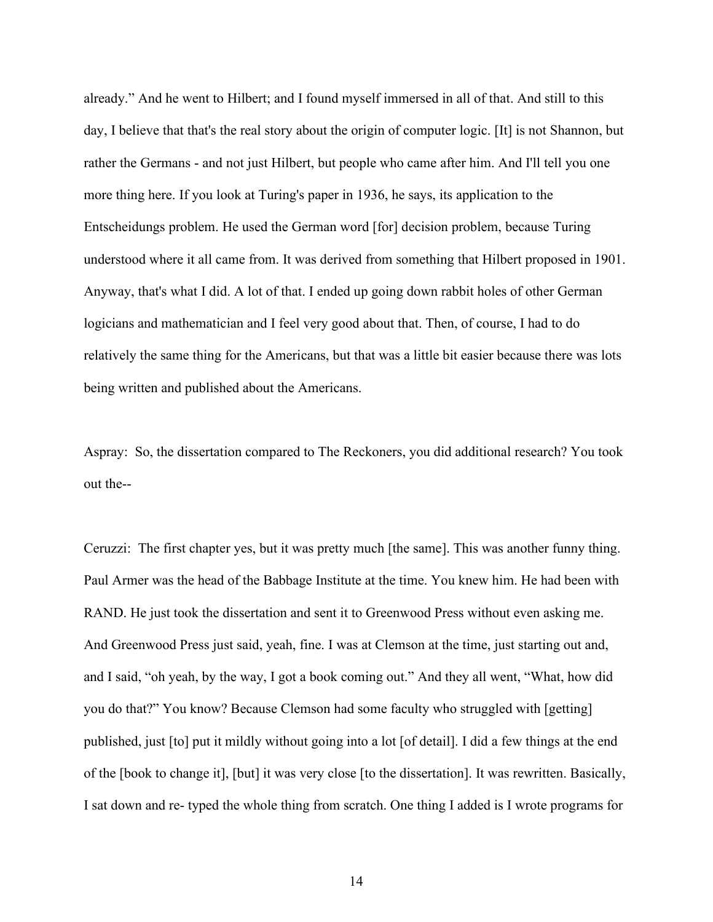already." And he went to Hilbert; and I found myself immersed in all of that. And still to this day, I believe that that's the real story about the origin of computer logic. [It] is not Shannon, but rather the Germans - and not just Hilbert, but people who came after him. And I'll tell you one more thing here. If you look at Turing's paper in 1936, he says, its application to the Entscheidungs problem. He used the German word [for] decision problem, because Turing understood where it all came from. It was derived from something that Hilbert proposed in 1901. Anyway, that's what I did. A lot of that. I ended up going down rabbit holes of other German logicians and mathematician and I feel very good about that. Then, of course, I had to do relatively the same thing for the Americans, but that was a little bit easier because there was lots being written and published about the Americans.

Aspray: So, the dissertation compared to The Reckoners, you did additional research? You took out the--

Ceruzzi: The first chapter yes, but it was pretty much [the same]. This was another funny thing. Paul Armer was the head of the Babbage Institute at the time. You knew him. He had been with RAND. He just took the dissertation and sent it to Greenwood Press without even asking me. And Greenwood Press just said, yeah, fine. I was at Clemson at the time, just starting out and, and I said, "oh yeah, by the way, I got a book coming out." And they all went, "What, how did you do that?" You know? Because Clemson had some faculty who struggled with [getting] published, just [to] put it mildly without going into a lot [of detail]. I did a few things at the end of the [book to change it], [but] it was very close [to the dissertation]. It was rewritten. Basically, I sat down and re- typed the whole thing from scratch. One thing I added is I wrote programs for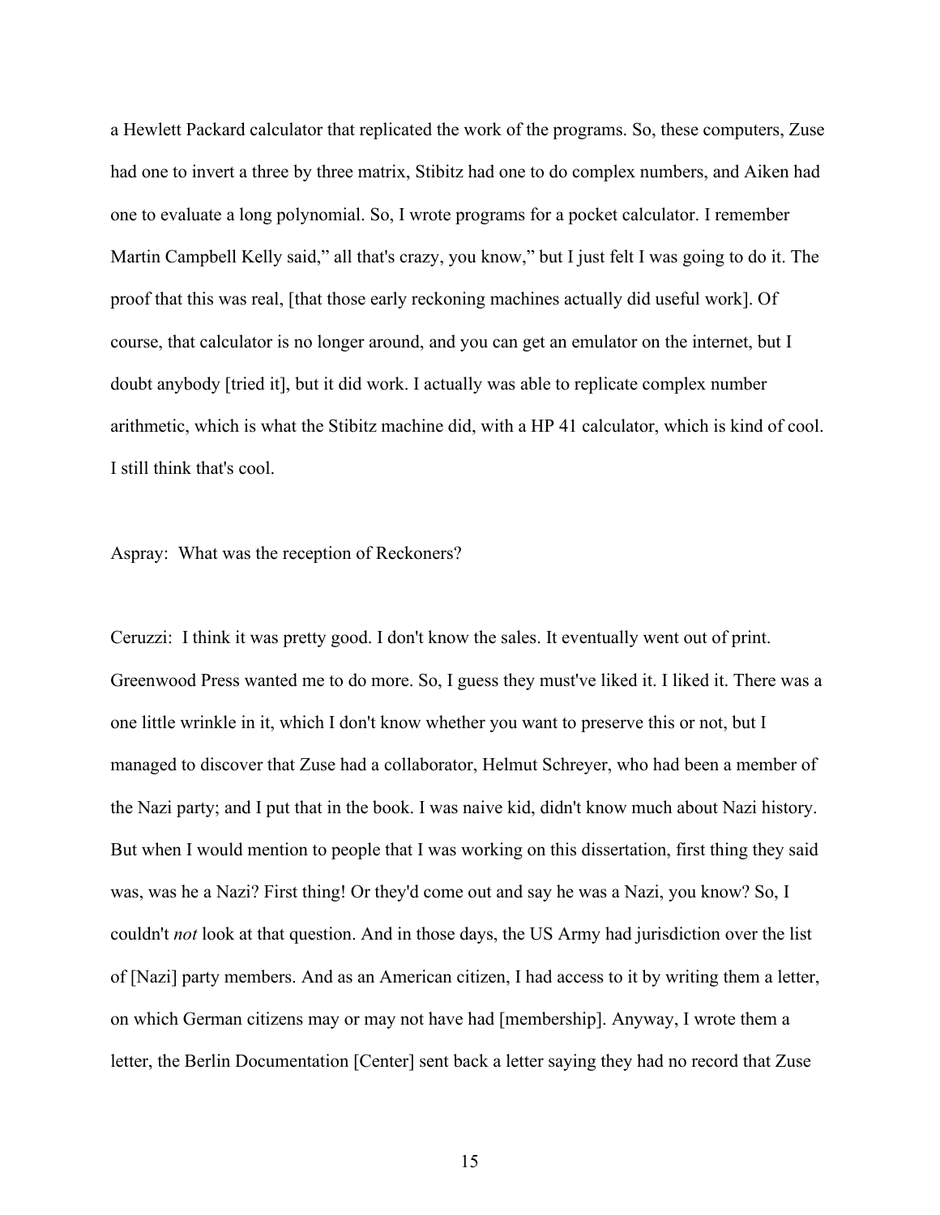a Hewlett Packard calculator that replicated the work of the programs. So, these computers, Zuse had one to invert a three by three matrix, Stibitz had one to do complex numbers, and Aiken had one to evaluate a long polynomial. So, I wrote programs for a pocket calculator. I remember Martin Campbell Kelly said," all that's crazy, you know," but I just felt I was going to do it. The proof that this was real, [that those early reckoning machines actually did useful work]. Of course, that calculator is no longer around, and you can get an emulator on the internet, but I doubt anybody [tried it], but it did work. I actually was able to replicate complex number arithmetic, which is what the Stibitz machine did, with a HP 41 calculator, which is kind of cool. I still think that's cool.

Aspray: What was the reception of Reckoners?

Ceruzzi: I think it was pretty good. I don't know the sales. It eventually went out of print. Greenwood Press wanted me to do more. So, I guess they must've liked it. I liked it. There was a one little wrinkle in it, which I don't know whether you want to preserve this or not, but I managed to discover that Zuse had a collaborator, Helmut Schreyer, who had been a member of the Nazi party; and I put that in the book. I was naive kid, didn't know much about Nazi history. But when I would mention to people that I was working on this dissertation, first thing they said was, was he a Nazi? First thing! Or they'd come out and say he was a Nazi, you know? So, I couldn't *not* look at that question. And in those days, the US Army had jurisdiction over the list of [Nazi] party members. And as an American citizen, I had access to it by writing them a letter, on which German citizens may or may not have had [membership]. Anyway, I wrote them a letter, the Berlin Documentation [Center] sent back a letter saying they had no record that Zuse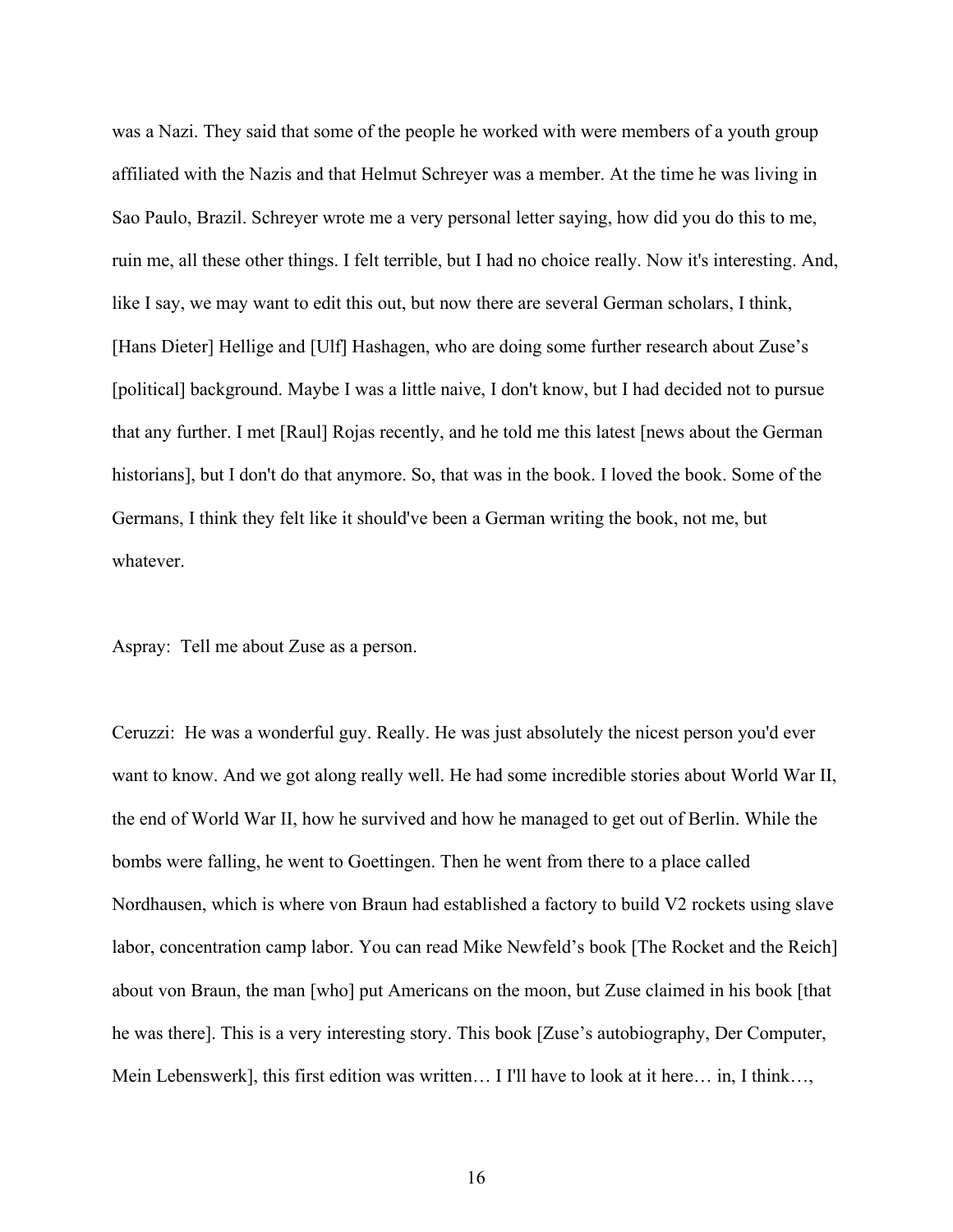was a Nazi. They said that some of the people he worked with were members of a youth group affiliated with the Nazis and that Helmut Schreyer was a member. At the time he was living in Sao Paulo, Brazil. Schreyer wrote me a very personal letter saying, how did you do this to me, ruin me, all these other things. I felt terrible, but I had no choice really. Now it's interesting. And, like I say, we may want to edit this out, but now there are several German scholars, I think, [Hans Dieter] Hellige and [Ulf] Hashagen, who are doing some further research about Zuse's [political] background. Maybe I was a little naive, I don't know, but I had decided not to pursue that any further. I met [Raul] Rojas recently, and he told me this latest [news about the German historians], but I don't do that anymore. So, that was in the book. I loved the book. Some of the Germans, I think they felt like it should've been a German writing the book, not me, but whatever.

Aspray: Tell me about Zuse as a person.

Ceruzzi: He was a wonderful guy. Really. He was just absolutely the nicest person you'd ever want to know. And we got along really well. He had some incredible stories about World War II, the end of World War II, how he survived and how he managed to get out of Berlin. While the bombs were falling, he went to Goettingen. Then he went from there to a place called Nordhausen, which is where von Braun had established a factory to build V2 rockets using slave labor, concentration camp labor. You can read Mike Newfeld's book [The Rocket and the Reich] about von Braun, the man [who] put Americans on the moon, but Zuse claimed in his book [that he was there]. This is a very interesting story. This book [Zuse's autobiography, Der Computer, Mein Lebenswerk], this first edition was written… I I'll have to look at it here… in, I think…,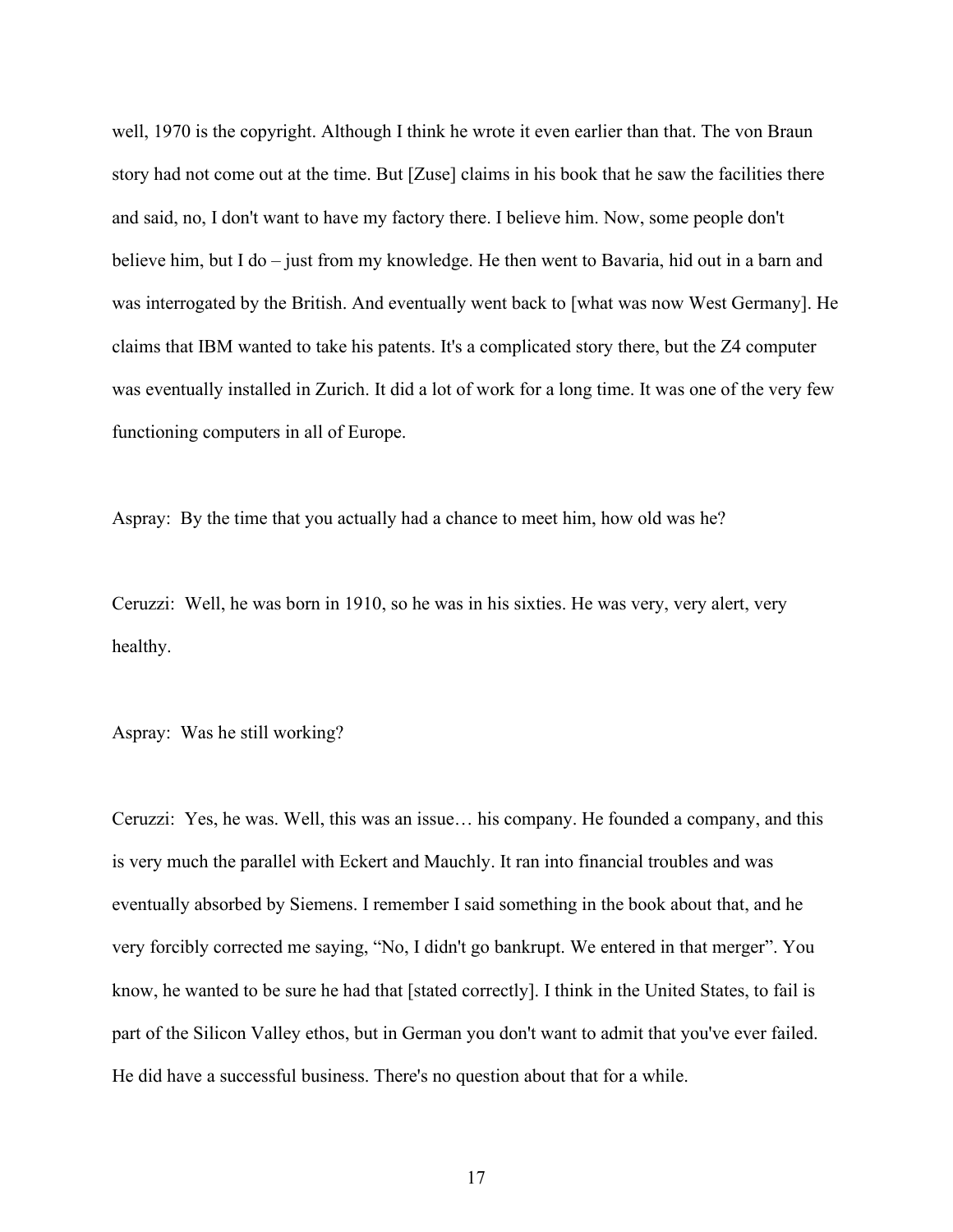well, 1970 is the copyright. Although I think he wrote it even earlier than that. The von Braun story had not come out at the time. But [Zuse] claims in his book that he saw the facilities there and said, no, I don't want to have my factory there. I believe him. Now, some people don't believe him, but I do – just from my knowledge. He then went to Bavaria, hid out in a barn and was interrogated by the British. And eventually went back to [what was now West Germany]. He claims that IBM wanted to take his patents. It's a complicated story there, but the Z4 computer was eventually installed in Zurich. It did a lot of work for a long time. It was one of the very few functioning computers in all of Europe.

Aspray: By the time that you actually had a chance to meet him, how old was he?

Ceruzzi: Well, he was born in 1910, so he was in his sixties. He was very, very alert, very healthy.

Aspray: Was he still working?

Ceruzzi: Yes, he was. Well, this was an issue… his company. He founded a company, and this is very much the parallel with Eckert and Mauchly. It ran into financial troubles and was eventually absorbed by Siemens. I remember I said something in the book about that, and he very forcibly corrected me saying, "No, I didn't go bankrupt. We entered in that merger". You know, he wanted to be sure he had that [stated correctly]. I think in the United States, to fail is part of the Silicon Valley ethos, but in German you don't want to admit that you've ever failed. He did have a successful business. There's no question about that for a while.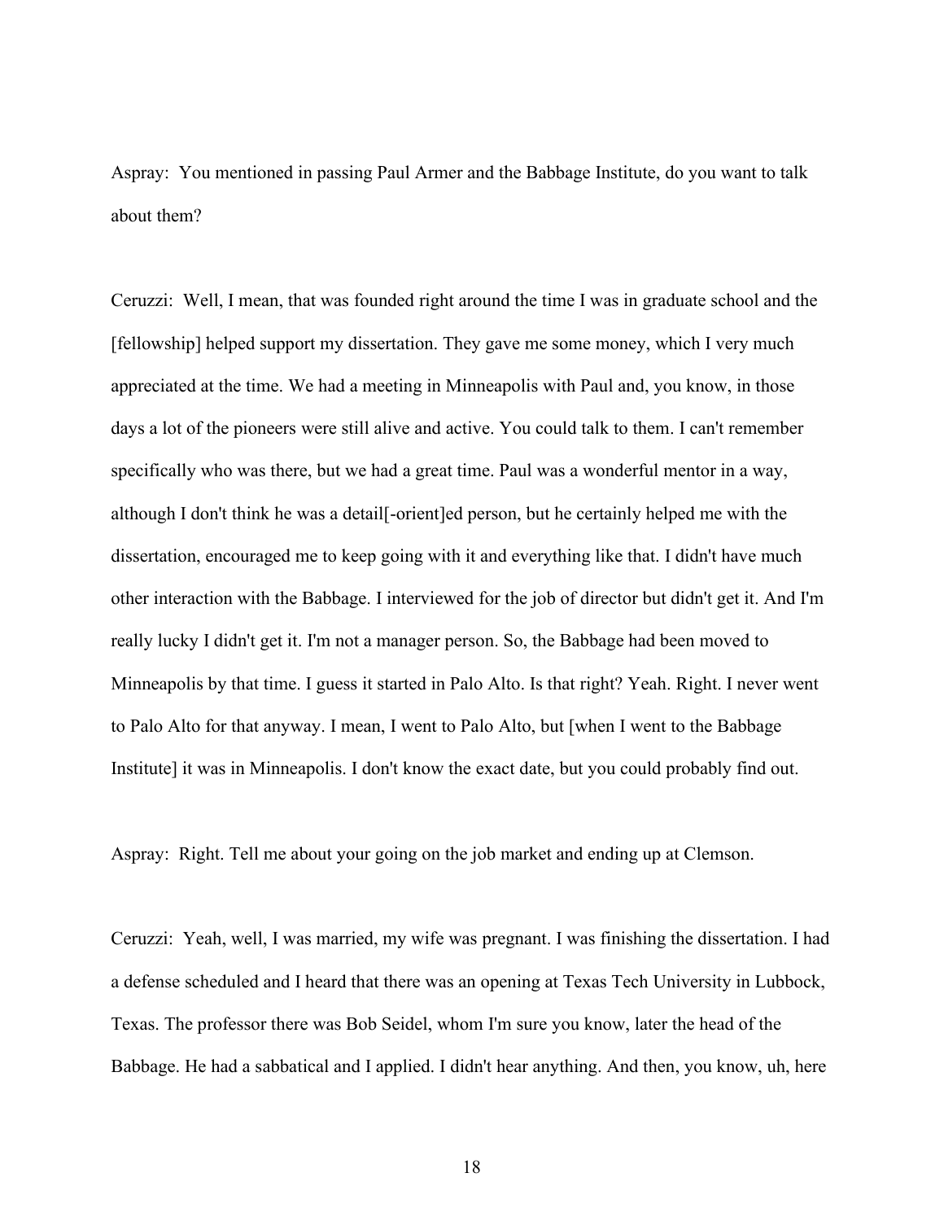Aspray: You mentioned in passing Paul Armer and the Babbage Institute, do you want to talk about them?

Ceruzzi: Well, I mean, that was founded right around the time I was in graduate school and the [fellowship] helped support my dissertation. They gave me some money, which I very much appreciated at the time. We had a meeting in Minneapolis with Paul and, you know, in those days a lot of the pioneers were still alive and active. You could talk to them. I can't remember specifically who was there, but we had a great time. Paul was a wonderful mentor in a way, although I don't think he was a detail[-orient]ed person, but he certainly helped me with the dissertation, encouraged me to keep going with it and everything like that. I didn't have much other interaction with the Babbage. I interviewed for the job of director but didn't get it. And I'm really lucky I didn't get it. I'm not a manager person. So, the Babbage had been moved to Minneapolis by that time. I guess it started in Palo Alto. Is that right? Yeah. Right. I never went to Palo Alto for that anyway. I mean, I went to Palo Alto, but [when I went to the Babbage Institute] it was in Minneapolis. I don't know the exact date, but you could probably find out.

Aspray: Right. Tell me about your going on the job market and ending up at Clemson.

Ceruzzi: Yeah, well, I was married, my wife was pregnant. I was finishing the dissertation. I had a defense scheduled and I heard that there was an opening at Texas Tech University in Lubbock, Texas. The professor there was Bob Seidel, whom I'm sure you know, later the head of the Babbage. He had a sabbatical and I applied. I didn't hear anything. And then, you know, uh, here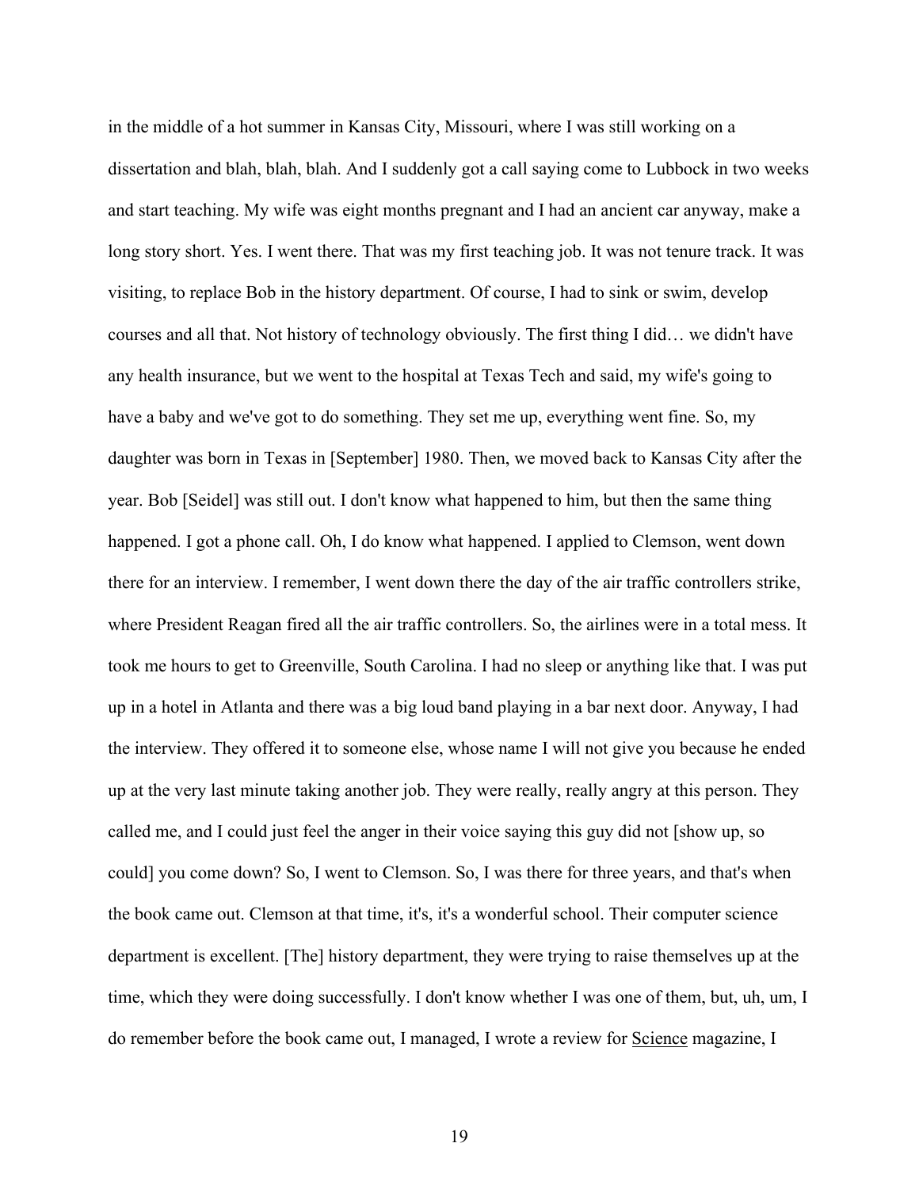in the middle of a hot summer in Kansas City, Missouri, where I was still working on a dissertation and blah, blah, blah. And I suddenly got a call saying come to Lubbock in two weeks and start teaching. My wife was eight months pregnant and I had an ancient car anyway, make a long story short. Yes. I went there. That was my first teaching job. It was not tenure track. It was visiting, to replace Bob in the history department. Of course, I had to sink or swim, develop courses and all that. Not history of technology obviously. The first thing I did… we didn't have any health insurance, but we went to the hospital at Texas Tech and said, my wife's going to have a baby and we've got to do something. They set me up, everything went fine. So, my daughter was born in Texas in [September] 1980. Then, we moved back to Kansas City after the year. Bob [Seidel] was still out. I don't know what happened to him, but then the same thing happened. I got a phone call. Oh, I do know what happened. I applied to Clemson, went down there for an interview. I remember, I went down there the day of the air traffic controllers strike, where President Reagan fired all the air traffic controllers. So, the airlines were in a total mess. It took me hours to get to Greenville, South Carolina. I had no sleep or anything like that. I was put up in a hotel in Atlanta and there was a big loud band playing in a bar next door. Anyway, I had the interview. They offered it to someone else, whose name I will not give you because he ended up at the very last minute taking another job. They were really, really angry at this person. They called me, and I could just feel the anger in their voice saying this guy did not [show up, so could] you come down? So, I went to Clemson. So, I was there for three years, and that's when the book came out. Clemson at that time, it's, it's a wonderful school. Their computer science department is excellent. [The] history department, they were trying to raise themselves up at the time, which they were doing successfully. I don't know whether I was one of them, but, uh, um, I do remember before the book came out, I managed, I wrote a review for <u>Science</u> magazine, I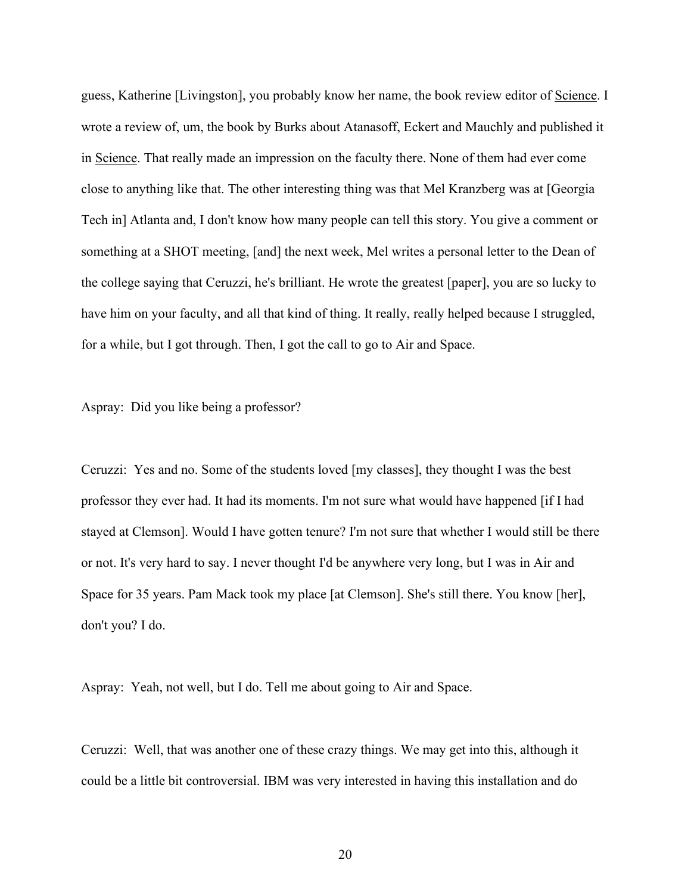guess, Katherine [Livingston], you probably know her name, the book review editor of Science. I wrote a review of, um, the book by Burks about Atanasoff, Eckert and Mauchly and published it in Science. That really made an impression on the faculty there. None of them had ever come close to anything like that. The other interesting thing was that Mel Kranzberg was at [Georgia Tech in] Atlanta and, I don't know how many people can tell this story. You give a comment or something at a SHOT meeting, [and] the next week, Mel writes a personal letter to the Dean of the college saying that Ceruzzi, he's brilliant. He wrote the greatest [paper], you are so lucky to have him on your faculty, and all that kind of thing. It really, really helped because I struggled, for a while, but I got through. Then, I got the call to go to Air and Space.

Aspray: Did you like being a professor?

Ceruzzi: Yes and no. Some of the students loved [my classes], they thought I was the best professor they ever had. It had its moments. I'm not sure what would have happened [if I had stayed at Clemson]. Would I have gotten tenure? I'm not sure that whether I would still be there or not. It's very hard to say. I never thought I'd be anywhere very long, but I was in Air and Space for 35 years. Pam Mack took my place [at Clemson]. She's still there. You know [her], don't you? I do.

Aspray: Yeah, not well, but I do. Tell me about going to Air and Space.

Ceruzzi: Well, that was another one of these crazy things. We may get into this, although it could be a little bit controversial. IBM was very interested in having this installation and do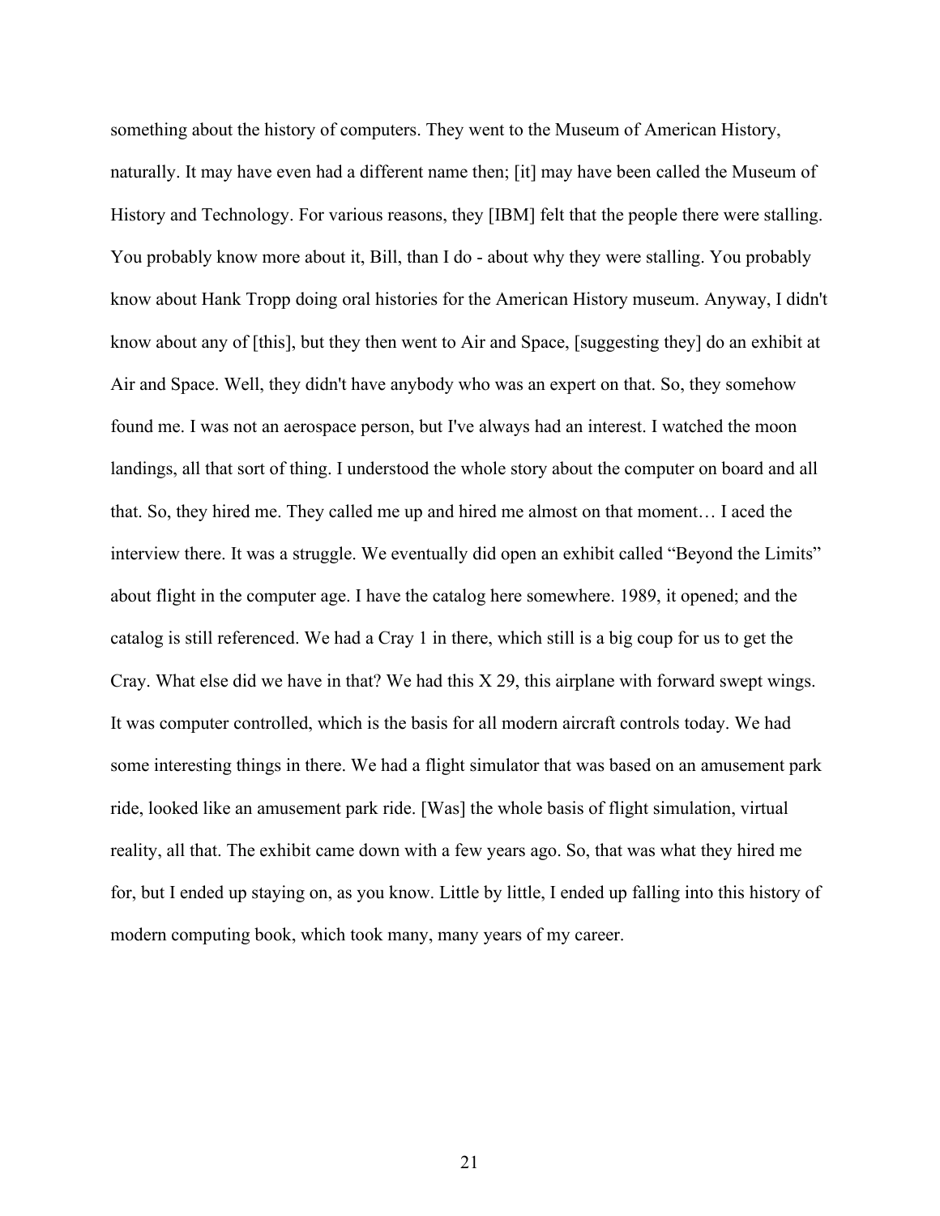something about the history of computers. They went to the Museum of American History, naturally. It may have even had a different name then; [it] may have been called the Museum of History and Technology. For various reasons, they [IBM] felt that the people there were stalling. You probably know more about it, Bill, than I do - about why they were stalling. You probably know about Hank Tropp doing oral histories for the American History museum. Anyway, I didn't know about any of [this], but they then went to Air and Space, [suggesting they] do an exhibit at Air and Space. Well, they didn't have anybody who was an expert on that. So, they somehow found me. I was not an aerospace person, but I've always had an interest. I watched the moon landings, all that sort of thing. I understood the whole story about the computer on board and all that. So, they hired me. They called me up and hired me almost on that moment… I aced the interview there. It was a struggle. We eventually did open an exhibit called "Beyond the Limits" about flight in the computer age. I have the catalog here somewhere. 1989, it opened; and the catalog is still referenced. We had a Cray 1 in there, which still is a big coup for us to get the Cray. What else did we have in that? We had this X 29, this airplane with forward swept wings. It was computer controlled, which is the basis for all modern aircraft controls today. We had some interesting things in there. We had a flight simulator that was based on an amusement park ride, looked like an amusement park ride. [Was] the whole basis of flight simulation, virtual reality, all that. The exhibit came down with a few years ago. So, that was what they hired me for, but I ended up staying on, as you know. Little by little, I ended up falling into this history of modern computing book, which took many, many years of my career.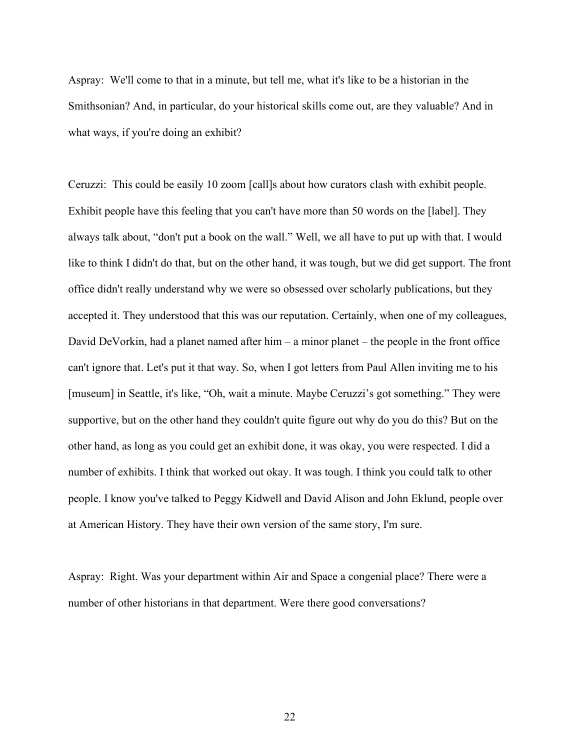Aspray: We'll come to that in a minute, but tell me, what it's like to be a historian in the Smithsonian? And, in particular, do your historical skills come out, are they valuable? And in what ways, if you're doing an exhibit?

Ceruzzi: This could be easily 10 zoom [call]s about how curators clash with exhibit people. Exhibit people have this feeling that you can't have more than 50 words on the [label]. They always talk about, "don't put a book on the wall." Well, we all have to put up with that. I would like to think I didn't do that, but on the other hand, it was tough, but we did get support. The front office didn't really understand why we were so obsessed over scholarly publications, but they accepted it. They understood that this was our reputation. Certainly, when one of my colleagues, David DeVorkin, had a planet named after him – a minor planet – the people in the front office can't ignore that. Let's put it that way. So, when I got letters from Paul Allen inviting me to his [museum] in Seattle, it's like, "Oh, wait a minute. Maybe Ceruzzi's got something." They were supportive, but on the other hand they couldn't quite figure out why do you do this? But on the other hand, as long as you could get an exhibit done, it was okay, you were respected. I did a number of exhibits. I think that worked out okay. It was tough. I think you could talk to other people. I know you've talked to Peggy Kidwell and David Alison and John Eklund, people over at American History. They have their own version of the same story, I'm sure.

Aspray: Right. Was your department within Air and Space a congenial place? There were a number of other historians in that department. Were there good conversations?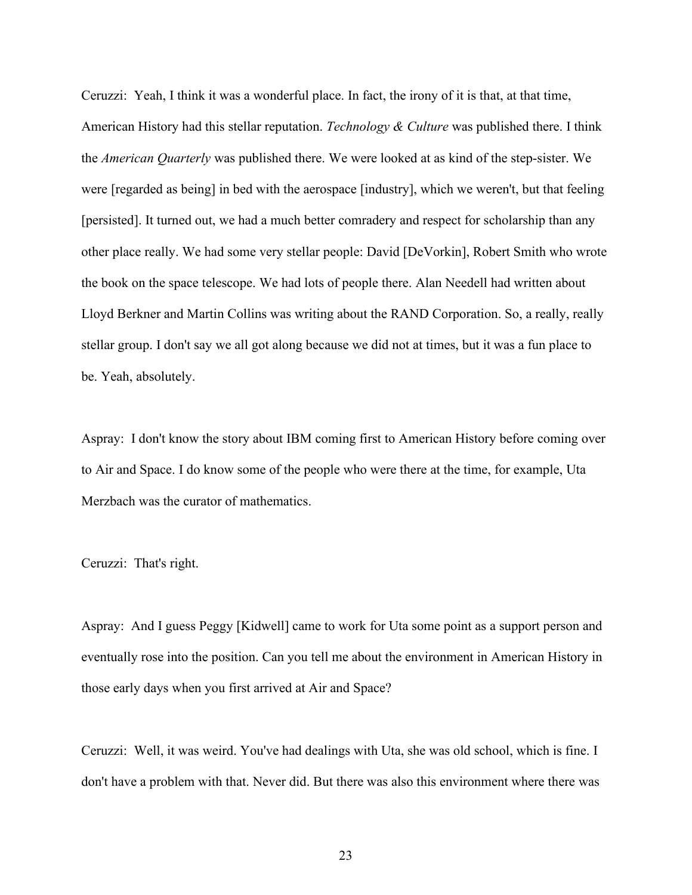Ceruzzi: Yeah, I think it was a wonderful place. In fact, the irony of it is that, at that time, American History had this stellar reputation. *Technology & Culture* was published there. I think the *American Quarterly* was published there. We were looked at as kind of the step-sister. We were [regarded as being] in bed with the aerospace [industry], which we weren't, but that feeling [persisted]. It turned out, we had a much better comradery and respect for scholarship than any other place really. We had some very stellar people: David [DeVorkin], Robert Smith who wrote the book on the space telescope. We had lots of people there. Alan Needell had written about Lloyd Berkner and Martin Collins was writing about the RAND Corporation. So, a really, really stellar group. I don't say we all got along because we did not at times, but it was a fun place to be. Yeah, absolutely.

Aspray: I don't know the story about IBM coming first to American History before coming over to Air and Space. I do know some of the people who were there at the time, for example, Uta Merzbach was the curator of mathematics.

Ceruzzi: That's right.

Aspray: And I guess Peggy [Kidwell] came to work for Uta some point as a support person and eventually rose into the position. Can you tell me about the environment in American History in those early days when you first arrived at Air and Space?

Ceruzzi: Well, it was weird. You've had dealings with Uta, she was old school, which is fine. I don't have a problem with that. Never did. But there was also this environment where there was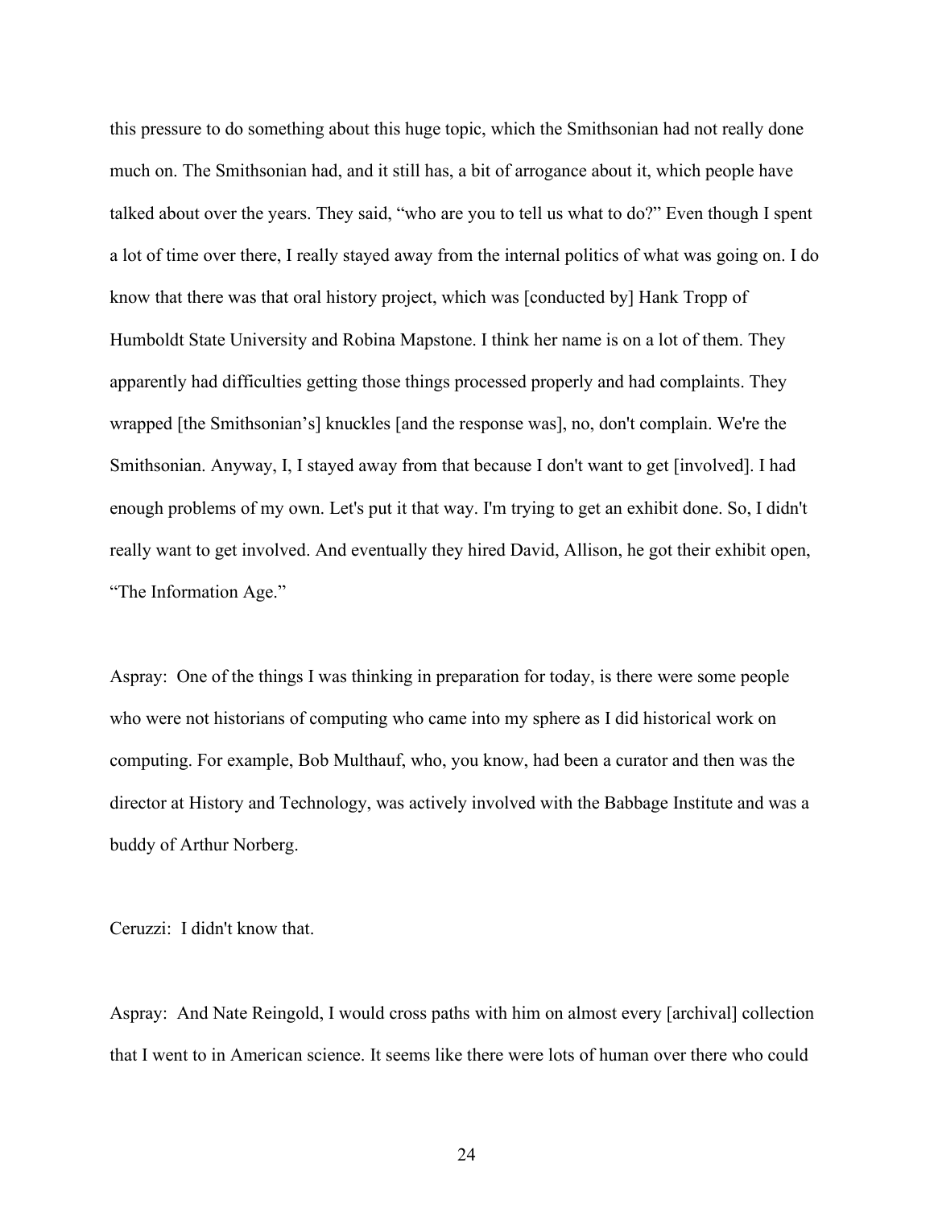this pressure to do something about this huge topic, which the Smithsonian had not really done much on. The Smithsonian had, and it still has, a bit of arrogance about it, which people have talked about over the years. They said, "who are you to tell us what to do?" Even though I spent a lot of time over there, I really stayed away from the internal politics of what was going on. I do know that there was that oral history project, which was [conducted by] Hank Tropp of Humboldt State University and Robina Mapstone. I think her name is on a lot of them. They apparently had difficulties getting those things processed properly and had complaints. They wrapped [the Smithsonian's] knuckles [and the response was], no, don't complain. We're the Smithsonian. Anyway, I, I stayed away from that because I don't want to get [involved]. I had enough problems of my own. Let's put it that way. I'm trying to get an exhibit done. So, I didn't really want to get involved. And eventually they hired David, Allison, he got their exhibit open, "The Information Age."

Aspray: One of the things I was thinking in preparation for today, is there were some people who were not historians of computing who came into my sphere as I did historical work on computing. For example, Bob Multhauf, who, you know, had been a curator and then was the director at History and Technology, was actively involved with the Babbage Institute and was a buddy of Arthur Norberg.

Ceruzzi: I didn't know that.

Aspray: And Nate Reingold, I would cross paths with him on almost every [archival] collection that I went to in American science. It seems like there were lots of human over there who could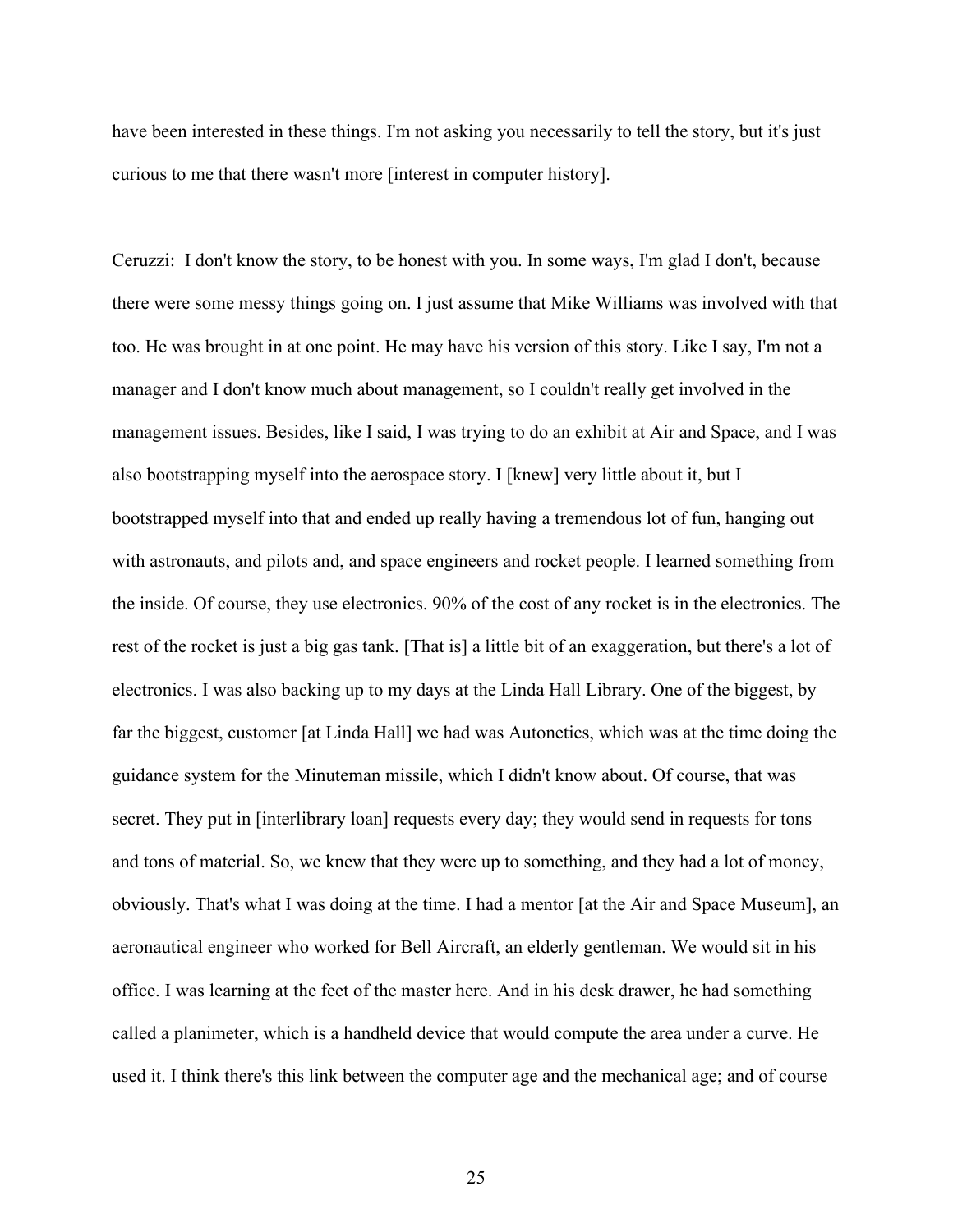have been interested in these things. I'm not asking you necessarily to tell the story, but it's just curious to me that there wasn't more [interest in computer history].

Ceruzzi: I don't know the story, to be honest with you. In some ways, I'm glad I don't, because there were some messy things going on. I just assume that Mike Williams was involved with that too. He was brought in at one point. He may have his version of this story. Like I say, I'm not a manager and I don't know much about management, so I couldn't really get involved in the management issues. Besides, like I said, I was trying to do an exhibit at Air and Space, and I was also bootstrapping myself into the aerospace story. I [knew] very little about it, but I bootstrapped myself into that and ended up really having a tremendous lot of fun, hanging out with astronauts, and pilots and, and space engineers and rocket people. I learned something from the inside. Of course, they use electronics. 90% of the cost of any rocket is in the electronics. The rest of the rocket is just a big gas tank. [That is] a little bit of an exaggeration, but there's a lot of electronics. I was also backing up to my days at the Linda Hall Library. One of the biggest, by far the biggest, customer [at Linda Hall] we had was Autonetics, which was at the time doing the guidance system for the Minuteman missile, which I didn't know about. Of course, that was secret. They put in [interlibrary loan] requests every day; they would send in requests for tons and tons of material. So, we knew that they were up to something, and they had a lot of money, obviously. That's what I was doing at the time. I had a mentor [at the Air and Space Museum], an aeronautical engineer who worked for Bell Aircraft, an elderly gentleman. We would sit in his office. I was learning at the feet of the master here. And in his desk drawer, he had something called a planimeter, which is a handheld device that would compute the area under a curve. He used it. I think there's this link between the computer age and the mechanical age; and of course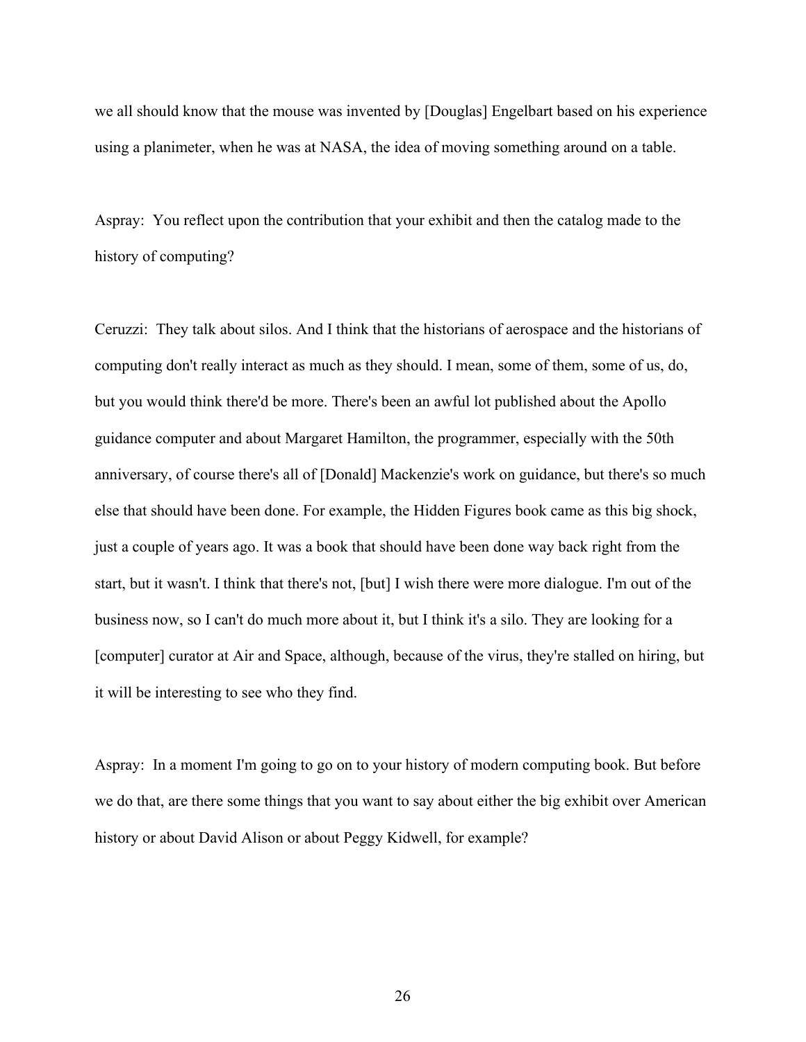we all should know that the mouse was invented by [Douglas] Engelbart based on his experience using a planimeter, when he was at NASA, the idea of moving something around on a table.

Aspray: You reflect upon the contribution that your exhibit and then the catalog made to the history of computing?

Ceruzzi: They talk about silos. And I think that the historians of aerospace and the historians of computing don't really interact as much as they should. I mean, some of them, some of us, do, but you would think there'd be more. There's been an awful lot published about the Apollo guidance computer and about Margaret Hamilton, the programmer, especially with the 50th anniversary, of course there's all of [Donald] Mackenzie's work on guidance, but there's so much else that should have been done. For example, the Hidden Figures book came as this big shock, just a couple of years ago. It was a book that should have been done way back right from the start, but it wasn't. I think that there's not, [but] I wish there were more dialogue. I'm out of the business now, so I can't do much more about it, but I think it's a silo. They are looking for a [computer] curator at Air and Space, although, because of the virus, they're stalled on hiring, but it will be interesting to see who they find.

Aspray: In a moment I'm going to go on to your history of modern computing book. But before we do that, are there some things that you want to say about either the big exhibit over American history or about David Alison or about Peggy Kidwell, for example?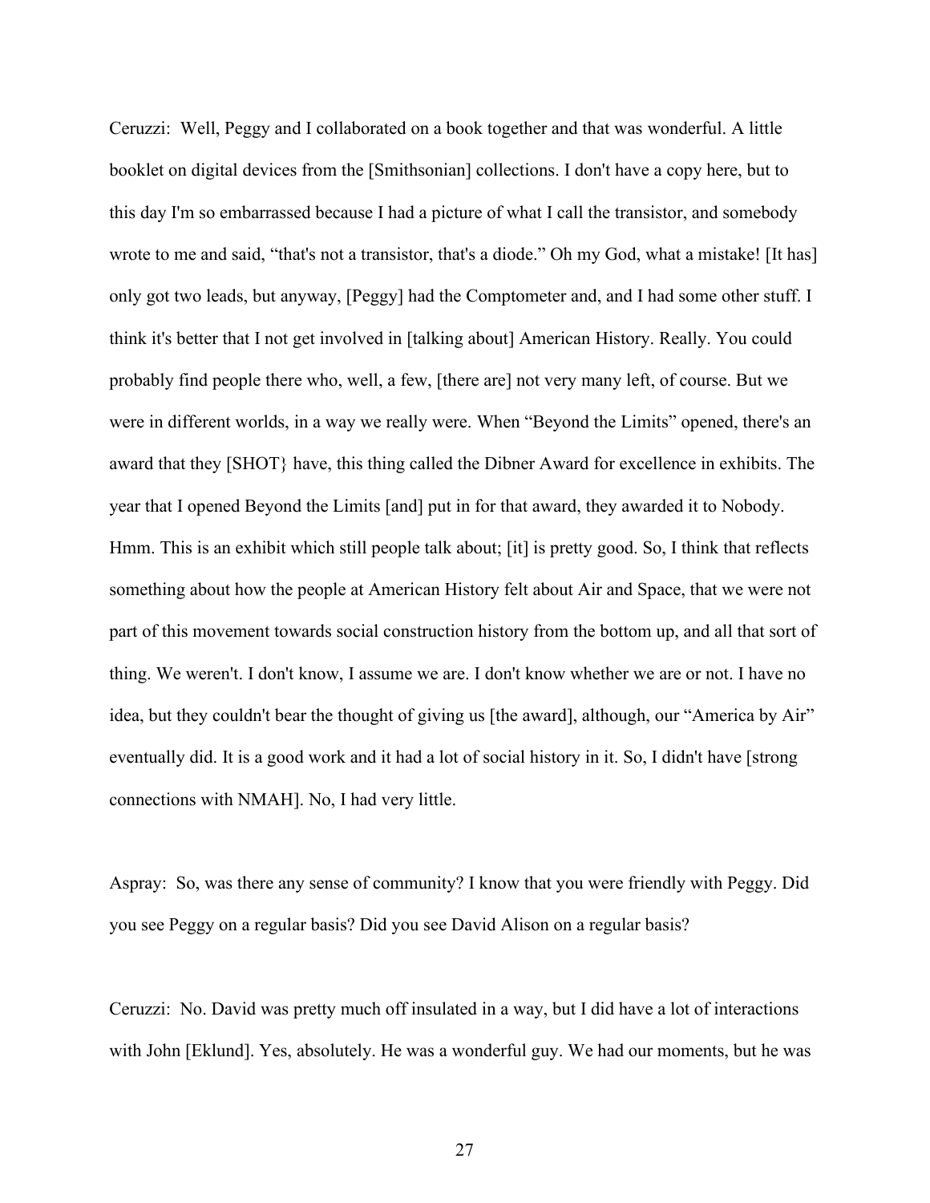Ceruzzi: Well, Peggy and I collaborated on a book together and that was wonderful. A little booklet on digital devices from the [Smithsonian] collections. I don't have a copy here, but to this day I'm so embarrassed because I had a picture of what I call the transistor, and somebody wrote to me and said, "that's not a transistor, that's a diode." Oh my God, what a mistake! [It has] only got two leads, but anyway, [Peggy] had the Comptometer and, and I had some other stuff. I think it's better that I not get involved in [talking about] American History. Really. You could probably find people there who, well, a few, [there are] not very many left, of course. But we were in different worlds, in a way we really were. When "Beyond the Limits" opened, there's an award that they [SHOT} have, this thing called the Dibner Award for excellence in exhibits. The year that I opened Beyond the Limits [and] put in for that award, they awarded it to Nobody. Hmm. This is an exhibit which still people talk about; [it] is pretty good. So, I think that reflects something about how the people at American History felt about Air and Space, that we were not part of this movement towards social construction history from the bottom up, and all that sort of thing. We weren't. I don't know, I assume we are. I don't know whether we are or not. I have no idea, but they couldn't bear the thought of giving us [the award], although, our "America by Air" eventually did. It is a good work and it had a lot of social history in it. So, I didn't have [strong connections with NMAH]. No, I had very little.

Aspray: So, was there any sense of community? I know that you were friendly with Peggy. Did you see Peggy on a regular basis? Did you see David Alison on a regular basis?

Ceruzzi: No. David was pretty much off insulated in a way, but I did have a lot of interactions with John [Eklund]. Yes, absolutely. He was a wonderful guy. We had our moments, but he was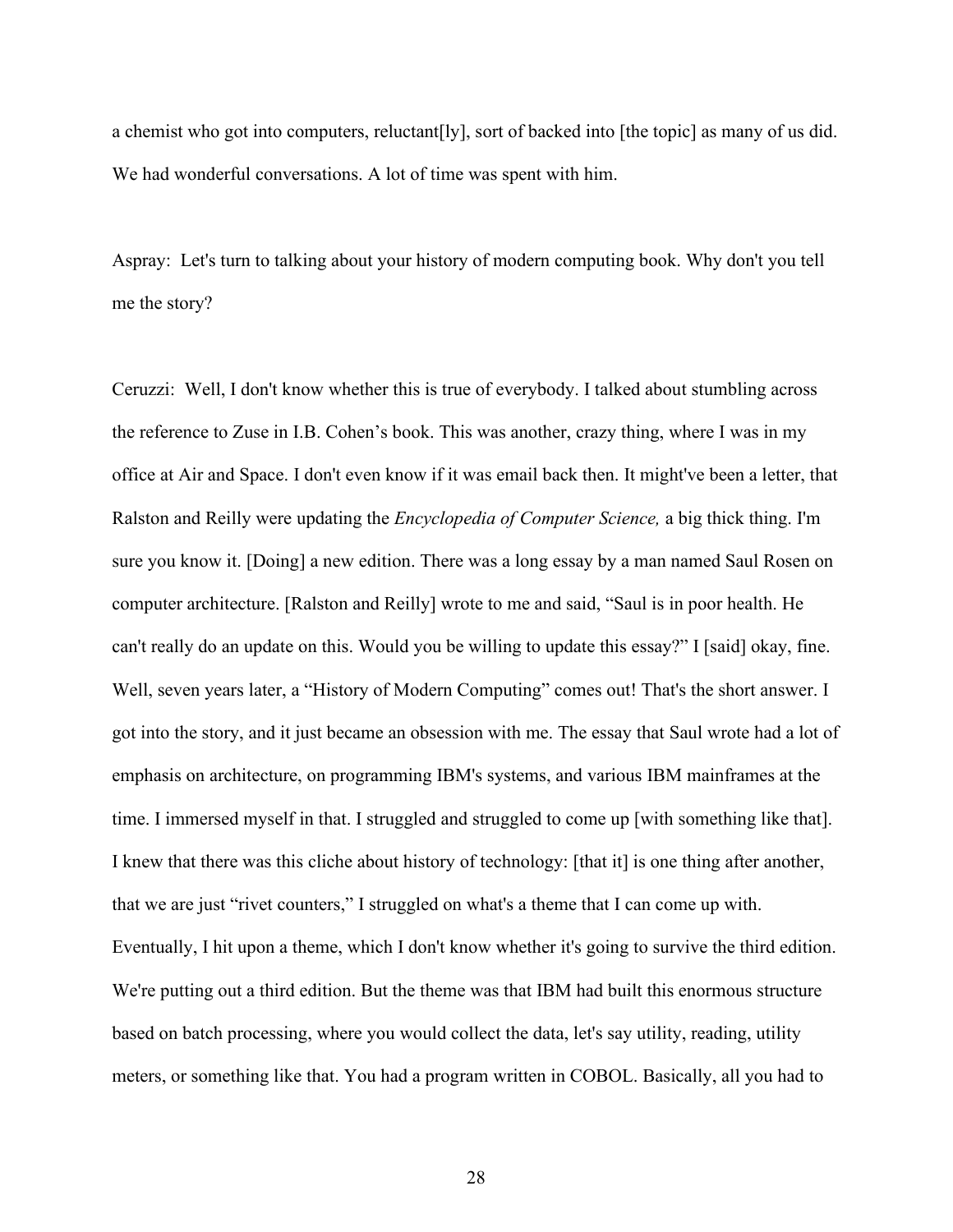a chemist who got into computers, reluctant[ly], sort of backed into [the topic] as many of us did. We had wonderful conversations. A lot of time was spent with him.

Aspray: Let's turn to talking about your history of modern computing book. Why don't you tell me the story?

Ceruzzi: Well, I don't know whether this is true of everybody. I talked about stumbling across the reference to Zuse in I.B. Cohen's book. This was another, crazy thing, where I was in my office at Air and Space. I don't even know if it was email back then. It might've been a letter, that Ralston and Reilly were updating the *Encyclopedia of Computer Science,* a big thick thing. I'm sure you know it. [Doing] a new edition. There was a long essay by a man named Saul Rosen on computer architecture. [Ralston and Reilly] wrote to me and said, "Saul is in poor health. He can't really do an update on this. Would you be willing to update this essay?" I [said] okay, fine. Well, seven years later, a "History of Modern Computing" comes out! That's the short answer. I got into the story, and it just became an obsession with me. The essay that Saul wrote had a lot of emphasis on architecture, on programming IBM's systems, and various IBM mainframes at the time. I immersed myself in that. I struggled and struggled to come up [with something like that]. I knew that there was this cliche about history of technology: [that it] is one thing after another, that we are just "rivet counters," I struggled on what's a theme that I can come up with. Eventually, I hit upon a theme, which I don't know whether it's going to survive the third edition. We're putting out a third edition. But the theme was that IBM had built this enormous structure based on batch processing, where you would collect the data, let's say utility, reading, utility meters, or something like that. You had a program written in COBOL. Basically, all you had to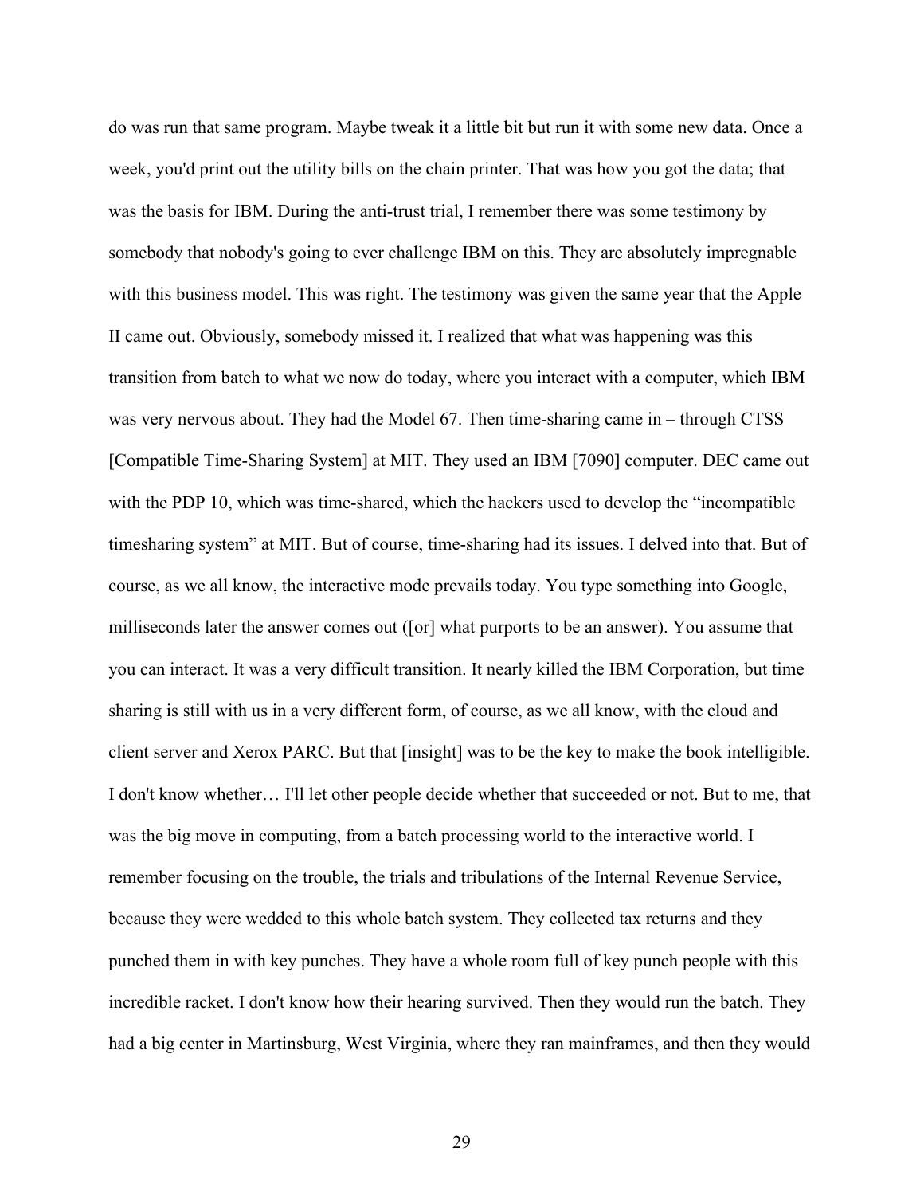do was run that same program. Maybe tweak it a little bit but run it with some new data. Once a week, you'd print out the utility bills on the chain printer. That was how you got the data; that was the basis for IBM. During the anti-trust trial, I remember there was some testimony by somebody that nobody's going to ever challenge IBM on this. They are absolutely impregnable with this business model. This was right. The testimony was given the same year that the Apple II came out. Obviously, somebody missed it. I realized that what was happening was this transition from batch to what we now do today, where you interact with a computer, which IBM was very nervous about. They had the Model 67. Then time-sharing came in – through CTSS [Compatible Time-Sharing System] at MIT. They used an IBM [7090] computer. DEC came out with the PDP 10, which was time-shared, which the hackers used to develop the "incompatible timesharing system" at MIT. But of course, time-sharing had its issues. I delved into that. But of course, as we all know, the interactive mode prevails today. You type something into Google, milliseconds later the answer comes out ([or] what purports to be an answer). You assume that you can interact. It was a very difficult transition. It nearly killed the IBM Corporation, but time sharing is still with us in a very different form, of course, as we all know, with the cloud and client server and Xerox PARC. But that [insight] was to be the key to make the book intelligible. I don't know whether… I'll let other people decide whether that succeeded or not. But to me, that was the big move in computing, from a batch processing world to the interactive world. I remember focusing on the trouble, the trials and tribulations of the Internal Revenue Service, because they were wedded to this whole batch system. They collected tax returns and they punched them in with key punches. They have a whole room full of key punch people with this incredible racket. I don't know how their hearing survived. Then they would run the batch. They had a big center in Martinsburg, West Virginia, where they ran mainframes, and then they would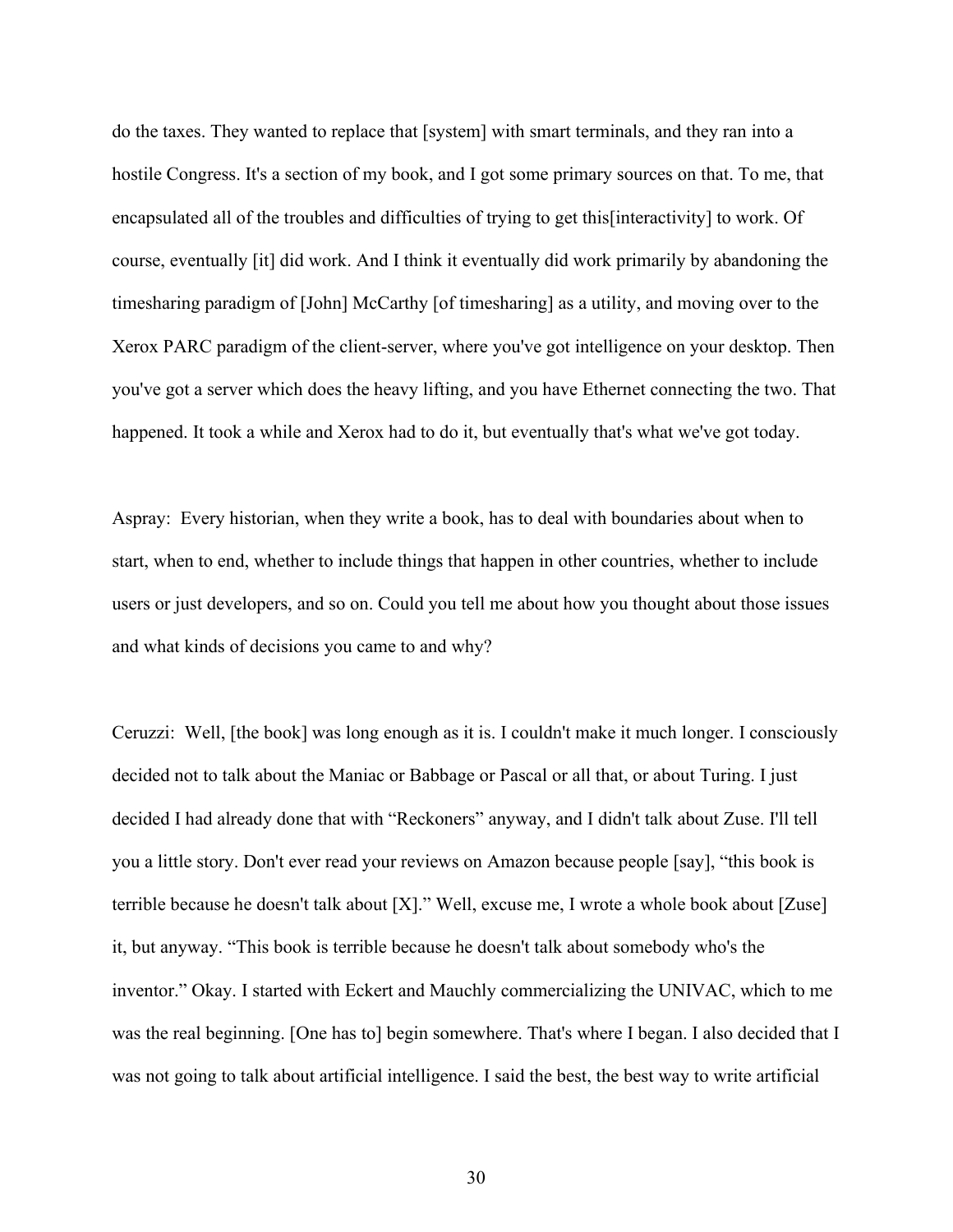do the taxes. They wanted to replace that [system] with smart terminals, and they ran into a hostile Congress. It's a section of my book, and I got some primary sources on that. To me, that encapsulated all of the troubles and difficulties of trying to get this[interactivity] to work. Of course, eventually [it] did work. And I think it eventually did work primarily by abandoning the timesharing paradigm of [John] McCarthy [of timesharing] as a utility, and moving over to the Xerox PARC paradigm of the client-server, where you've got intelligence on your desktop. Then you've got a server which does the heavy lifting, and you have Ethernet connecting the two. That happened. It took a while and Xerox had to do it, but eventually that's what we've got today.

Aspray: Every historian, when they write a book, has to deal with boundaries about when to start, when to end, whether to include things that happen in other countries, whether to include users or just developers, and so on. Could you tell me about how you thought about those issues and what kinds of decisions you came to and why?

Ceruzzi: Well, [the book] was long enough as it is. I couldn't make it much longer. I consciously decided not to talk about the Maniac or Babbage or Pascal or all that, or about Turing. I just decided I had already done that with "Reckoners" anyway, and I didn't talk about Zuse. I'll tell you a little story. Don't ever read your reviews on Amazon because people [say], "this book is terrible because he doesn't talk about [X]." Well, excuse me, I wrote a whole book about [Zuse] it, but anyway. "This book is terrible because he doesn't talk about somebody who's the inventor." Okay. I started with Eckert and Mauchly commercializing the UNIVAC, which to me was the real beginning. [One has to] begin somewhere. That's where I began. I also decided that I was not going to talk about artificial intelligence. I said the best, the best way to write artificial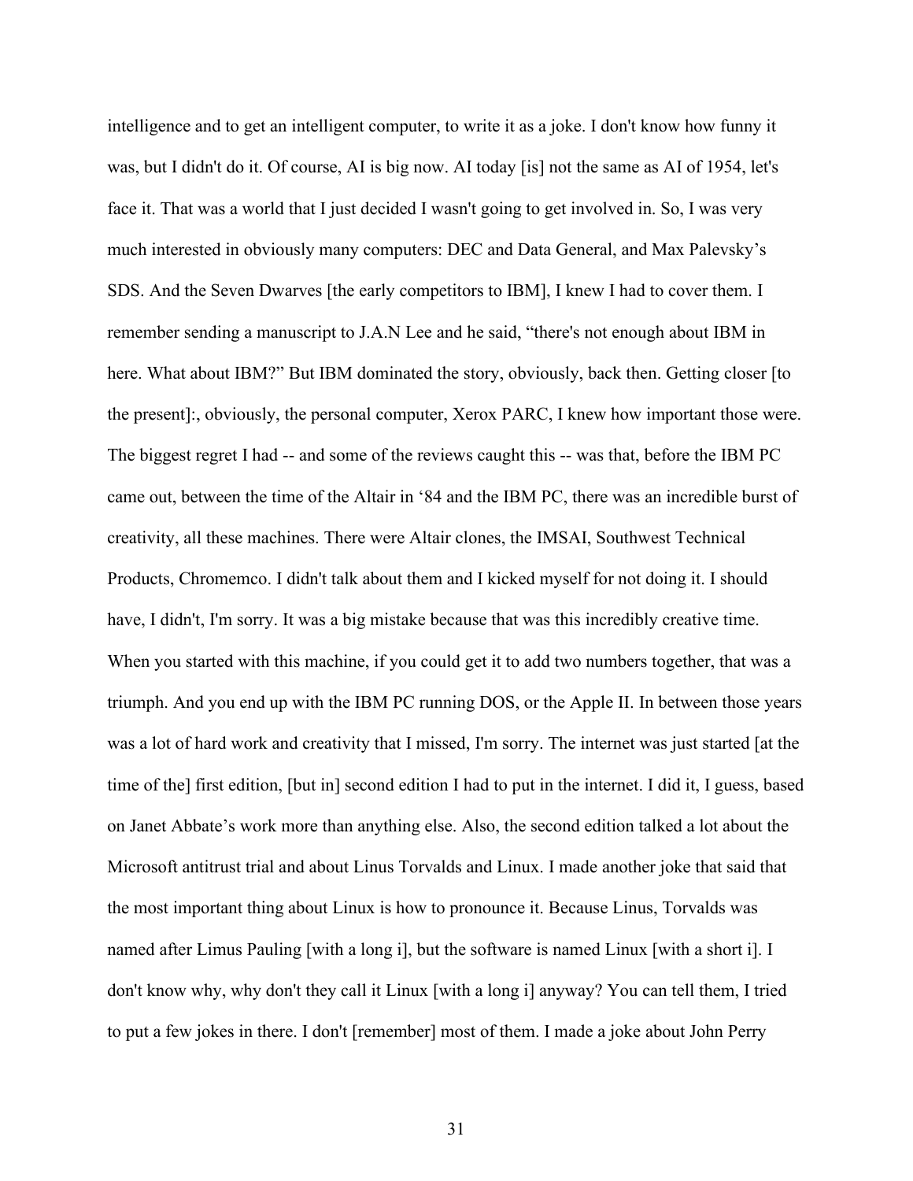intelligence and to get an intelligent computer, to write it as a joke. I don't know how funny it was, but I didn't do it. Of course, AI is big now. AI today [is] not the same as AI of 1954, let's face it. That was a world that I just decided I wasn't going to get involved in. So, I was very much interested in obviously many computers: DEC and Data General, and Max Palevsky's SDS. And the Seven Dwarves [the early competitors to IBM], I knew I had to cover them. I remember sending a manuscript to J.A.N Lee and he said, "there's not enough about IBM in here. What about IBM?" But IBM dominated the story, obviously, back then. Getting closer [to the present]:, obviously, the personal computer, Xerox PARC, I knew how important those were. The biggest regret I had -- and some of the reviews caught this -- was that, before the IBM PC came out, between the time of the Altair in '84 and the IBM PC, there was an incredible burst of creativity, all these machines. There were Altair clones, the IMSAI, Southwest Technical Products, Chromemco. I didn't talk about them and I kicked myself for not doing it. I should have, I didn't, I'm sorry. It was a big mistake because that was this incredibly creative time. When you started with this machine, if you could get it to add two numbers together, that was a triumph. And you end up with the IBM PC running DOS, or the Apple II. In between those years was a lot of hard work and creativity that I missed, I'm sorry. The internet was just started [at the time of the] first edition, [but in] second edition I had to put in the internet. I did it, I guess, based on Janet Abbate's work more than anything else. Also, the second edition talked a lot about the Microsoft antitrust trial and about Linus Torvalds and Linux. I made another joke that said that the most important thing about Linux is how to pronounce it. Because Linus, Torvalds was named after Limus Pauling [with a long i], but the software is named Linux [with a short i]. I don't know why, why don't they call it Linux [with a long i] anyway? You can tell them, I tried to put a few jokes in there. I don't [remember] most of them. I made a joke about John Perry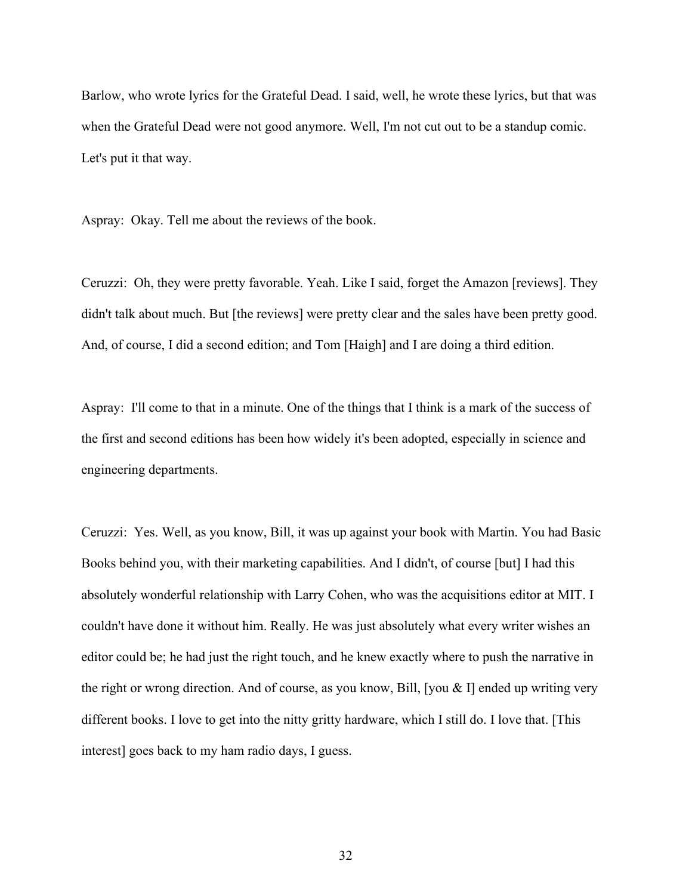Barlow, who wrote lyrics for the Grateful Dead. I said, well, he wrote these lyrics, but that was when the Grateful Dead were not good anymore. Well, I'm not cut out to be a standup comic. Let's put it that way.

Aspray: Okay. Tell me about the reviews of the book.

Ceruzzi: Oh, they were pretty favorable. Yeah. Like I said, forget the Amazon [reviews]. They didn't talk about much. But [the reviews] were pretty clear and the sales have been pretty good. And, of course, I did a second edition; and Tom [Haigh] and I are doing a third edition.

Aspray: I'll come to that in a minute. One of the things that I think is a mark of the success of the first and second editions has been how widely it's been adopted, especially in science and engineering departments.

Ceruzzi: Yes. Well, as you know, Bill, it was up against your book with Martin. You had Basic Books behind you, with their marketing capabilities. And I didn't, of course [but] I had this absolutely wonderful relationship with Larry Cohen, who was the acquisitions editor at MIT. I couldn't have done it without him. Really. He was just absolutely what every writer wishes an editor could be; he had just the right touch, and he knew exactly where to push the narrative in the right or wrong direction. And of course, as you know, Bill, [you & I] ended up writing very different books. I love to get into the nitty gritty hardware, which I still do. I love that. [This interest] goes back to my ham radio days, I guess.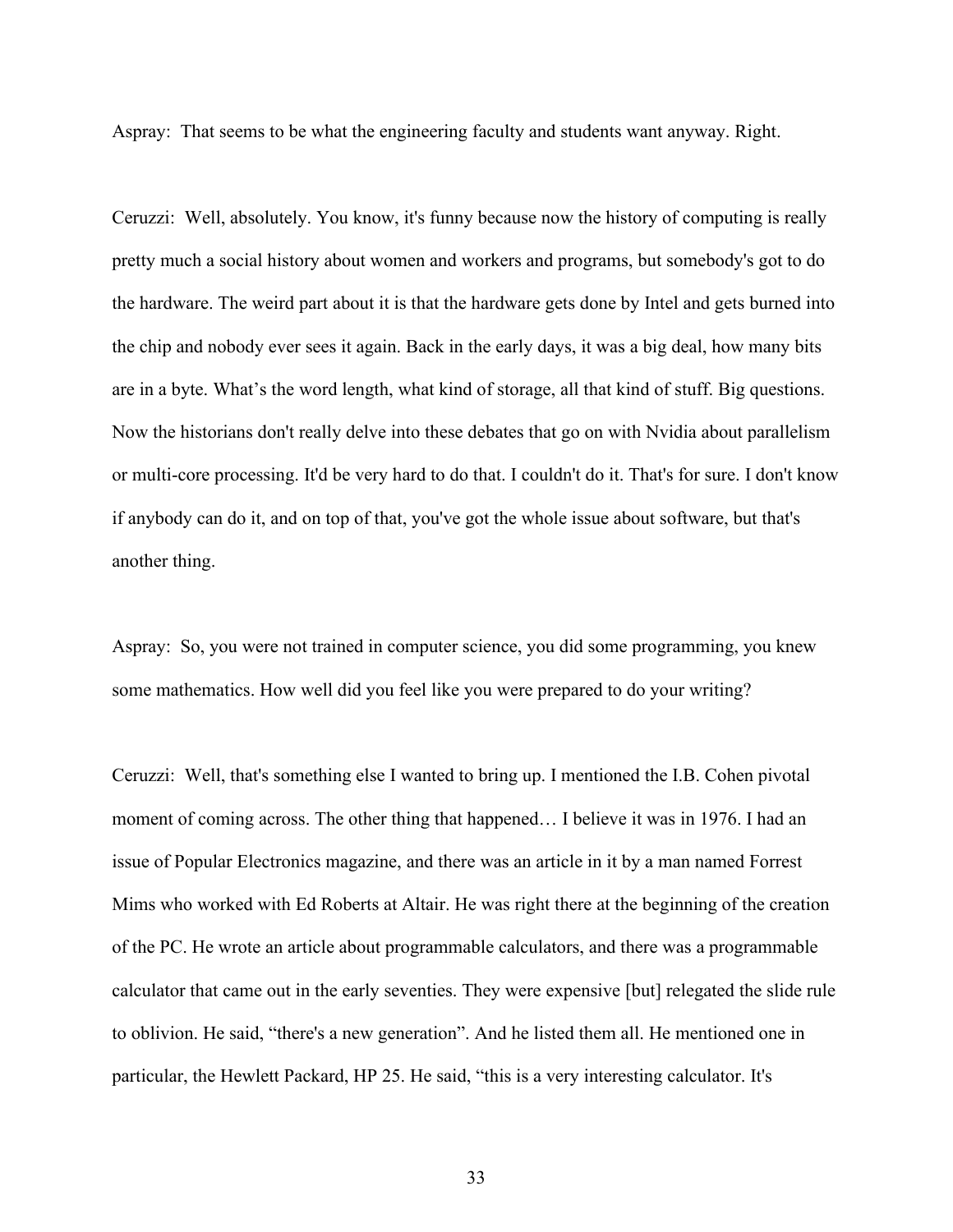Aspray: That seems to be what the engineering faculty and students want anyway. Right.

Ceruzzi: Well, absolutely. You know, it's funny because now the history of computing is really pretty much a social history about women and workers and programs, but somebody's got to do the hardware. The weird part about it is that the hardware gets done by Intel and gets burned into the chip and nobody ever sees it again. Back in the early days, it was a big deal, how many bits are in a byte. What's the word length, what kind of storage, all that kind of stuff. Big questions. Now the historians don't really delve into these debates that go on with Nvidia about parallelism or multi-core processing. It'd be very hard to do that. I couldn't do it. That's for sure. I don't know if anybody can do it, and on top of that, you've got the whole issue about software, but that's another thing.

Aspray: So, you were not trained in computer science, you did some programming, you knew some mathematics. How well did you feel like you were prepared to do your writing?

Ceruzzi: Well, that's something else I wanted to bring up. I mentioned the I.B. Cohen pivotal moment of coming across. The other thing that happened… I believe it was in 1976. I had an issue of Popular Electronics magazine, and there was an article in it by a man named Forrest Mims who worked with Ed Roberts at Altair. He was right there at the beginning of the creation of the PC. He wrote an article about programmable calculators, and there was a programmable calculator that came out in the early seventies. They were expensive [but] relegated the slide rule to oblivion. He said, "there's a new generation". And he listed them all. He mentioned one in particular, the Hewlett Packard, HP 25. He said, "this is a very interesting calculator. It's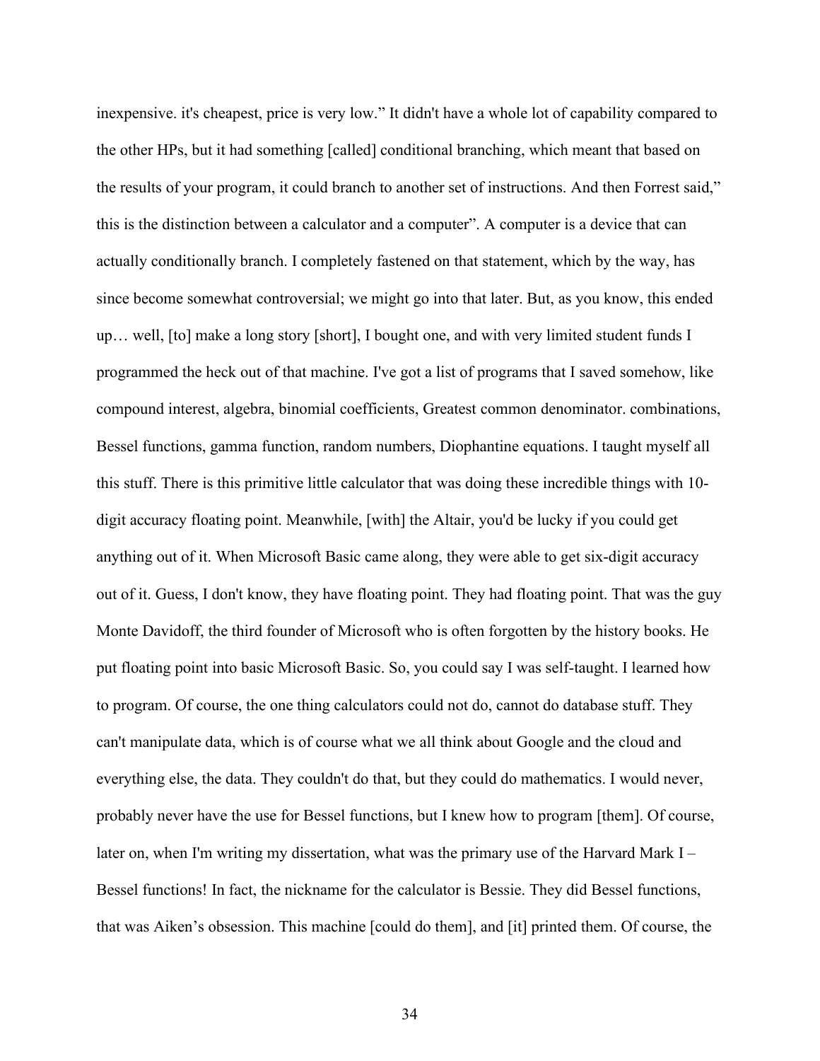inexpensive. it's cheapest, price is very low." It didn't have a whole lot of capability compared to the other HPs, but it had something [called] conditional branching, which meant that based on the results of your program, it could branch to another set of instructions. And then Forrest said," this is the distinction between a calculator and a computer". A computer is a device that can actually conditionally branch. I completely fastened on that statement, which by the way, has since become somewhat controversial; we might go into that later. But, as you know, this ended up… well, [to] make a long story [short], I bought one, and with very limited student funds I programmed the heck out of that machine. I've got a list of programs that I saved somehow, like compound interest, algebra, binomial coefficients, Greatest common denominator. combinations, Bessel functions, gamma function, random numbers, Diophantine equations. I taught myself all this stuff. There is this primitive little calculator that was doing these incredible things with 10-digit accuracy floating point. Meanwhile, [with] the Altair, you'd be lucky if you could get anything out of it. When Microsoft Basic came along, they were able to get six-digit accuracy out of it. Guess, I don't know, they have floating point. They had floating point. That was the guy Monte Davidoff, the third founder of Microsoft who is often forgotten by the history books. He put floating point into basic Microsoft Basic. So, you could say I was self-taught. I learned how to program. Of course, the one thing calculators could not do, cannot do database stuff. They can't manipulate data, which is of course what we all think about Google and the cloud and everything else, the data. They couldn't do that, but they could do mathematics. I would never, probably never have the use for Bessel functions, but I knew how to program [them]. Of course, later on, when I'm writing my dissertation, what was the primary use of the Harvard Mark I – Bessel functions! In fact, the nickname for the calculator is Bessie. They did Bessel functions, that was Aiken's obsession. This machine [could do them], and [it] printed them. Of course, the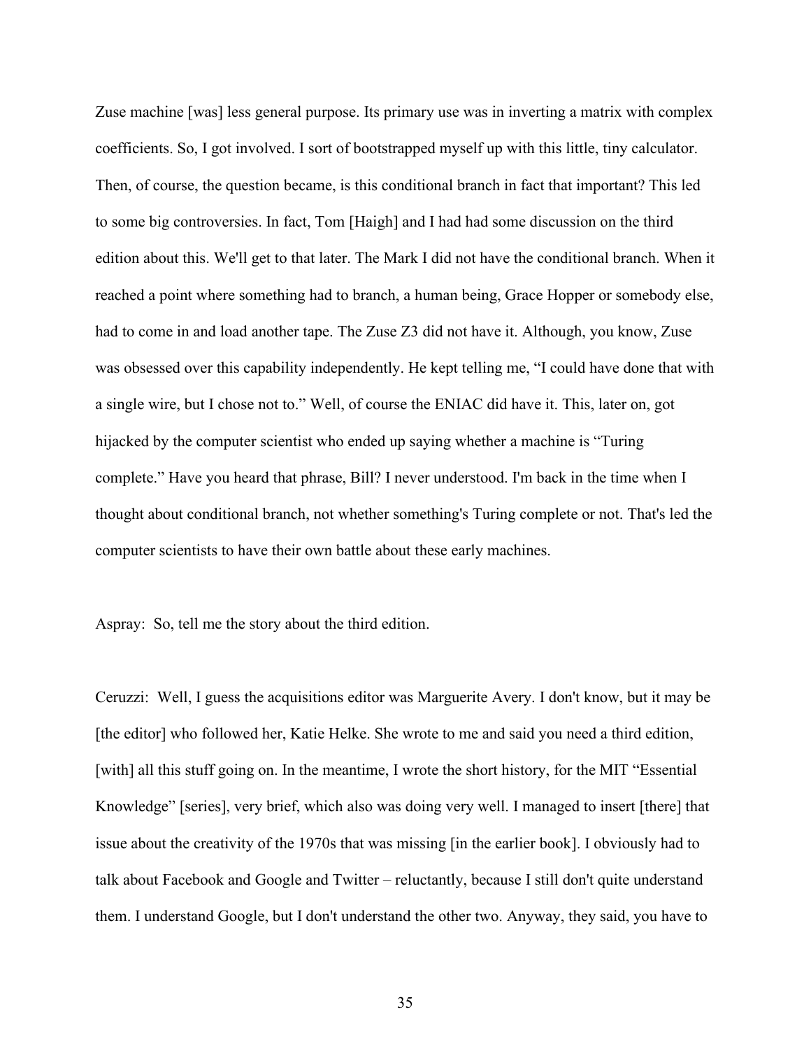Zuse machine [was] less general purpose. Its primary use was in inverting a matrix with complex coefficients. So, I got involved. I sort of bootstrapped myself up with this little, tiny calculator. Then, of course, the question became, is this conditional branch in fact that important? This led to some big controversies. In fact, Tom [Haigh] and I had had some discussion on the third edition about this. We'll get to that later. The Mark I did not have the conditional branch. When it reached a point where something had to branch, a human being, Grace Hopper or somebody else, had to come in and load another tape. The Zuse Z3 did not have it. Although, you know, Zuse was obsessed over this capability independently. He kept telling me, "I could have done that with a single wire, but I chose not to." Well, of course the ENIAC did have it. This, later on, got hijacked by the computer scientist who ended up saying whether a machine is "Turing complete." Have you heard that phrase, Bill? I never understood. I'm back in the time when I thought about conditional branch, not whether something's Turing complete or not. That's led the computer scientists to have their own battle about these early machines.

Aspray: So, tell me the story about the third edition.

Ceruzzi: Well, I guess the acquisitions editor was Marguerite Avery. I don't know, but it may be [the editor] who followed her, Katie Helke. She wrote to me and said you need a third edition, [with] all this stuff going on. In the meantime, I wrote the short history, for the MIT "Essential Knowledge" [series], very brief, which also was doing very well. I managed to insert [there] that issue about the creativity of the 1970s that was missing [in the earlier book]. I obviously had to talk about Facebook and Google and Twitter – reluctantly, because I still don't quite understand them. I understand Google, but I don't understand the other two. Anyway, they said, you have to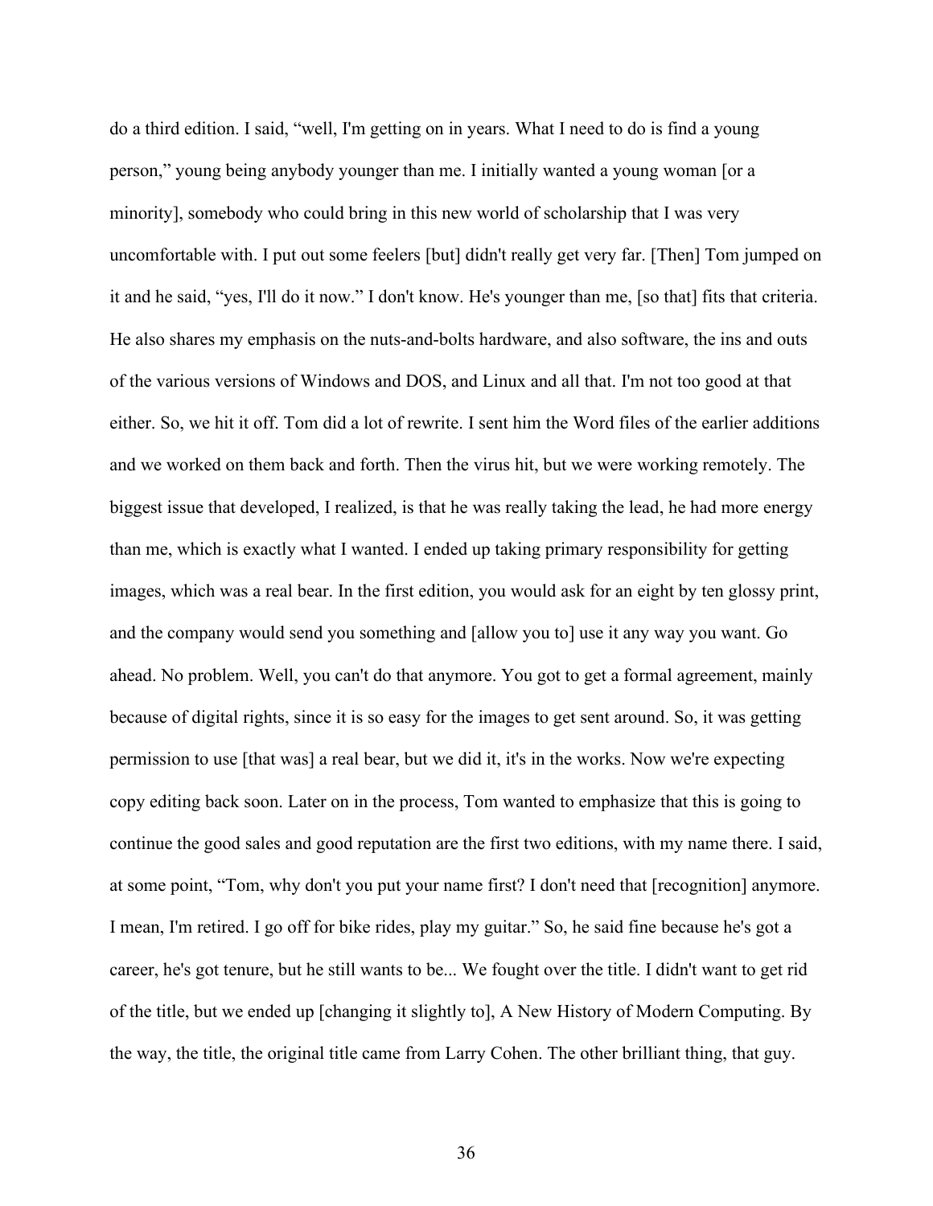do a third edition. I said, "well, I'm getting on in years. What I need to do is find a young person," young being anybody younger than me. I initially wanted a young woman [or a minority], somebody who could bring in this new world of scholarship that I was very uncomfortable with. I put out some feelers [but] didn't really get very far. [Then] Tom jumped on it and he said, "yes, I'll do it now." I don't know. He's younger than me, [so that] fits that criteria. He also shares my emphasis on the nuts-and-bolts hardware, and also software, the ins and outs of the various versions of Windows and DOS, and Linux and all that. I'm not too good at that either. So, we hit it off. Tom did a lot of rewrite. I sent him the Word files of the earlier additions and we worked on them back and forth. Then the virus hit, but we were working remotely. The biggest issue that developed, I realized, is that he was really taking the lead, he had more energy than me, which is exactly what I wanted. I ended up taking primary responsibility for getting images, which was a real bear. In the first edition, you would ask for an eight by ten glossy print, and the company would send you something and [allow you to] use it any way you want. Go ahead. No problem. Well, you can't do that anymore. You got to get a formal agreement, mainly because of digital rights, since it is so easy for the images to get sent around. So, it was getting permission to use [that was] a real bear, but we did it, it's in the works. Now we're expecting copy editing back soon. Later on in the process, Tom wanted to emphasize that this is going to continue the good sales and good reputation are the first two editions, with my name there. I said, at some point, "Tom, why don't you put your name first? I don't need that [recognition] anymore. I mean, I'm retired. I go off for bike rides, play my guitar." So, he said fine because he's got a career, he's got tenure, but he still wants to be... We fought over the title. I didn't want to get rid of the title, but we ended up [changing it slightly to], A New History of Modern Computing. By the way, the title, the original title came from Larry Cohen. The other brilliant thing, that guy.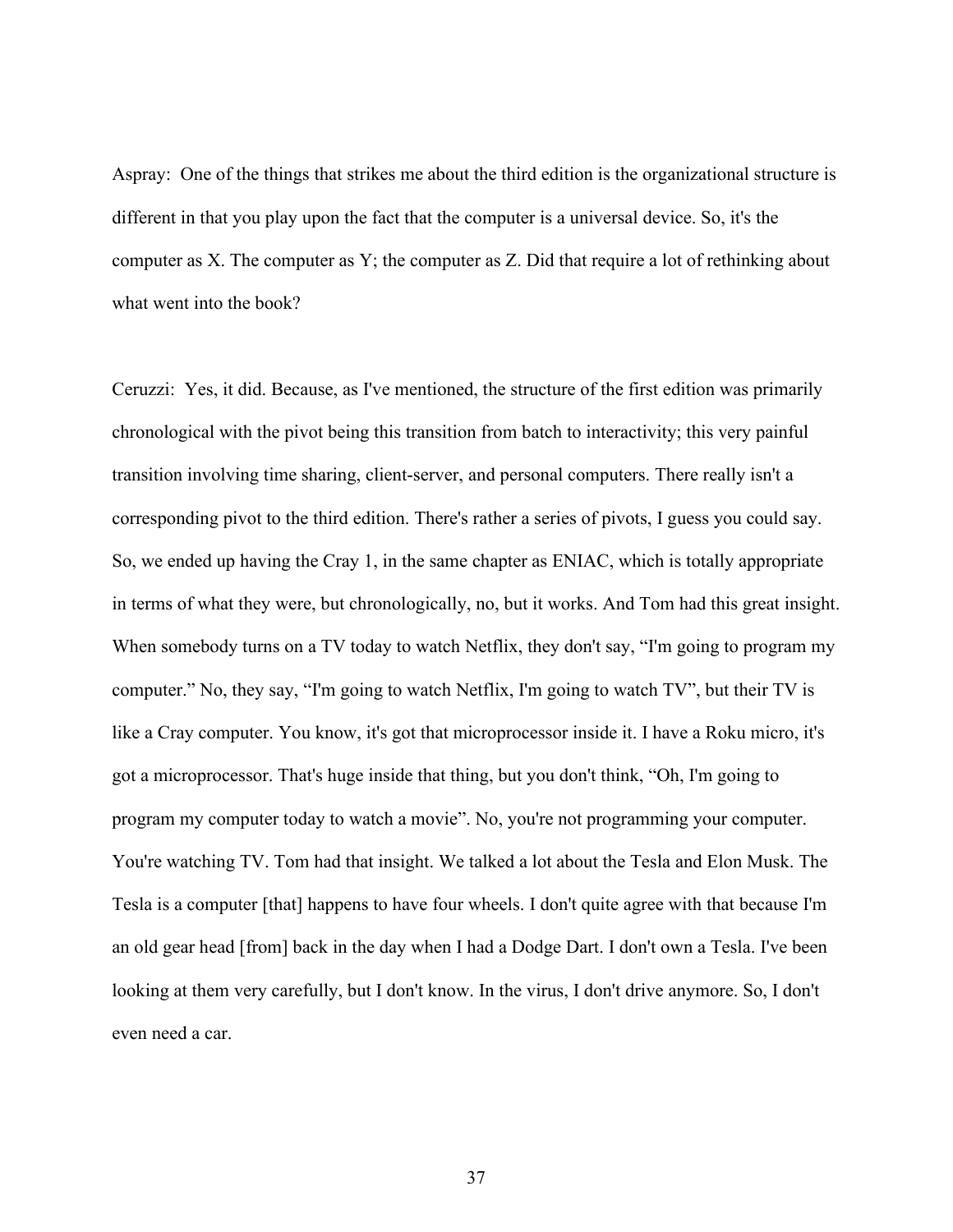Aspray: One of the things that strikes me about the third edition is the organizational structure is different in that you play upon the fact that the computer is a universal device. So, it's the computer as X. The computer as Y; the computer as Z. Did that require a lot of rethinking about what went into the book?

Ceruzzi: Yes, it did. Because, as I've mentioned, the structure of the first edition was primarily chronological with the pivot being this transition from batch to interactivity; this very painful transition involving time sharing, client-server, and personal computers. There really isn't a corresponding pivot to the third edition. There's rather a series of pivots, I guess you could say. So, we ended up having the Cray 1, in the same chapter as ENIAC, which is totally appropriate in terms of what they were, but chronologically, no, but it works. And Tom had this great insight. When somebody turns on a TV today to watch Netflix, they don't say, "I'm going to program my computer." No, they say, "I'm going to watch Netflix, I'm going to watch TV", but their TV is like a Cray computer. You know, it's got that microprocessor inside it. I have a Roku micro, it's got a microprocessor. That's huge inside that thing, but you don't think, "Oh, I'm going to program my computer today to watch a movie". No, you're not programming your computer. You're watching TV. Tom had that insight. We talked a lot about the Tesla and Elon Musk. The Tesla is a computer [that] happens to have four wheels. I don't quite agree with that because I'm an old gear head [from] back in the day when I had a Dodge Dart. I don't own a Tesla. I've been looking at them very carefully, but I don't know. In the virus, I don't drive anymore. So, I don't even need a car.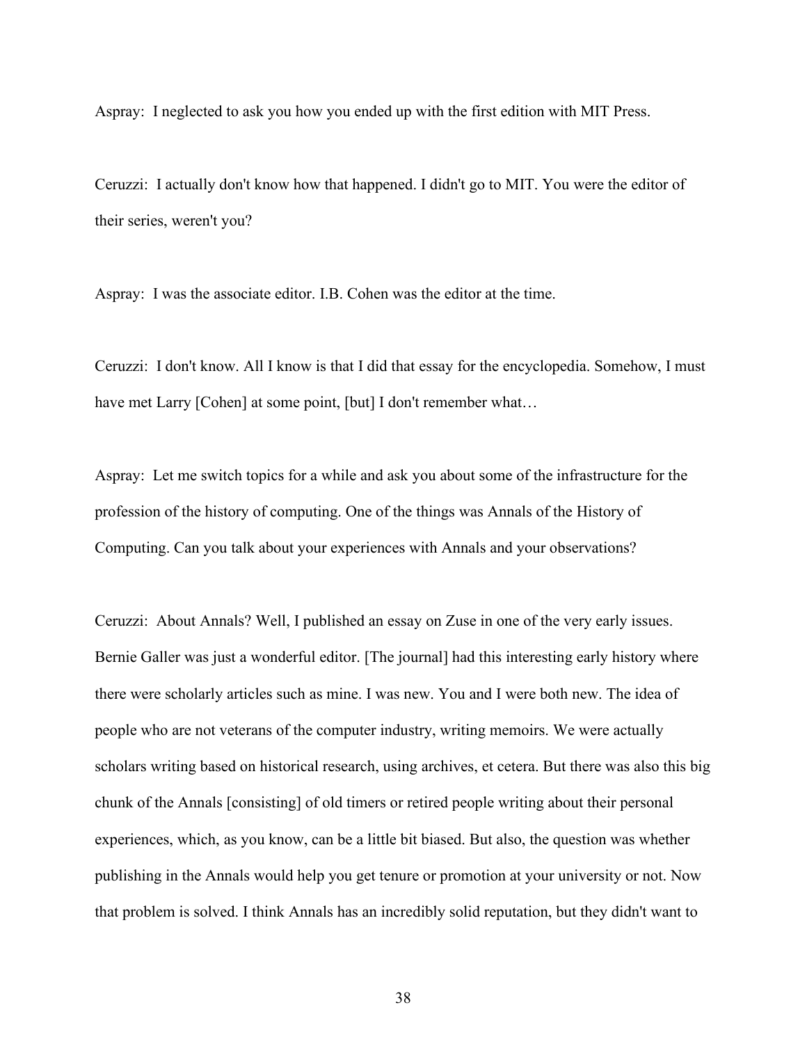Aspray: I neglected to ask you how you ended up with the first edition with MIT Press.

Ceruzzi: I actually don't know how that happened. I didn't go to MIT. You were the editor of their series, weren't you?

Aspray: I was the associate editor. I.B. Cohen was the editor at the time.

Ceruzzi: I don't know. All I know is that I did that essay for the encyclopedia. Somehow, I must have met Larry [Cohen] at some point, [but] I don't remember what…

Aspray: Let me switch topics for a while and ask you about some of the infrastructure for the profession of the history of computing. One of the things was Annals of the History of Computing. Can you talk about your experiences with Annals and your observations?

Ceruzzi: About Annals? Well, I published an essay on Zuse in one of the very early issues. Bernie Galler was just a wonderful editor. [The journal] had this interesting early history where there were scholarly articles such as mine. I was new. You and I were both new. The idea of people who are not veterans of the computer industry, writing memoirs. We were actually scholars writing based on historical research, using archives, et cetera. But there was also this big chunk of the Annals [consisting] of old timers or retired people writing about their personal experiences, which, as you know, can be a little bit biased. But also, the question was whether publishing in the Annals would help you get tenure or promotion at your university or not. Now that problem is solved. I think Annals has an incredibly solid reputation, but they didn't want to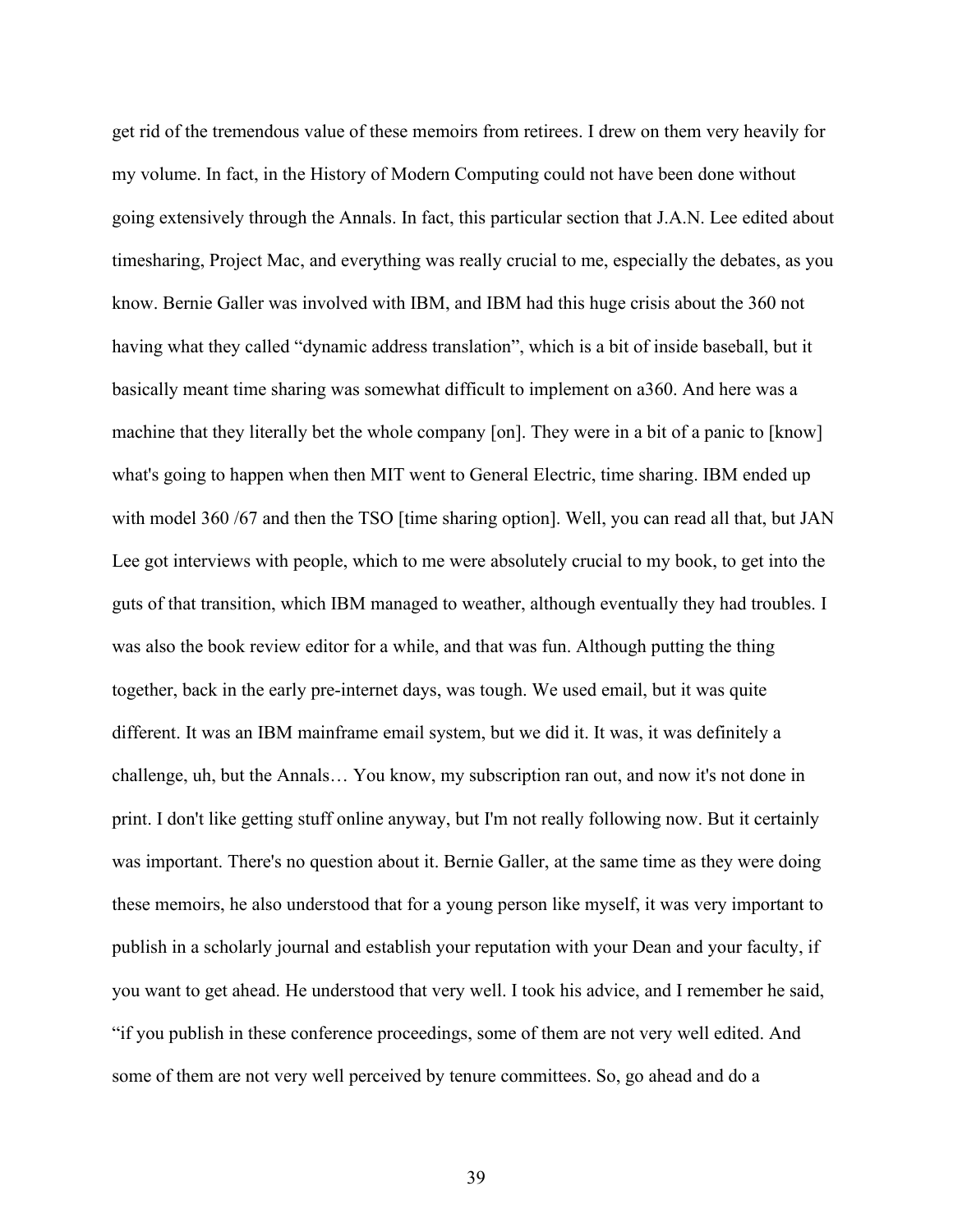get rid of the tremendous value of these memoirs from retirees. I drew on them very heavily for my volume. In fact, in the History of Modern Computing could not have been done without going extensively through the Annals. In fact, this particular section that J.A.N. Lee edited about timesharing, Project Mac, and everything was really crucial to me, especially the debates, as you know. Bernie Galler was involved with IBM, and IBM had this huge crisis about the 360 not having what they called "dynamic address translation", which is a bit of inside baseball, but it basically meant time sharing was somewhat difficult to implement on a360. And here was a machine that they literally bet the whole company [on]. They were in a bit of a panic to [know] what's going to happen when then MIT went to General Electric, time sharing. IBM ended up with model 360 /67 and then the TSO [time sharing option]. Well, you can read all that, but JAN Lee got interviews with people, which to me were absolutely crucial to my book, to get into the guts of that transition, which IBM managed to weather, although eventually they had troubles. I was also the book review editor for a while, and that was fun. Although putting the thing together, back in the early pre-internet days, was tough. We used email, but it was quite different. It was an IBM mainframe email system, but we did it. It was, it was definitely a challenge, uh, but the Annals… You know, my subscription ran out, and now it's not done in print. I don't like getting stuff online anyway, but I'm not really following now. But it certainly was important. There's no question about it. Bernie Galler, at the same time as they were doing these memoirs, he also understood that for a young person like myself, it was very important to publish in a scholarly journal and establish your reputation with your Dean and your faculty, if you want to get ahead. He understood that very well. I took his advice, and I remember he said, "if you publish in these conference proceedings, some of them are not very well edited. And some of them are not very well perceived by tenure committees. So, go ahead and do a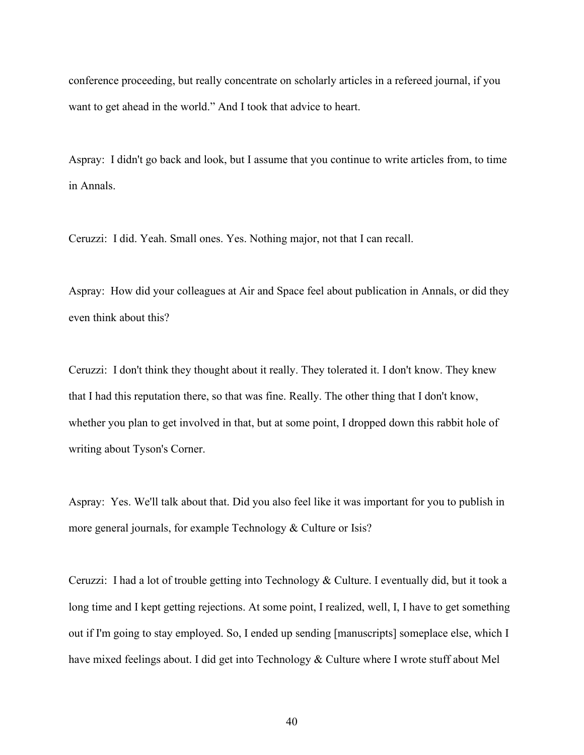conference proceeding, but really concentrate on scholarly articles in a refereed journal, if you want to get ahead in the world." And I took that advice to heart.

Aspray: I didn't go back and look, but I assume that you continue to write articles from, to time in Annals.

Ceruzzi: I did. Yeah. Small ones. Yes. Nothing major, not that I can recall.

Aspray: How did your colleagues at Air and Space feel about publication in Annals, or did they even think about this?

Ceruzzi: I don't think they thought about it really. They tolerated it. I don't know. They knew that I had this reputation there, so that was fine. Really. The other thing that I don't know, whether you plan to get involved in that, but at some point, I dropped down this rabbit hole of writing about Tyson's Corner.

Aspray: Yes. We'll talk about that. Did you also feel like it was important for you to publish in more general journals, for example Technology & Culture or Isis?

Ceruzzi: I had a lot of trouble getting into Technology & Culture. I eventually did, but it took a long time and I kept getting rejections. At some point, I realized, well, I, I have to get something out if I'm going to stay employed. So, I ended up sending [manuscripts] someplace else, which I have mixed feelings about. I did get into Technology & Culture where I wrote stuff about Mel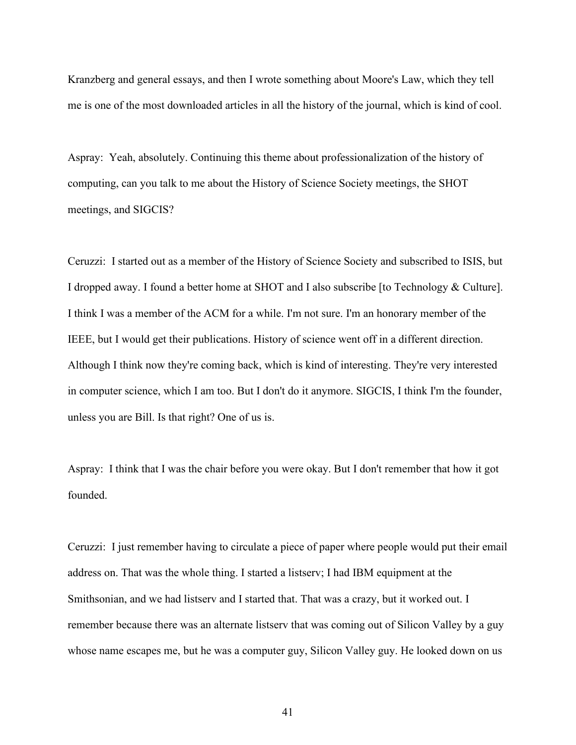Kranzberg and general essays, and then I wrote something about Moore's Law, which they tell me is one of the most downloaded articles in all the history of the journal, which is kind of cool.

Aspray: Yeah, absolutely. Continuing this theme about professionalization of the history of computing, can you talk to me about the History of Science Society meetings, the SHOT meetings, and SIGCIS?

Ceruzzi: I started out as a member of the History of Science Society and subscribed to ISIS, but I dropped away. I found a better home at SHOT and I also subscribe [to Technology & Culture]. I think I was a member of the ACM for a while. I'm not sure. I'm an honorary member of the IEEE, but I would get their publications. History of science went off in a different direction. Although I think now they're coming back, which is kind of interesting. They're very interested in computer science, which I am too. But I don't do it anymore. SIGCIS, I think I'm the founder, unless you are Bill. Is that right? One of us is.

Aspray: I think that I was the chair before you were okay. But I don't remember that how it got founded.

Ceruzzi: I just remember having to circulate a piece of paper where people would put their email address on. That was the whole thing. I started a listserv; I had IBM equipment at the Smithsonian, and we had listserv and I started that. That was a crazy, but it worked out. I remember because there was an alternate listserv that was coming out of Silicon Valley by a guy whose name escapes me, but he was a computer guy, Silicon Valley guy. He looked down on us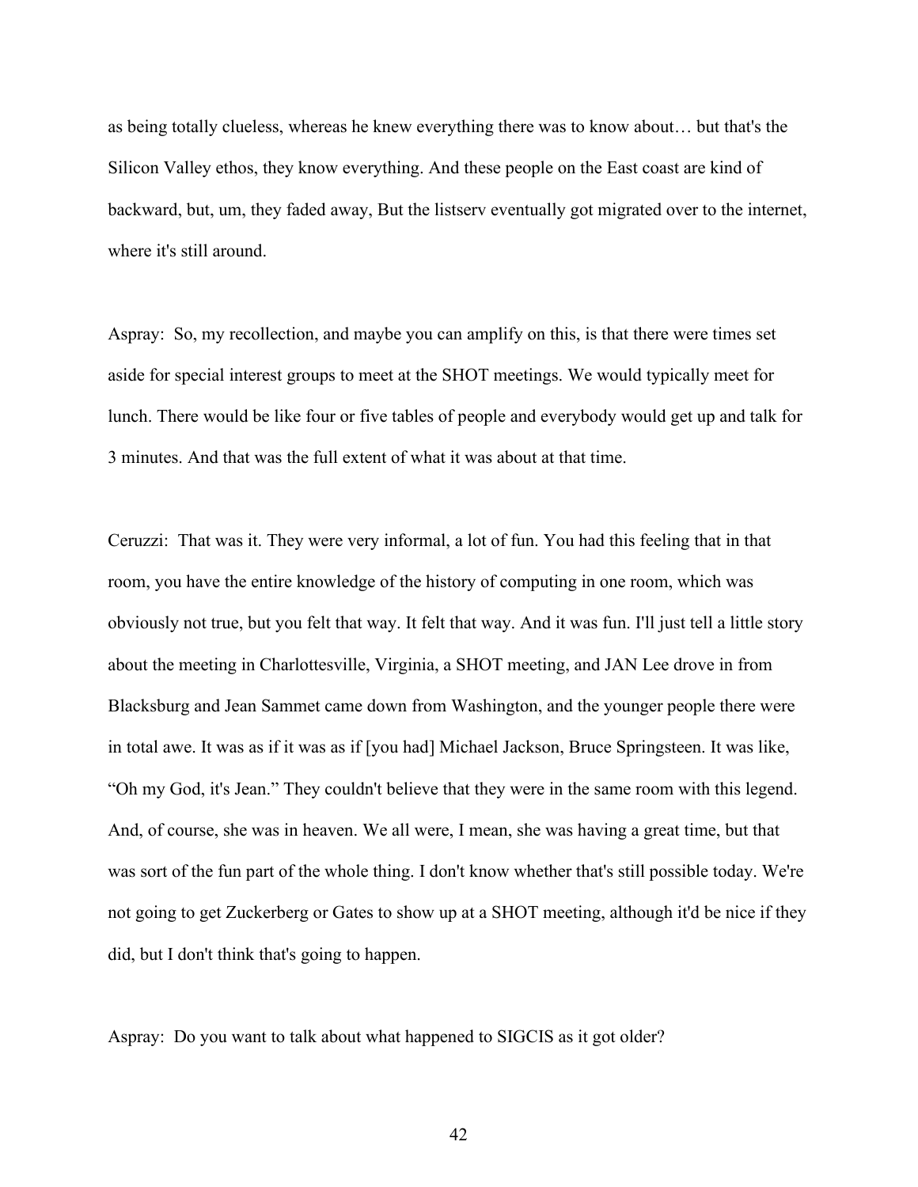as being totally clueless, whereas he knew everything there was to know about… but that's the Silicon Valley ethos, they know everything. And these people on the East coast are kind of backward, but, um, they faded away, But the listserv eventually got migrated over to the internet, where it's still around.

Aspray: So, my recollection, and maybe you can amplify on this, is that there were times set aside for special interest groups to meet at the SHOT meetings. We would typically meet for lunch. There would be like four or five tables of people and everybody would get up and talk for 3 minutes. And that was the full extent of what it was about at that time.

Ceruzzi: That was it. They were very informal, a lot of fun. You had this feeling that in that room, you have the entire knowledge of the history of computing in one room, which was obviously not true, but you felt that way. It felt that way. And it was fun. I'll just tell a little story about the meeting in Charlottesville, Virginia, a SHOT meeting, and JAN Lee drove in from Blacksburg and Jean Sammet came down from Washington, and the younger people there were in total awe. It was as if it was as if [you had] Michael Jackson, Bruce Springsteen. It was like, "Oh my God, it's Jean." They couldn't believe that they were in the same room with this legend. And, of course, she was in heaven. We all were, I mean, she was having a great time, but that was sort of the fun part of the whole thing. I don't know whether that's still possible today. We're not going to get Zuckerberg or Gates to show up at a SHOT meeting, although it'd be nice if they did, but I don't think that's going to happen.

Aspray: Do you want to talk about what happened to SIGCIS as it got older?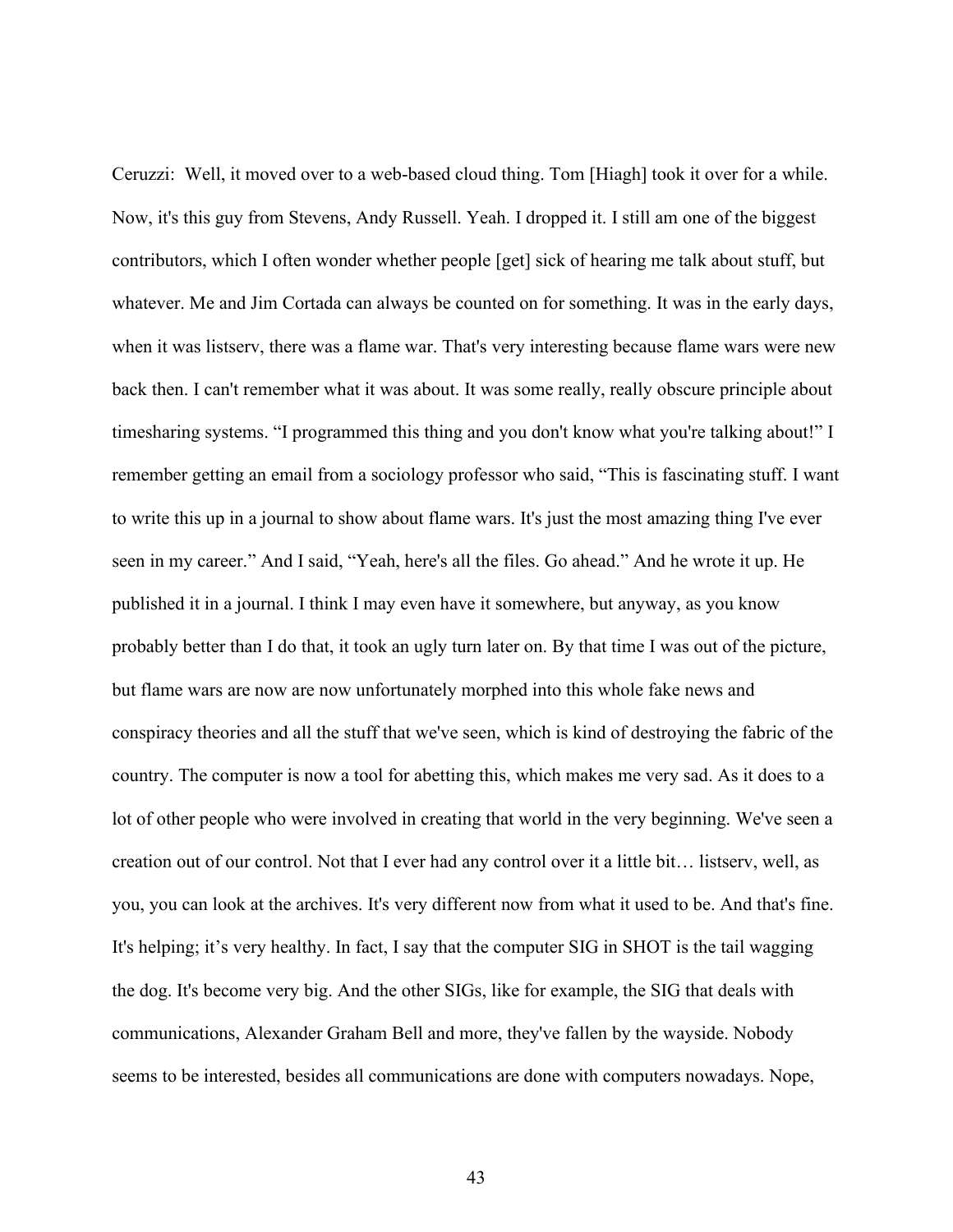Ceruzzi: Well, it moved over to a web-based cloud thing. Tom [Hiagh] took it over for a while. Now, it's this guy from Stevens, Andy Russell. Yeah. I dropped it. I still am one of the biggest contributors, which I often wonder whether people [get] sick of hearing me talk about stuff, but whatever. Me and Jim Cortada can always be counted on for something. It was in the early days, when it was listserv, there was a flame war. That's very interesting because flame wars were new back then. I can't remember what it was about. It was some really, really obscure principle about timesharing systems. "I programmed this thing and you don't know what you're talking about!" I remember getting an email from a sociology professor who said, "This is fascinating stuff. I want to write this up in a journal to show about flame wars. It's just the most amazing thing I've ever seen in my career." And I said, "Yeah, here's all the files. Go ahead." And he wrote it up. He published it in a journal. I think I may even have it somewhere, but anyway, as you know probably better than I do that, it took an ugly turn later on. By that time I was out of the picture, but flame wars are now are now unfortunately morphed into this whole fake news and conspiracy theories and all the stuff that we've seen, which is kind of destroying the fabric of the country. The computer is now a tool for abetting this, which makes me very sad. As it does to a lot of other people who were involved in creating that world in the very beginning. We've seen a creation out of our control. Not that I ever had any control over it a little bit… listserv, well, as you, you can look at the archives. It's very different now from what it used to be. And that's fine. It's helping; it's very healthy. In fact, I say that the computer SIG in SHOT is the tail wagging the dog. It's become very big. And the other SIGs, like for example, the SIG that deals with communications, Alexander Graham Bell and more, they've fallen by the wayside. Nobody seems to be interested, besides all communications are done with computers nowadays. Nope,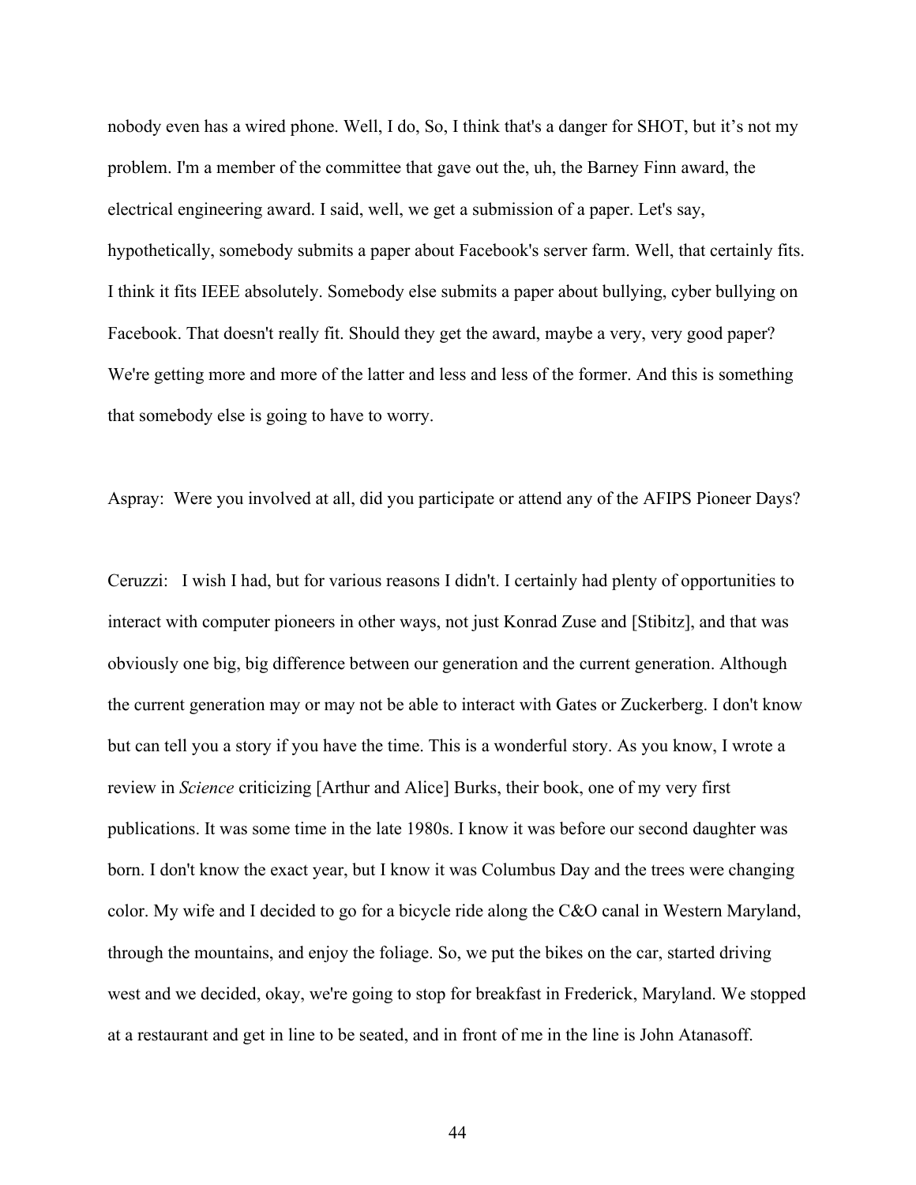nobody even has a wired phone. Well, I do, So, I think that's a danger for SHOT, but it's not my problem. I'm a member of the committee that gave out the, uh, the Barney Finn award, the electrical engineering award. I said, well, we get a submission of a paper. Let's say, hypothetically, somebody submits a paper about Facebook's server farm. Well, that certainly fits. I think it fits IEEE absolutely. Somebody else submits a paper about bullying, cyber bullying on Facebook. That doesn't really fit. Should they get the award, maybe a very, very good paper? We're getting more and more of the latter and less and less of the former. And this is something that somebody else is going to have to worry.

Aspray: Were you involved at all, did you participate or attend any of the AFIPS Pioneer Days?

Ceruzzi: I wish I had, but for various reasons I didn't. I certainly had plenty of opportunities to interact with computer pioneers in other ways, not just Konrad Zuse and [Stibitz], and that was obviously one big, big difference between our generation and the current generation. Although the current generation may or may not be able to interact with Gates or Zuckerberg. I don't know but can tell you a story if you have the time. This is a wonderful story. As you know, I wrote a review in *Science* criticizing [Arthur and Alice] Burks, their book, one of my very first publications. It was some time in the late 1980s. I know it was before our second daughter was born. I don't know the exact year, but I know it was Columbus Day and the trees were changing color. My wife and I decided to go for a bicycle ride along the C&O canal in Western Maryland, through the mountains, and enjoy the foliage. So, we put the bikes on the car, started driving west and we decided, okay, we're going to stop for breakfast in Frederick, Maryland. We stopped at a restaurant and get in line to be seated, and in front of me in the line is John Atanasoff.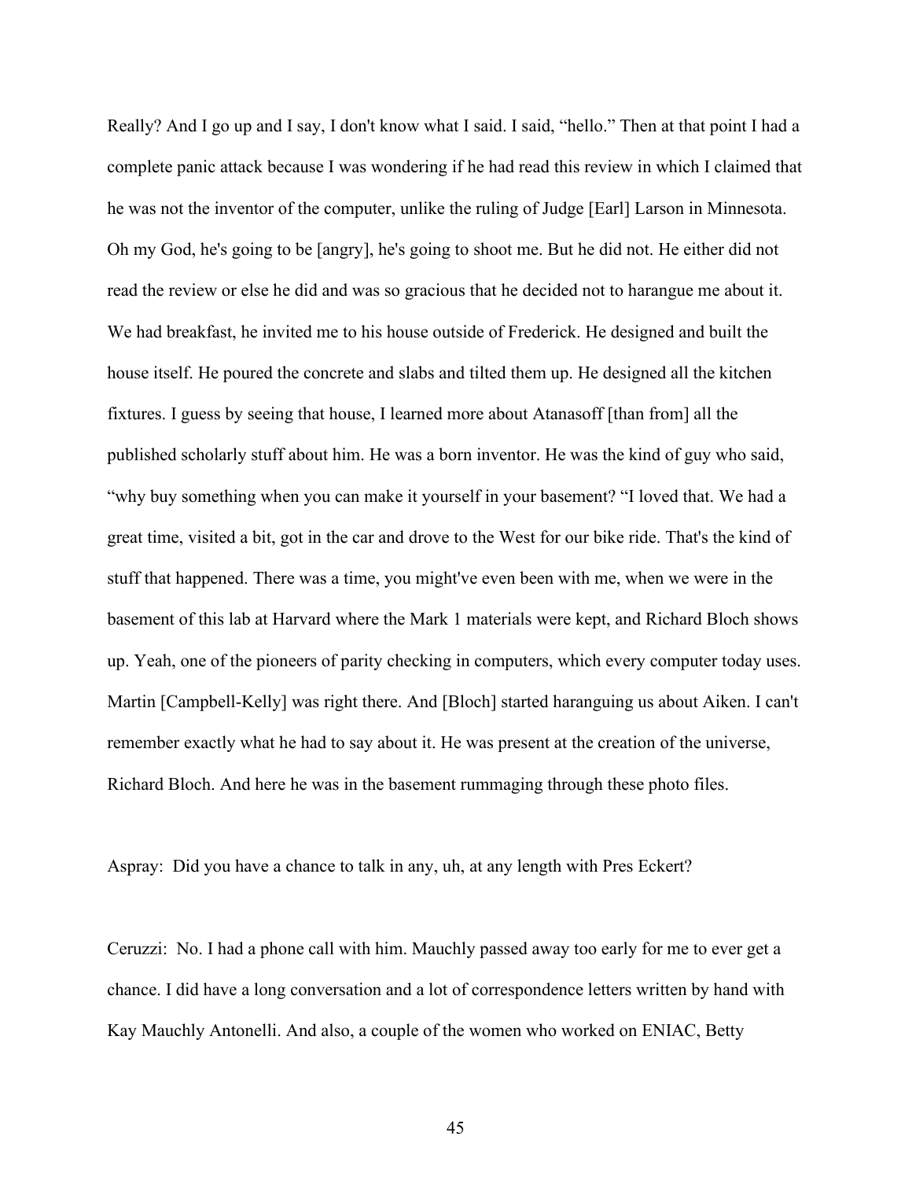Really? And I go up and I say, I don't know what I said. I said, "hello." Then at that point I had a complete panic attack because I was wondering if he had read this review in which I claimed that he was not the inventor of the computer, unlike the ruling of Judge [Earl] Larson in Minnesota. Oh my God, he's going to be [angry], he's going to shoot me. But he did not. He either did not read the review or else he did and was so gracious that he decided not to harangue me about it. We had breakfast, he invited me to his house outside of Frederick. He designed and built the house itself. He poured the concrete and slabs and tilted them up. He designed all the kitchen fixtures. I guess by seeing that house, I learned more about Atanasoff [than from] all the published scholarly stuff about him. He was a born inventor. He was the kind of guy who said, "why buy something when you can make it yourself in your basement? "I loved that. We had a great time, visited a bit, got in the car and drove to the West for our bike ride. That's the kind of stuff that happened. There was a time, you might've even been with me, when we were in the basement of this lab at Harvard where the Mark 1 materials were kept, and Richard Bloch shows up. Yeah, one of the pioneers of parity checking in computers, which every computer today uses. Martin [Campbell-Kelly] was right there. And [Bloch] started haranguing us about Aiken. I can't remember exactly what he had to say about it. He was present at the creation of the universe, Richard Bloch. And here he was in the basement rummaging through these photo files.

Aspray: Did you have a chance to talk in any, uh, at any length with Pres Eckert?

Ceruzzi: No. I had a phone call with him. Mauchly passed away too early for me to ever get a chance. I did have a long conversation and a lot of correspondence letters written by hand with Kay Mauchly Antonelli. And also, a couple of the women who worked on ENIAC, Betty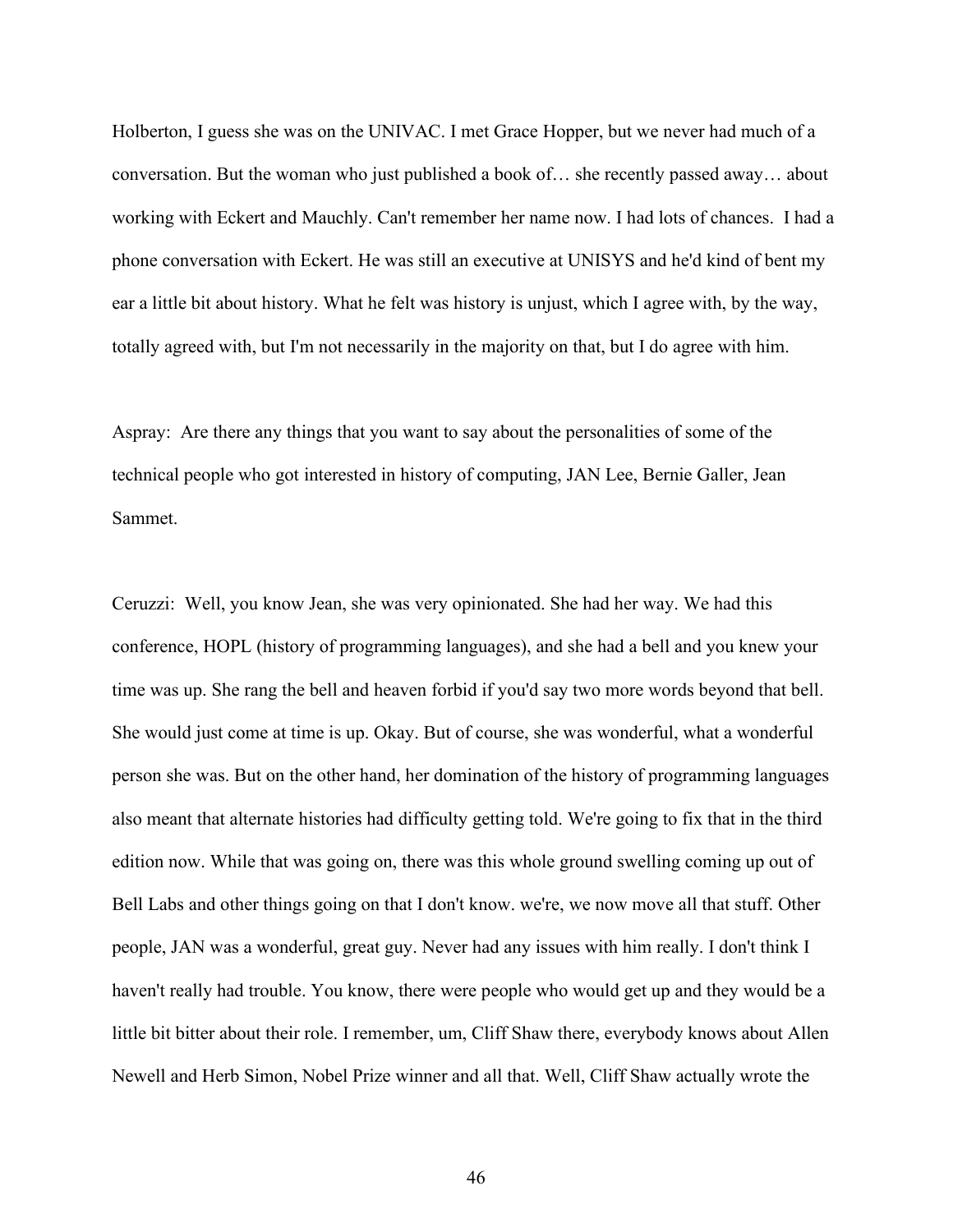Holberton, I guess she was on the UNIVAC. I met Grace Hopper, but we never had much of a conversation. But the woman who just published a book of… she recently passed away… about working with Eckert and Mauchly. Can't remember her name now. I had lots of chances. I had a phone conversation with Eckert. He was still an executive at UNISYS and he'd kind of bent my ear a little bit about history. What he felt was history is unjust, which I agree with, by the way, totally agreed with, but I'm not necessarily in the majority on that, but I do agree with him.

Aspray: Are there any things that you want to say about the personalities of some of the technical people who got interested in history of computing, JAN Lee, Bernie Galler, Jean Sammet.

Ceruzzi: Well, you know Jean, she was very opinionated. She had her way. We had this conference, HOPL (history of programming languages), and she had a bell and you knew your time was up. She rang the bell and heaven forbid if you'd say two more words beyond that bell. She would just come at time is up. Okay. But of course, she was wonderful, what a wonderful person she was. But on the other hand, her domination of the history of programming languages also meant that alternate histories had difficulty getting told. We're going to fix that in the third edition now. While that was going on, there was this whole ground swelling coming up out of Bell Labs and other things going on that I don't know. we're, we now move all that stuff. Other people, JAN was a wonderful, great guy. Never had any issues with him really. I don't think I haven't really had trouble. You know, there were people who would get up and they would be a little bit bitter about their role. I remember, um, Cliff Shaw there, everybody knows about Allen Newell and Herb Simon, Nobel Prize winner and all that. Well, Cliff Shaw actually wrote the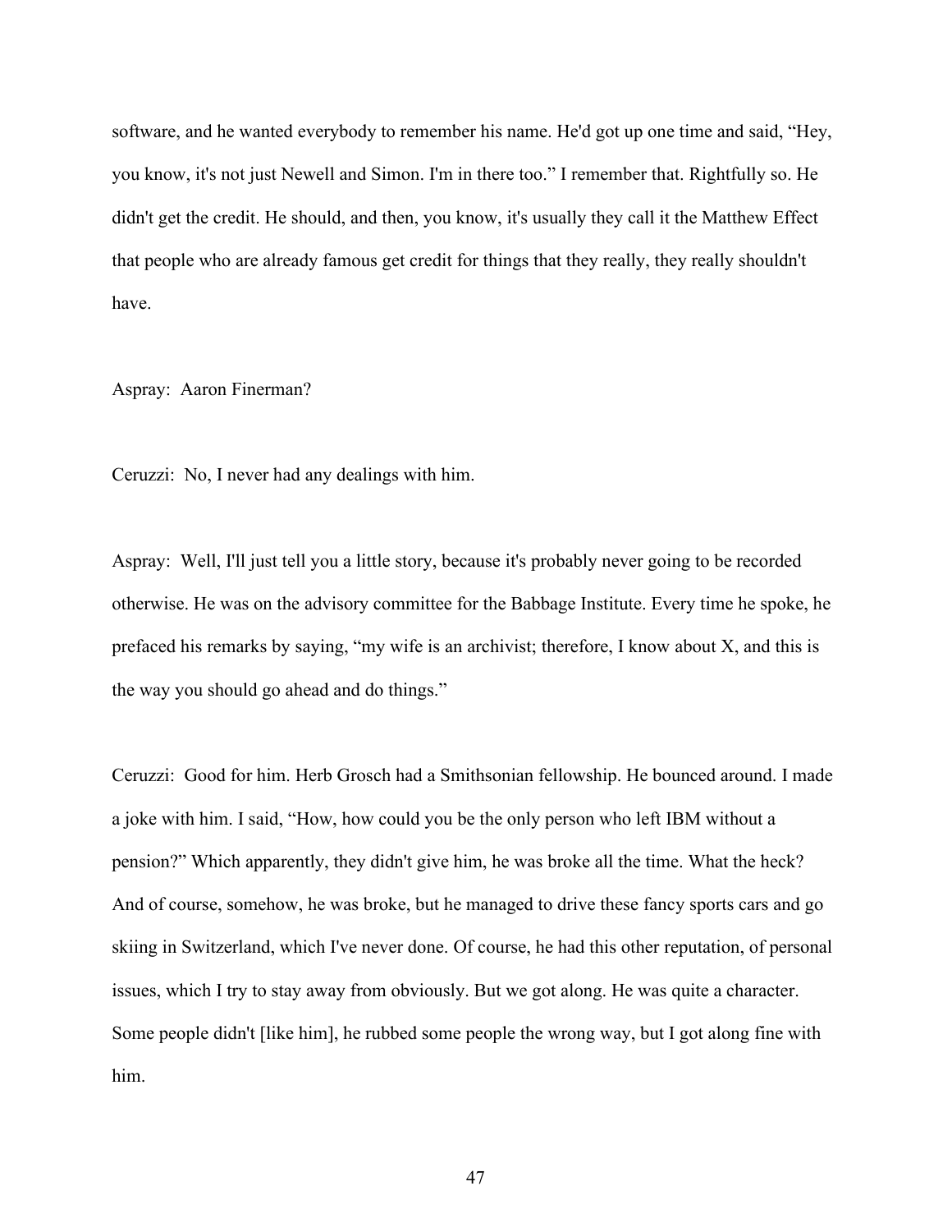software, and he wanted everybody to remember his name. He'd got up one time and said, "Hey, you know, it's not just Newell and Simon. I'm in there too." I remember that. Rightfully so. He didn't get the credit. He should, and then, you know, it's usually they call it the Matthew Effect that people who are already famous get credit for things that they really, they really shouldn't have.

Aspray: Aaron Finerman?

Ceruzzi: No, I never had any dealings with him.

Aspray: Well, I'll just tell you a little story, because it's probably never going to be recorded otherwise. He was on the advisory committee for the Babbage Institute. Every time he spoke, he prefaced his remarks by saying, "my wife is an archivist; therefore, I know about X, and this is the way you should go ahead and do things."

Ceruzzi: Good for him. Herb Grosch had a Smithsonian fellowship. He bounced around. I made a joke with him. I said, "How, how could you be the only person who left IBM without a pension?" Which apparently, they didn't give him, he was broke all the time. What the heck? And of course, somehow, he was broke, but he managed to drive these fancy sports cars and go skiing in Switzerland, which I've never done. Of course, he had this other reputation, of personal issues, which I try to stay away from obviously. But we got along. He was quite a character. Some people didn't [like him], he rubbed some people the wrong way, but I got along fine with him.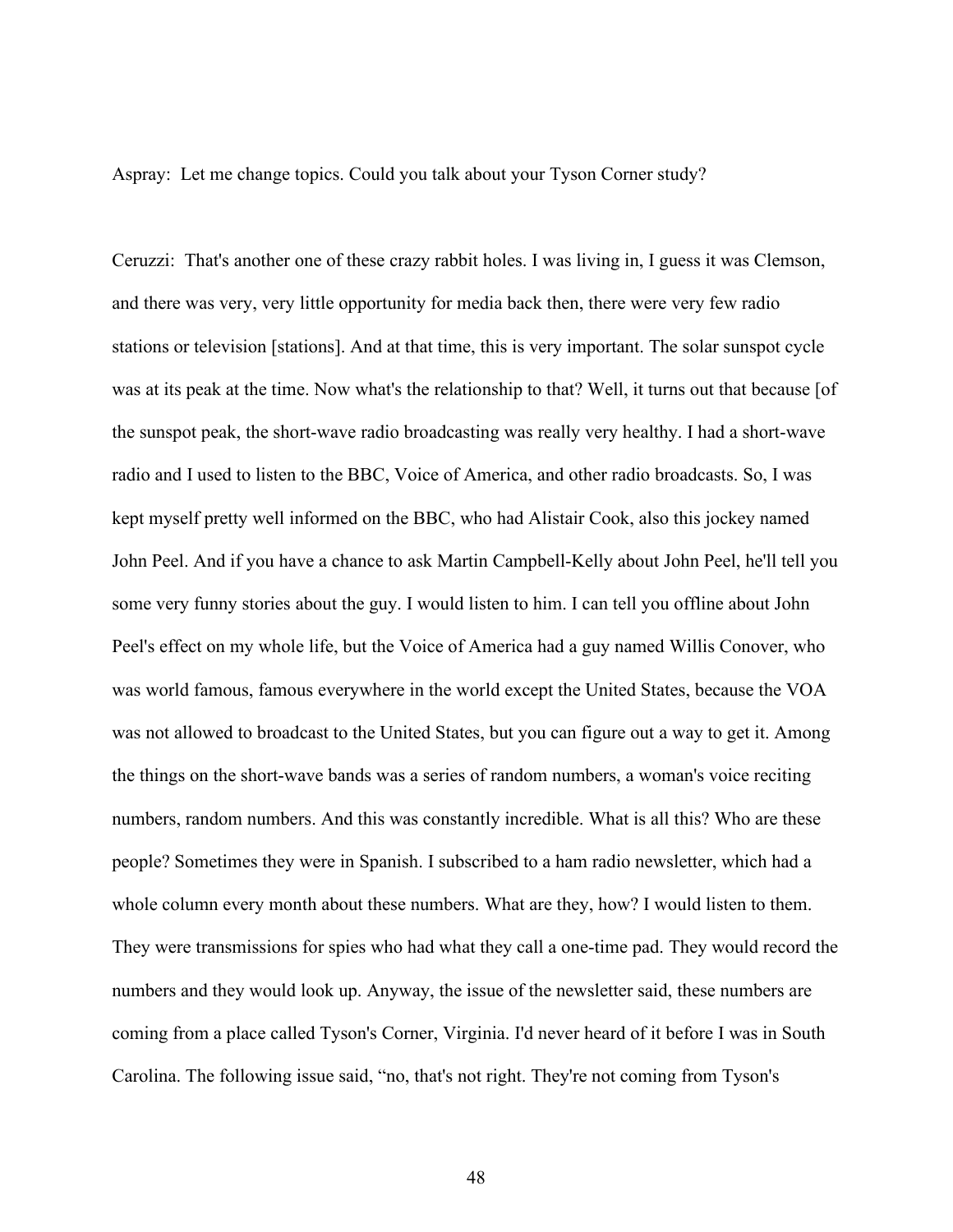Aspray: Let me change topics. Could you talk about your Tyson Corner study?

Ceruzzi: That's another one of these crazy rabbit holes. I was living in, I guess it was Clemson, and there was very, very little opportunity for media back then, there were very few radio stations or television [stations]. And at that time, this is very important. The solar sunspot cycle was at its peak at the time. Now what's the relationship to that? Well, it turns out that because [of the sunspot peak, the short-wave radio broadcasting was really very healthy. I had a short-wave radio and I used to listen to the BBC, Voice of America, and other radio broadcasts. So, I was kept myself pretty well informed on the BBC, who had Alistair Cook, also this jockey named John Peel. And if you have a chance to ask Martin Campbell-Kelly about John Peel, he'll tell you some very funny stories about the guy. I would listen to him. I can tell you offline about John Peel's effect on my whole life, but the Voice of America had a guy named Willis Conover, who was world famous, famous everywhere in the world except the United States, because the VOA was not allowed to broadcast to the United States, but you can figure out a way to get it. Among the things on the short-wave bands was a series of random numbers, a woman's voice reciting numbers, random numbers. And this was constantly incredible. What is all this? Who are these people? Sometimes they were in Spanish. I subscribed to a ham radio newsletter, which had a whole column every month about these numbers. What are they, how? I would listen to them. They were transmissions for spies who had what they call a one-time pad. They would record the numbers and they would look up. Anyway, the issue of the newsletter said, these numbers are coming from a place called Tyson's Corner, Virginia. I'd never heard of it before I was in South Carolina. The following issue said, "no, that's not right. They're not coming from Tyson's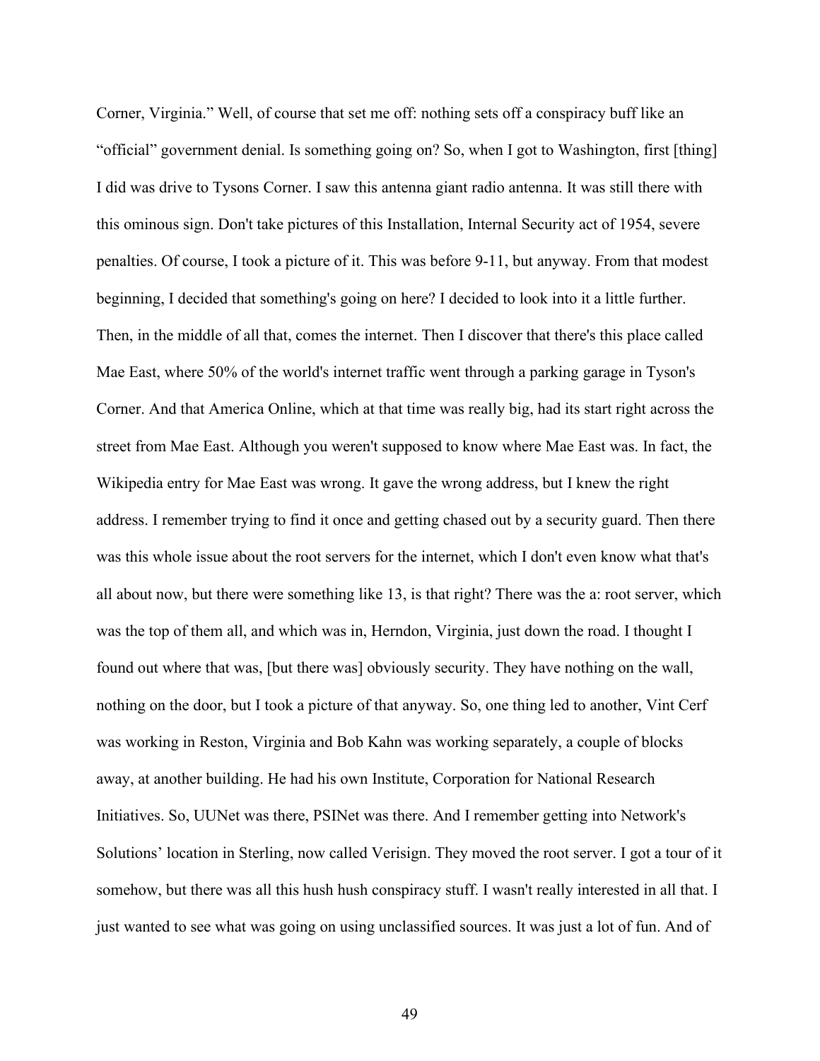Corner, Virginia." Well, of course that set me off: nothing sets off a conspiracy buff like an "official" government denial. Is something going on? So, when I got to Washington, first [thing] I did was drive to Tysons Corner. I saw this antenna giant radio antenna. It was still there with this ominous sign. Don't take pictures of this Installation, Internal Security act of 1954, severe penalties. Of course, I took a picture of it. This was before 9-11, but anyway. From that modest beginning, I decided that something's going on here? I decided to look into it a little further. Then, in the middle of all that, comes the internet. Then I discover that there's this place called Mae East, where 50% of the world's internet traffic went through a parking garage in Tyson's Corner. And that America Online, which at that time was really big, had its start right across the street from Mae East. Although you weren't supposed to know where Mae East was. In fact, the Wikipedia entry for Mae East was wrong. It gave the wrong address, but I knew the right address. I remember trying to find it once and getting chased out by a security guard. Then there was this whole issue about the root servers for the internet, which I don't even know what that's all about now, but there were something like 13, is that right? There was the a: root server, which was the top of them all, and which was in, Herndon, Virginia, just down the road. I thought I found out where that was, [but there was] obviously security. They have nothing on the wall, nothing on the door, but I took a picture of that anyway. So, one thing led to another, Vint Cerf was working in Reston, Virginia and Bob Kahn was working separately, a couple of blocks away, at another building. He had his own Institute, Corporation for National Research Initiatives. So, UUNet was there, PSINet was there. And I remember getting into Network's Solutions' location in Sterling, now called Verisign. They moved the root server. I got a tour of it somehow, but there was all this hush hush conspiracy stuff. I wasn't really interested in all that. I just wanted to see what was going on using unclassified sources. It was just a lot of fun. And of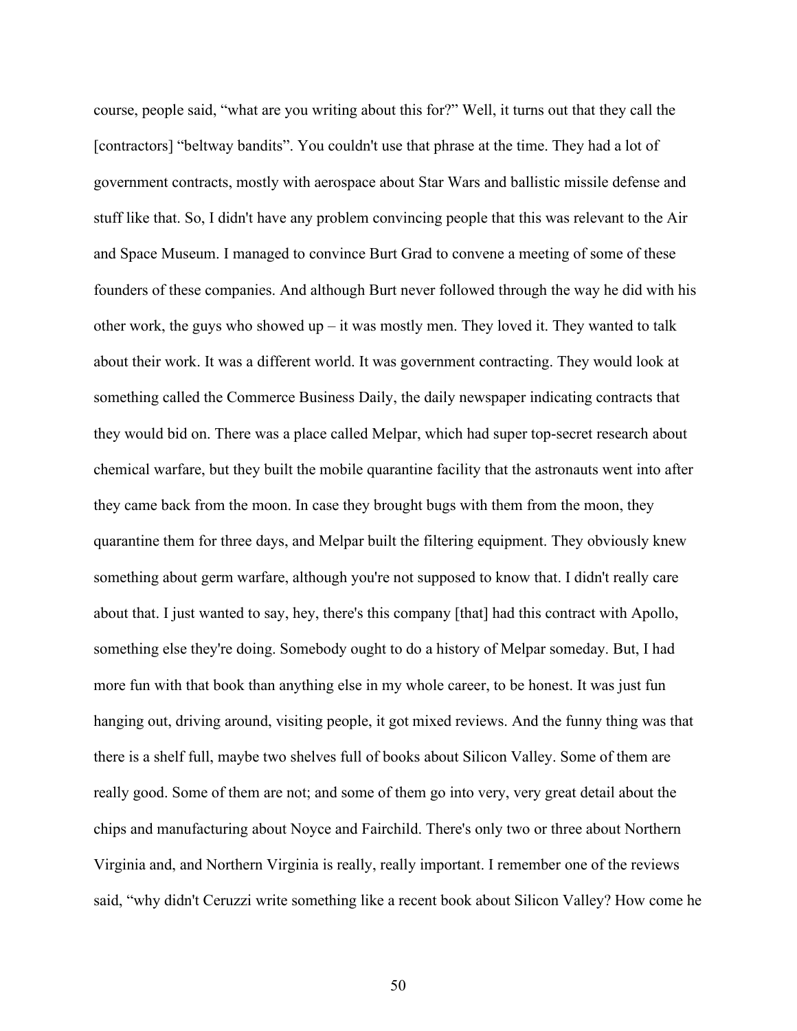course, people said, "what are you writing about this for?" Well, it turns out that they call the [contractors] "beltway bandits". You couldn't use that phrase at the time. They had a lot of government contracts, mostly with aerospace about Star Wars and ballistic missile defense and stuff like that. So, I didn't have any problem convincing people that this was relevant to the Air and Space Museum. I managed to convince Burt Grad to convene a meeting of some of these founders of these companies. And although Burt never followed through the way he did with his other work, the guys who showed up – it was mostly men. They loved it. They wanted to talk about their work. It was a different world. It was government contracting. They would look at something called the Commerce Business Daily, the daily newspaper indicating contracts that they would bid on. There was a place called Melpar, which had super top-secret research about chemical warfare, but they built the mobile quarantine facility that the astronauts went into after they came back from the moon. In case they brought bugs with them from the moon, they quarantine them for three days, and Melpar built the filtering equipment. They obviously knew something about germ warfare, although you're not supposed to know that. I didn't really care about that. I just wanted to say, hey, there's this company [that] had this contract with Apollo, something else they're doing. Somebody ought to do a history of Melpar someday. But, I had more fun with that book than anything else in my whole career, to be honest. It was just fun hanging out, driving around, visiting people, it got mixed reviews. And the funny thing was that there is a shelf full, maybe two shelves full of books about Silicon Valley. Some of them are really good. Some of them are not; and some of them go into very, very great detail about the chips and manufacturing about Noyce and Fairchild. There's only two or three about Northern Virginia and, and Northern Virginia is really, really important. I remember one of the reviews said, "why didn't Ceruzzi write something like a recent book about Silicon Valley? How come he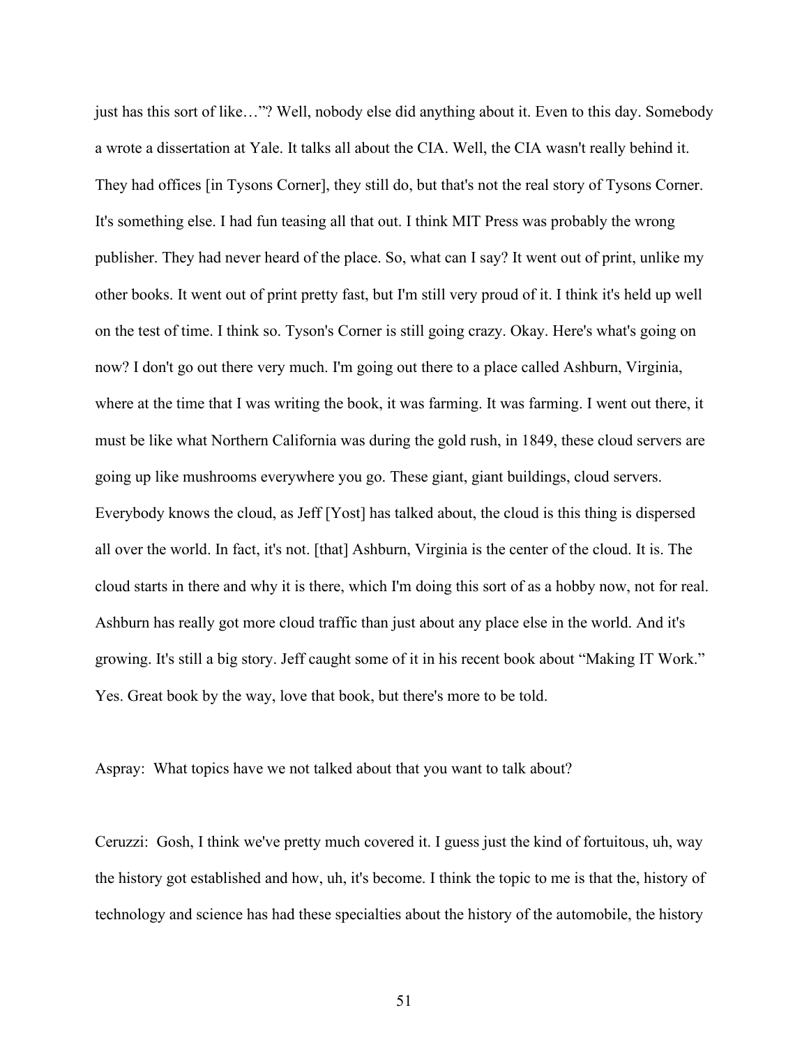just has this sort of like…"? Well, nobody else did anything about it. Even to this day. Somebody a wrote a dissertation at Yale. It talks all about the CIA. Well, the CIA wasn't really behind it. They had offices [in Tysons Corner], they still do, but that's not the real story of Tysons Corner. It's something else. I had fun teasing all that out. I think MIT Press was probably the wrong publisher. They had never heard of the place. So, what can I say? It went out of print, unlike my other books. It went out of print pretty fast, but I'm still very proud of it. I think it's held up well on the test of time. I think so. Tyson's Corner is still going crazy. Okay. Here's what's going on now? I don't go out there very much. I'm going out there to a place called Ashburn, Virginia, where at the time that I was writing the book, it was farming. It was farming. I went out there, it must be like what Northern California was during the gold rush, in 1849, these cloud servers are going up like mushrooms everywhere you go. These giant, giant buildings, cloud servers. Everybody knows the cloud, as Jeff [Yost] has talked about, the cloud is this thing is dispersed all over the world. In fact, it's not. [that] Ashburn, Virginia is the center of the cloud. It is. The cloud starts in there and why it is there, which I'm doing this sort of as a hobby now, not for real. Ashburn has really got more cloud traffic than just about any place else in the world. And it's growing. It's still a big story. Jeff caught some of it in his recent book about "Making IT Work." Yes. Great book by the way, love that book, but there's more to be told.

Aspray: What topics have we not talked about that you want to talk about?

Ceruzzi: Gosh, I think we've pretty much covered it. I guess just the kind of fortuitous, uh, way the history got established and how, uh, it's become. I think the topic to me is that the, history of technology and science has had these specialties about the history of the automobile, the history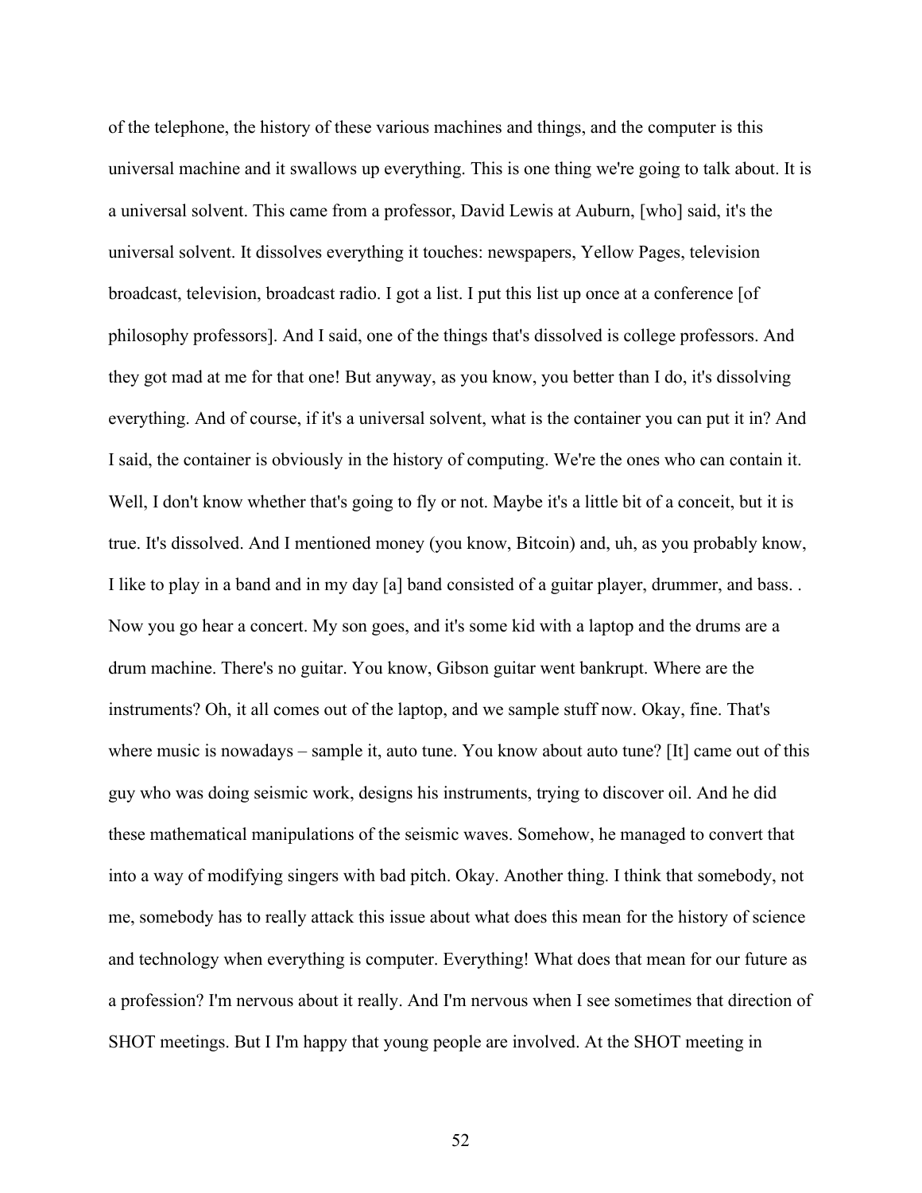of the telephone, the history of these various machines and things, and the computer is this universal machine and it swallows up everything. This is one thing we're going to talk about. It is a universal solvent. This came from a professor, David Lewis at Auburn, [who] said, it's the universal solvent. It dissolves everything it touches: newspapers, Yellow Pages, television broadcast, television, broadcast radio. I got a list. I put this list up once at a conference [of philosophy professors]. And I said, one of the things that's dissolved is college professors. And they got mad at me for that one! But anyway, as you know, you better than I do, it's dissolving everything. And of course, if it's a universal solvent, what is the container you can put it in? And I said, the container is obviously in the history of computing. We're the ones who can contain it. Well, I don't know whether that's going to fly or not. Maybe it's a little bit of a conceit, but it is true. It's dissolved. And I mentioned money (you know, Bitcoin) and, uh, as you probably know, I like to play in a band and in my day [a] band consisted of a guitar player, drummer, and bass. . Now you go hear a concert. My son goes, and it's some kid with a laptop and the drums are a drum machine. There's no guitar. You know, Gibson guitar went bankrupt. Where are the instruments? Oh, it all comes out of the laptop, and we sample stuff now. Okay, fine. That's where music is nowadays – sample it, auto tune. You know about auto tune? [It] came out of this guy who was doing seismic work, designs his instruments, trying to discover oil. And he did these mathematical manipulations of the seismic waves. Somehow, he managed to convert that into a way of modifying singers with bad pitch. Okay. Another thing. I think that somebody, not me, somebody has to really attack this issue about what does this mean for the history of science and technology when everything is computer. Everything! What does that mean for our future as a profession? I'm nervous about it really. And I'm nervous when I see sometimes that direction of SHOT meetings. But I I'm happy that young people are involved. At the SHOT meeting in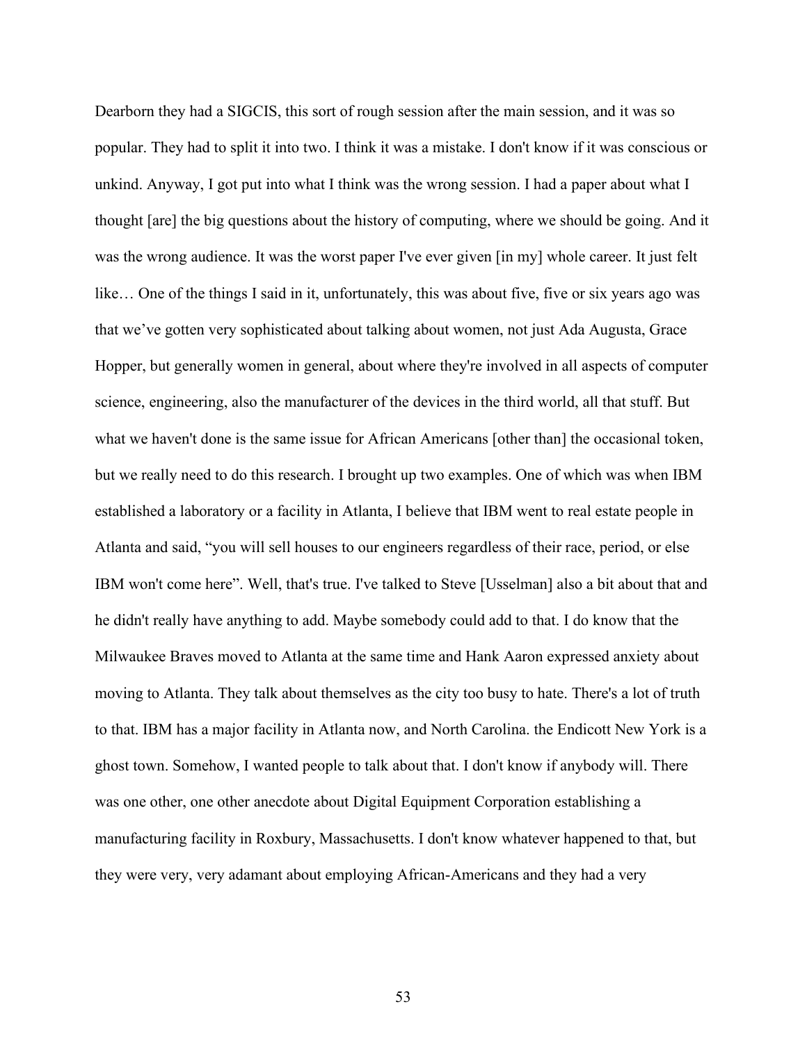Dearborn they had a SIGCIS, this sort of rough session after the main session, and it was so popular. They had to split it into two. I think it was a mistake. I don't know if it was conscious or unkind. Anyway, I got put into what I think was the wrong session. I had a paper about what I thought [are] the big questions about the history of computing, where we should be going. And it was the wrong audience. It was the worst paper I've ever given [in my] whole career. It just felt like… One of the things I said in it, unfortunately, this was about five, five or six years ago was that we've gotten very sophisticated about talking about women, not just Ada Augusta, Grace Hopper, but generally women in general, about where they're involved in all aspects of computer science, engineering, also the manufacturer of the devices in the third world, all that stuff. But what we haven't done is the same issue for African Americans [other than] the occasional token, but we really need to do this research. I brought up two examples. One of which was when IBM established a laboratory or a facility in Atlanta, I believe that IBM went to real estate people in Atlanta and said, "you will sell houses to our engineers regardless of their race, period, or else IBM won't come here". Well, that's true. I've talked to Steve [Usselman] also a bit about that and he didn't really have anything to add. Maybe somebody could add to that. I do know that the Milwaukee Braves moved to Atlanta at the same time and Hank Aaron expressed anxiety about moving to Atlanta. They talk about themselves as the city too busy to hate. There's a lot of truth to that. IBM has a major facility in Atlanta now, and North Carolina. the Endicott New York is a ghost town. Somehow, I wanted people to talk about that. I don't know if anybody will. There was one other, one other anecdote about Digital Equipment Corporation establishing a manufacturing facility in Roxbury, Massachusetts. I don't know whatever happened to that, but they were very, very adamant about employing African-Americans and they had a very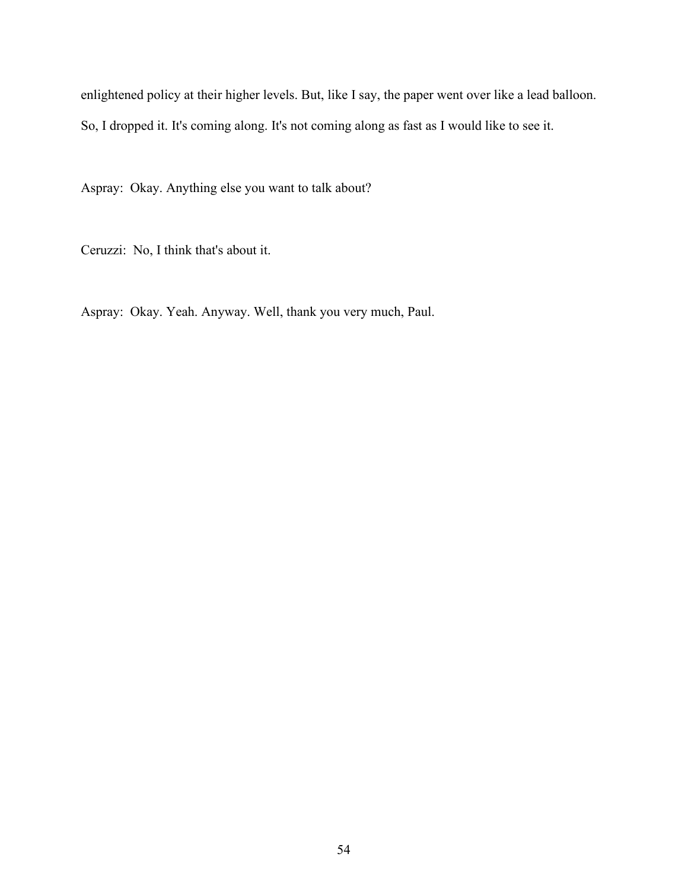enlightened policy at their higher levels. But, like I say, the paper went over like a lead balloon. So, I dropped it. It's coming along. It's not coming along as fast as I would like to see it.

Aspray: Okay. Anything else you want to talk about?

Ceruzzi: No, I think that's about it.

Aspray: Okay. Yeah. Anyway. Well, thank you very much, Paul.